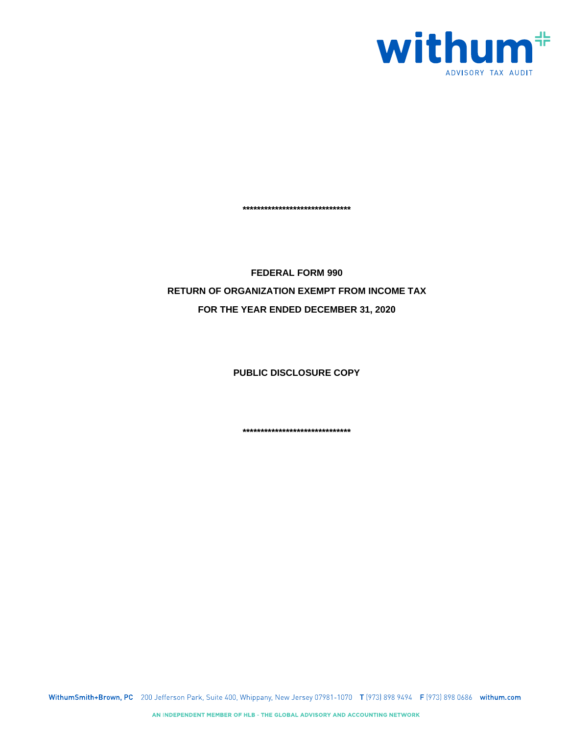withum
ADVISORY TAX AUDIT

******************************

**FEDERAL FORM 990**

**RETURN OF ORGANIZATION EXEMPT FROM INCOME TAX**

**FOR THE YEAR ENDED DECEMBER 31, 2020**

**PUBLIC DISCLOSURE COPY**

******************************

WithumSmith+Brown, PC 200 Jefferson Park, Suite 400, Whippany, New Jersey 07981-1070 T (973) 898 9494 F (973) 898 0686 withum.com

AN INDEPENDENT MEMBER OF HLB - THE GLOBAL ADVISORY AND ACCOUNTING NETWORK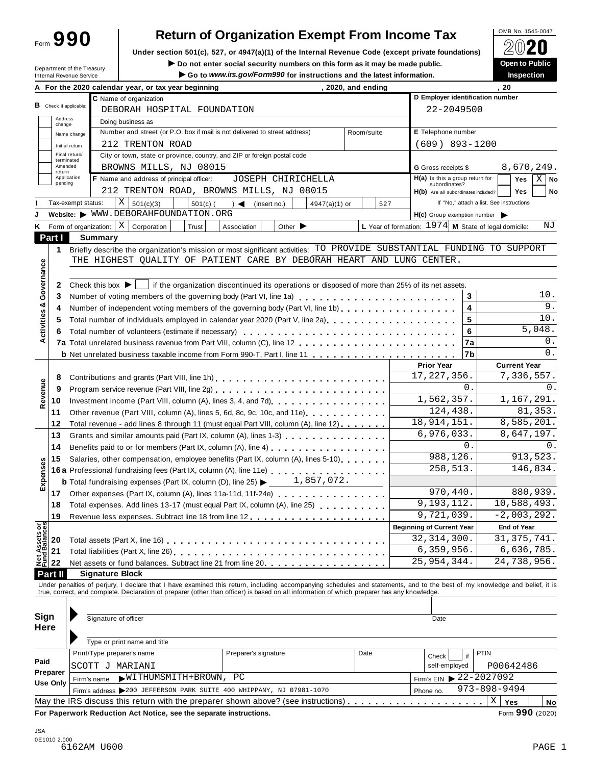Form **990**

# Return of Organization Exempt From Income Tax

**Under section 501(c), 527, or 4947(a)(1) of the Internal Revenue Code (except private foundations)**

▶ Do not enter social security numbers on this form as it may be made public.

▶ Go to *www.irs.gov/Form990* for instructions and the latest information.

Department of the Treasury
Internal Revenue Service

OMB No. 1545-0047

**2020**

**Open to Public Inspection**

**A** For the 2020 calendar year, or tax year beginning , 2020, and ending , 20

**B** Check if applicable: Address change / Name change / Initial return / Final return/terminated / Amended return / Application pending

**C** Name of organization: DEBORAH HOSPITAL FOUNDATION

Doing business as

Number and street (or P.O. box if mail is not delivered to street address): 212 TRENTON ROAD — Room/suite

City or town, state or province, country, and ZIP or foreign postal code: BROWNS MILLS, NJ 08015

**D** Employer identification number: 22-2049500

**E** Telephone number: (609) 893-1200

**G** Gross receipts $ 8,670,249.

**F** Name and address of principal officer: JOSEPH CHIRICHELLA, 212 TRENTON ROAD, BROWNS MILLS, NJ 08015

**H(a)** Is this a group return for subordinates? Yes [ ] No [X]

**H(b)** Are all subordinates included? Yes [ ] No [ ] If "No," attach a list. See instructions

**I** Tax-exempt status: [X] 501(c)(3) [ ] 501(c) ( ) ◀ (insert no.) [ ] 4947(a)(1) or [ ] 527

**J** Website: ▶ WWW.DEBORAHFOUNDATION.ORG

**H(c)** Group exemption number ▶

**K** Form of organization: [X] Corporation [ ] Trust [ ] Association [ ] Other ▶

**L** Year of formation: 1974 **M** State of legal domicile: NJ

## Part I Summary

**Activities & Governance**

1 Briefly describe the organization's mission or most significant activities: TO PROVIDE SUBSTANTIAL FUNDING TO SUPPORT THE HIGHEST QUALITY OF PATIENT CARE BY DEBORAH HEART AND LUNG CENTER.

2 Check this box ▶ [ ] if the organization discontinued its operations or disposed of more than 25% of its net assets.

| | | | |
|---|---|---|---|
| 3 | Number of voting members of the governing body (Part VI, line 1a) | 3 | 10. |
| 4 | Number of independent voting members of the governing body (Part VI, line 1b) | 4 | 9. |
| 5 | Total number of individuals employed in calendar year 2020 (Part V, line 2a) | 5 | 10. |
| 6 | Total number of volunteers (estimate if necessary) | 6 | 5,048. |
| 7a | Total unrelated business revenue from Part VIII, column (C), line 12 | 7a | 0. |
| b | Net unrelated business taxable income from Form 990-T, Part I, line 11 | 7b | 0. |

| | | | Prior Year | Current Year |
|---|---|---|---|---|
| **Revenue** | 8 | Contributions and grants (Part VIII, line 1h) | 17,227,356. | 7,336,557. |
| | 9 | Program service revenue (Part VIII, line 2g) | 0. | 0. |
| | 10 | Investment income (Part VIII, column (A), lines 3, 4, and 7d) | 1,562,357. | 1,167,291. |
| | 11 | Other revenue (Part VIII, column (A), lines 5, 6d, 8c, 9c, 10c, and 11e) | 124,438. | 81,353. |
| | 12 | Total revenue - add lines 8 through 11 (must equal Part VIII, column (A), line 12) | 18,914,151. | 8,585,201. |
| **Expenses** | 13 | Grants and similar amounts paid (Part IX, column (A), lines 1-3) | 6,976,033. | 8,647,197. |
| | 14 | Benefits paid to or for members (Part IX, column (A), line 4) | 0. | 0. |
| | 15 | Salaries, other compensation, employee benefits (Part IX, column (A), lines 5-10) | 988,126. | 913,523. |
| | 16a | Professional fundraising fees (Part IX, column (A), line 11e) | 258,513. | 146,834. |
| | b | Total fundraising expenses (Part IX, column (D), line 25) ▶ 1,857,072. | | |
| | 17 | Other expenses (Part IX, column (A), lines 11a-11d, 11f-24e) | 970,440. | 880,939. |
| | 18 | Total expenses. Add lines 13-17 (must equal Part IX, column (A), line 25) | 9,193,112. | 10,588,493. |
| | 19 | Revenue less expenses. Subtract line 18 from line 12 | 9,721,039. | -2,003,292. |
| | | | **Beginning of Current Year** | **End of Year** |
| **Net Assets or Fund Balances** | 20 | Total assets (Part X, line 16) | 32,314,300. | 31,375,741. |
| | 21 | Total liabilities (Part X, line 26) | 6,359,956. | 6,636,785. |
| | 22 | Net assets or fund balances. Subtract line 21 from line 20 | 25,954,344. | 24,738,956. |

## Part II Signature Block

Under penalties of perjury, I declare that I have examined this return, including accompanying schedules and statements, and to the best of my knowledge and belief, it is true, correct, and complete. Declaration of preparer (other than officer) is based on all information of which preparer has any knowledge.

**Sign Here**

Signature of officer — Date

Type or print name and title

| **Paid Preparer Use Only** | | | | |
|---|---|---|---|---|
| Print/Type preparer's name | Preparer's signature | Date | Check [ ] if self-employed | PTIN |
| SCOTT J MARIANI | | | | P00642486 |
| Firm's name ▶ WITHUMSMITH+BROWN, PC | | | Firm's EIN ▶ 22-2027092 | |
| Firm's address ▶ 200 JEFFERSON PARK SUITE 400 WHIPPANY, NJ 07981-1070 | | | Phone no. 973-898-9494 | |

May the IRS discuss this return with the preparer shown above? (see instructions) [X] Yes [ ] No

**For Paperwork Reduction Act Notice, see the separate instructions.** Form **990** (2020)

JSA
0E1010 2.000
6162AM U600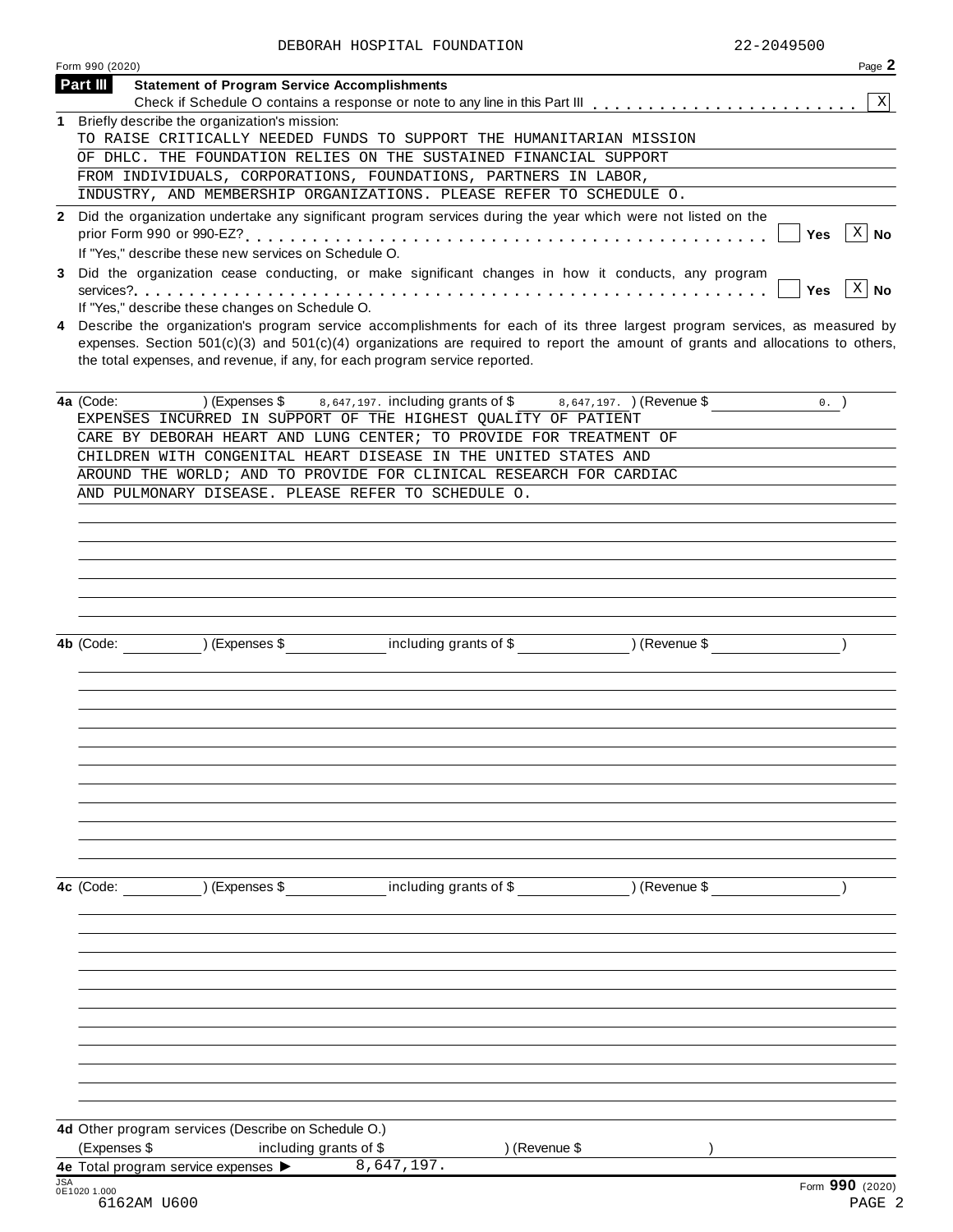DEBORAH HOSPITAL FOUNDATION 22-2049500

Form 990 (2020) Page 2

## Part III Statement of Program Service Accomplishments

Check if Schedule O contains a response or note to any line in this Part III . . . . . . . . . . . . . . . . . . . . . . . [X]

**1** Briefly describe the organization's mission:

TO RAISE CRITICALLY NEEDED FUNDS TO SUPPORT THE HUMANITARIAN MISSION OF DHLC. THE FOUNDATION RELIES ON THE SUSTAINED FINANCIAL SUPPORT FROM INDIVIDUALS, CORPORATIONS, FOUNDATIONS, PARTNERS IN LABOR, INDUSTRY, AND MEMBERSHIP ORGANIZATIONS. PLEASE REFER TO SCHEDULE O.

**2** Did the organization undertake any significant program services during the year which were not listed on the prior Form 990 or 990-EZ? . . . . . . . . . . . . . . . . . . . . . . . . . . . . . . . . . . . . . . . . . . . . [ ] Yes [X] No

If "Yes," describe these new services on Schedule O.

**3** Did the organization cease conducting, or make significant changes in how it conducts, any program services? . . . . . . . . . . . . . . . . . . . . . . . . . . . . . . . . . . . . . . . . . . . . . . . . . . . . . [ ] Yes [X] No

If "Yes," describe these changes on Schedule O.

**4** Describe the organization's program service accomplishments for each of its three largest program services, as measured by expenses. Section 501(c)(3) and 501(c)(4) organizations are required to report the amount of grants and allocations to others, the total expenses, and revenue, if any, for each program service reported.

**4a** (Code: ) (Expenses $ 8,647,197. including grants of $ 8,647,197. ) (Revenue $ 0. )

EXPENSES INCURRED IN SUPPORT OF THE HIGHEST QUALITY OF PATIENT CARE BY DEBORAH HEART AND LUNG CENTER; TO PROVIDE FOR TREATMENT OF CHILDREN WITH CONGENITAL HEART DISEASE IN THE UNITED STATES AND AROUND THE WORLD; AND TO PROVIDE FOR CLINICAL RESEARCH FOR CARDIAC AND PULMONARY DISEASE. PLEASE REFER TO SCHEDULE O.

**4b** (Code: ) (Expenses $ including grants of $ ) (Revenue $ )

**4c** (Code: ) (Expenses $ including grants of $ ) (Revenue $ )

**4d** Other program services (Describe on Schedule O.)

(Expenses $ including grants of $ ) (Revenue $ )

**4e** Total program service expenses ▶ 8,647,197.

JSA 0E1020 1.000 Form **990** (2020)

6162AM U600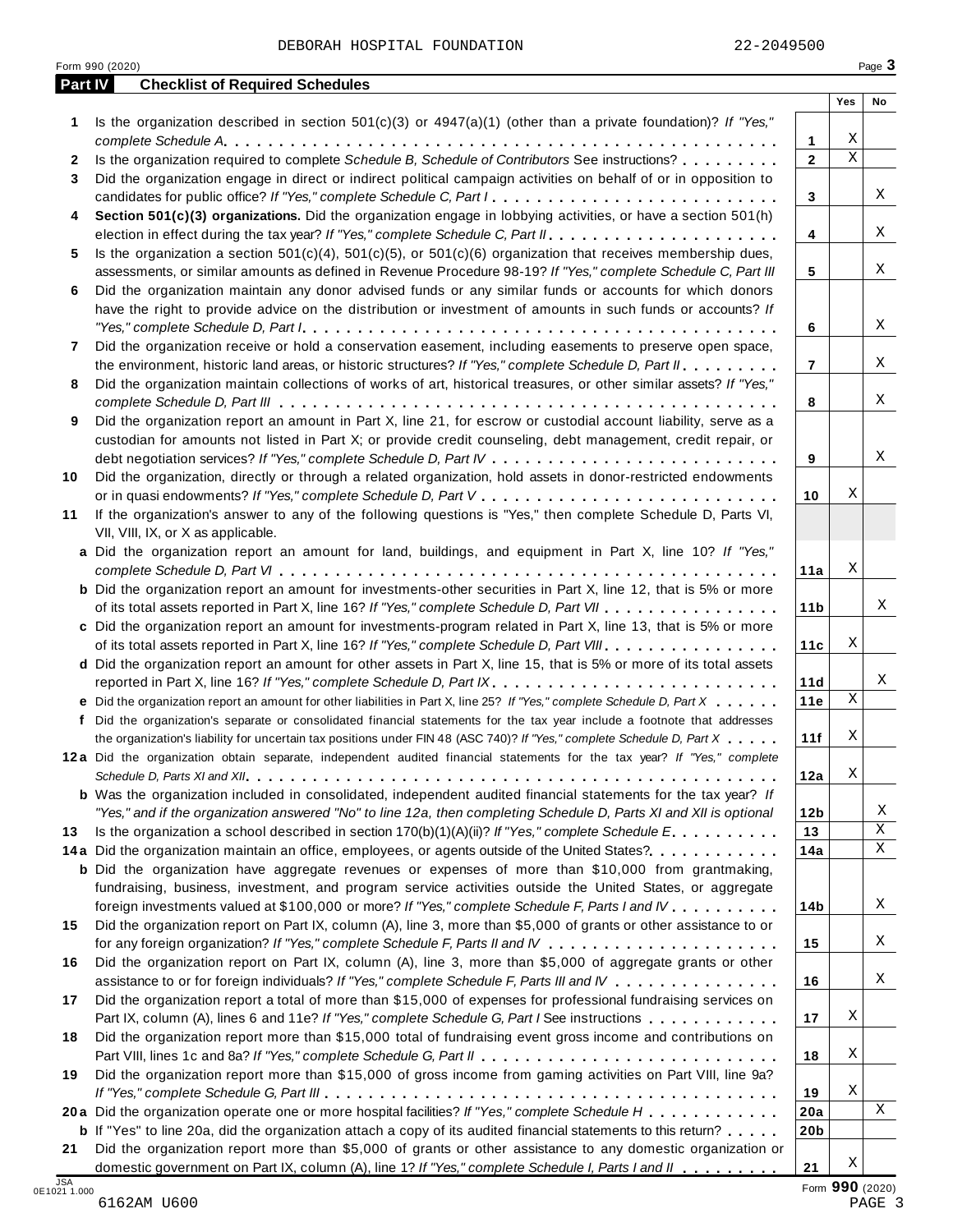DEBORAH HOSPITAL FOUNDATION 22-2049500

Form 990 (2020)

## Part IV Checklist of Required Schedules

| | | | Yes | No |
|---|---|---|---|---|
| **1** | Is the organization described in section 501(c)(3) or 4947(a)(1) (other than a private foundation)? *If "Yes," complete Schedule A* | **1** | X | |
| **2** | Is the organization required to complete *Schedule B, Schedule of Contributors* See instructions? | **2** | X | |
| **3** | Did the organization engage in direct or indirect political campaign activities on behalf of or in opposition to candidates for public office? *If "Yes," complete Schedule C, Part I* | **3** | | X |
| **4** | **Section 501(c)(3) organizations.** Did the organization engage in lobbying activities, or have a section 501(h) election in effect during the tax year? *If "Yes," complete Schedule C, Part II* | **4** | | X |
| **5** | Is the organization a section 501(c)(4), 501(c)(5), or 501(c)(6) organization that receives membership dues, assessments, or similar amounts as defined in Revenue Procedure 98-19? *If "Yes," complete Schedule C, Part III* | **5** | | X |
| **6** | Did the organization maintain any donor advised funds or any similar funds or accounts for which donors have the right to provide advice on the distribution or investment of amounts in such funds or accounts? *If "Yes," complete Schedule D, Part I* | **6** | | X |
| **7** | Did the organization receive or hold a conservation easement, including easements to preserve open space, the environment, historic land areas, or historic structures? *If "Yes," complete Schedule D, Part II* | **7** | | X |
| **8** | Did the organization maintain collections of works of art, historical treasures, or other similar assets? *If "Yes," complete Schedule D, Part III* | **8** | | X |
| **9** | Did the organization report an amount in Part X, line 21, for escrow or custodial account liability, serve as a custodian for amounts not listed in Part X; or provide credit counseling, debt management, credit repair, or debt negotiation services? *If "Yes," complete Schedule D, Part IV* | **9** | | X |
| **10** | Did the organization, directly or through a related organization, hold assets in donor-restricted endowments or in quasi endowments? *If "Yes," complete Schedule D, Part V* | **10** | X | |
| **11** | If the organization's answer to any of the following questions is "Yes," then complete Schedule D, Parts VI, VII, VIII, IX, or X as applicable. | | | |
| **a** | Did the organization report an amount for land, buildings, and equipment in Part X, line 10? *If "Yes," complete Schedule D, Part VI* | **11a** | X | |
| **b** | Did the organization report an amount for investments-other securities in Part X, line 12, that is 5% or more of its total assets reported in Part X, line 16? *If "Yes," complete Schedule D, Part VII* | **11b** | | X |
| **c** | Did the organization report an amount for investments-program related in Part X, line 13, that is 5% or more of its total assets reported in Part X, line 16? *If "Yes," complete Schedule D, Part VIII* | **11c** | X | |
| **d** | Did the organization report an amount for other assets in Part X, line 15, that is 5% or more of its total assets reported in Part X, line 16? *If "Yes," complete Schedule D, Part IX* | **11d** | | X |
| **e** | Did the organization report an amount for other liabilities in Part X, line 25? *If "Yes," complete Schedule D, Part X* | **11e** | X | |
| **f** | Did the organization's separate or consolidated financial statements for the tax year include a footnote that addresses the organization's liability for uncertain tax positions under FIN 48 (ASC 740)? *If "Yes," complete Schedule D, Part X* | **11f** | X | |
| **12a** | Did the organization obtain separate, independent audited financial statements for the tax year? *If "Yes," complete Schedule D, Parts XI and XII* | **12a** | X | |
| **b** | Was the organization included in consolidated, independent audited financial statements for the tax year? *If "Yes," and if the organization answered "No" to line 12a, then completing Schedule D, Parts XI and XII is optional* | **12b** | | X |
| **13** | Is the organization a school described in section 170(b)(1)(A)(ii)? *If "Yes," complete Schedule E* | **13** | | X |
| **14a** | Did the organization maintain an office, employees, or agents outside of the United States? | **14a** | | X |
| **b** | Did the organization have aggregate revenues or expenses of more than $10,000 from grantmaking, fundraising, business, investment, and program service activities outside the United States, or aggregate foreign investments valued at $100,000 or more? *If "Yes," complete Schedule F, Parts I and IV* | **14b** | | X |
| **15** | Did the organization report on Part IX, column (A), line 3, more than $5,000 of grants or other assistance to or for any foreign organization? *If "Yes," complete Schedule F, Parts II and IV* | **15** | | X |
| **16** | Did the organization report on Part IX, column (A), line 3, more than $5,000 of aggregate grants or other assistance to or for foreign individuals? *If "Yes," complete Schedule F, Parts III and IV* | **16** | | X |
| **17** | Did the organization report a total of more than $15,000 of expenses for professional fundraising services on Part IX, column (A), lines 6 and 11e? *If "Yes," complete Schedule G, Part I* See instructions | **17** | X | |
| **18** | Did the organization report more than $15,000 total of fundraising event gross income and contributions on Part VIII, lines 1c and 8a? *If "Yes," complete Schedule G, Part II* | **18** | X | |
| **19** | Did the organization report more than $15,000 of gross income from gaming activities on Part VIII, line 9a? *If "Yes," complete Schedule G, Part III* | **19** | X | |
| **20a** | Did the organization operate one or more hospital facilities? *If "Yes," complete Schedule H* | **20a** | | X |
| **b** | If "Yes" to line 20a, did the organization attach a copy of its audited financial statements to this return? | **20b** | | |
| **21** | Did the organization report more than $5,000 of grants or other assistance to any domestic organization or domestic government on Part IX, column (A), line 1? *If "Yes," complete Schedule I, Parts I and II* | **21** | X | |

JSA 0E1021 1.000 Form **990** (2020)

6162AM U600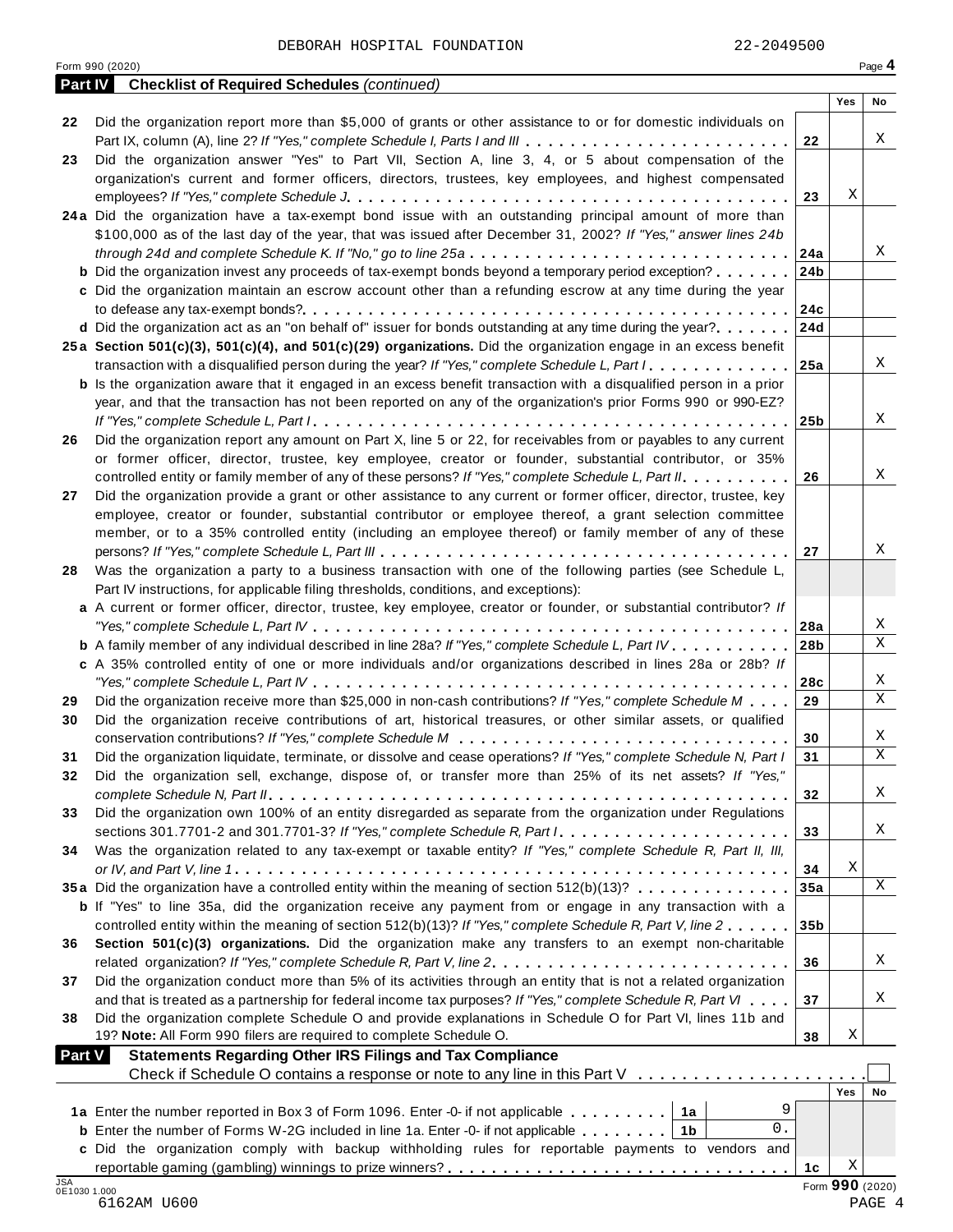DEBORAH HOSPITAL FOUNDATION 22-2049500

Form 990 (2020) Page **4**

**Part IV Checklist of Required Schedules** *(continued)*

| | | | Yes | No |
|---|---|---|---|---|
| **22** | Did the organization report more than $5,000 of grants or other assistance to or for domestic individuals on Part IX, column (A), line 2? *If "Yes," complete Schedule I, Parts I and III* | **22** | | X |
| **23** | Did the organization answer "Yes" to Part VII, Section A, line 3, 4, or 5 about compensation of the organization's current and former officers, directors, trustees, key employees, and highest compensated employees? *If "Yes," complete Schedule J* | **23** | X | |
| **24a** | Did the organization have a tax-exempt bond issue with an outstanding principal amount of more than $100,000 as of the last day of the year, that was issued after December 31, 2002? *If "Yes," answer lines 24b through 24d and complete Schedule K. If "No," go to line 25a* | **24a** | | X |
| **b** | Did the organization invest any proceeds of tax-exempt bonds beyond a temporary period exception? | **24b** | | |
| **c** | Did the organization maintain an escrow account other than a refunding escrow at any time during the year to defease any tax-exempt bonds? | **24c** | | |
| **d** | Did the organization act as an "on behalf of" issuer for bonds outstanding at any time during the year? | **24d** | | |
| **25a** | **Section 501(c)(3), 501(c)(4), and 501(c)(29) organizations.** Did the organization engage in an excess benefit transaction with a disqualified person during the year? *If "Yes," complete Schedule L, Part I* | **25a** | | X |
| **b** | Is the organization aware that it engaged in an excess benefit transaction with a disqualified person in a prior year, and that the transaction has not been reported on any of the organization's prior Forms 990 or 990-EZ? *If "Yes," complete Schedule L, Part I* | **25b** | | X |
| **26** | Did the organization report any amount on Part X, line 5 or 22, for receivables from or payables to any current or former officer, director, trustee, key employee, creator or founder, substantial contributor, or 35% controlled entity or family member of any of these persons? *If "Yes," complete Schedule L, Part II* | **26** | | X |
| **27** | Did the organization provide a grant or other assistance to any current or former officer, director, trustee, key employee, creator or founder, substantial contributor or employee thereof, a grant selection committee member, or to a 35% controlled entity (including an employee thereof) or family member of any of these persons? *If "Yes," complete Schedule L, Part III* | **27** | | X |
| **28** | Was the organization a party to a business transaction with one of the following parties (see Schedule L, Part IV instructions, for applicable filing thresholds, conditions, and exceptions): | | | |
| **a** | A current or former officer, director, trustee, key employee, creator or founder, or substantial contributor? *If "Yes," complete Schedule L, Part IV* | **28a** | | X |
| **b** | A family member of any individual described in line 28a? *If "Yes," complete Schedule L, Part IV* | **28b** | | X |
| **c** | A 35% controlled entity of one or more individuals and/or organizations described in lines 28a or 28b? *If "Yes," complete Schedule L, Part IV* | **28c** | | X |
| **29** | Did the organization receive more than $25,000 in non-cash contributions? *If "Yes," complete Schedule M* | **29** | | X |
| **30** | Did the organization receive contributions of art, historical treasures, or other similar assets, or qualified conservation contributions? *If "Yes," complete Schedule M* | **30** | | X |
| **31** | Did the organization liquidate, terminate, or dissolve and cease operations? *If "Yes," complete Schedule N, Part I* | **31** | | X |
| **32** | Did the organization sell, exchange, dispose of, or transfer more than 25% of its net assets? *If "Yes," complete Schedule N, Part II* | **32** | | X |
| **33** | Did the organization own 100% of an entity disregarded as separate from the organization under Regulations sections 301.7701-2 and 301.7701-3? *If "Yes," complete Schedule R, Part I* | **33** | | X |
| **34** | Was the organization related to any tax-exempt or taxable entity? *If "Yes," complete Schedule R, Part II, III, or IV, and Part V, line 1* | **34** | X | |
| **35a** | Did the organization have a controlled entity within the meaning of section 512(b)(13)? | **35a** | | X |
| **b** | If "Yes" to line 35a, did the organization receive any payment from or engage in any transaction with a controlled entity within the meaning of section 512(b)(13)? *If "Yes," complete Schedule R, Part V, line 2* | **35b** | | |
| **36** | **Section 501(c)(3) organizations.** Did the organization make any transfers to an exempt non-charitable related organization? *If "Yes," complete Schedule R, Part V, line 2* | **36** | | X |
| **37** | Did the organization conduct more than 5% of its activities through an entity that is not a related organization and that is treated as a partnership for federal income tax purposes? *If "Yes," complete Schedule R, Part VI* | **37** | | X |
| **38** | Did the organization complete Schedule O and provide explanations in Schedule O for Part VI, lines 11b and 19? **Note:** All Form 990 filers are required to complete Schedule O. | **38** | X | |

**Part V Statements Regarding Other IRS Filings and Tax Compliance**

Check if Schedule O contains a response or note to any line in this Part V ☐

| | | | | | Yes | No |
|---|---|---|---|---|---|---|
| **1a** | Enter the number reported in Box 3 of Form 1096. Enter -0- if not applicable | **1a** | 9 | | | |
| **b** | Enter the number of Forms W-2G included in line 1a. Enter -0- if not applicable | **1b** | 0. | | | |
| **c** | Did the organization comply with backup withholding rules for reportable payments to vendors and reportable gaming (gambling) winnings to prize winners? | | | **1c** | X | |

JSA 0E1030 1.000

6162AM U600

Form **990** (2020)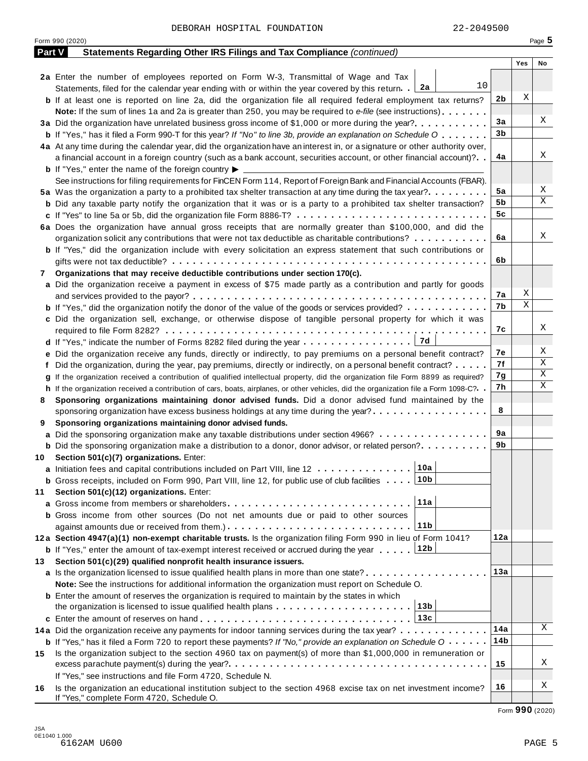DEBORAH HOSPITAL FOUNDATION 22-2049500

Form 990 (2020)

## Part V Statements Regarding Other IRS Filings and Tax Compliance *(continued)*

| | | | Yes | No |
|---|---|---|---|---|
| **2a** | Enter the number of employees reported on Form W-3, Transmittal of Wage and Tax Statements, filed for the calendar year ending with or within the year covered by this return . . **2a** 10 | | | |
| **b** | If at least one is reported on line 2a, did the organization file all required federal employment tax returns? | **2b** | X | |
| | **Note:** If the sum of lines 1a and 2a is greater than 250, you may be required to *e-file* (see instructions) | | | |
| **3a** | Did the organization have unrelated business gross income of $1,000 or more during the year? | **3a** | | X |
| **b** | If "Yes," has it filed a Form 990-T for this year? *If "No" to line 3b, provide an explanation on Schedule O* | **3b** | | |
| **4a** | At any time during the calendar year, did the organization have an interest in, or a signature or other authority over, a financial account in a foreign country (such as a bank account, securities account, or other financial account)? | **4a** | | X |
| **b** | If "Yes," enter the name of the foreign country ▶ | | | |
| | See instructions for filing requirements for FinCEN Form 114, Report of Foreign Bank and Financial Accounts (FBAR). | | | |
| **5a** | Was the organization a party to a prohibited tax shelter transaction at any time during the tax year? | **5a** | | X |
| **b** | Did any taxable party notify the organization that it was or is a party to a prohibited tax shelter transaction? | **5b** | | X |
| **c** | If "Yes" to line 5a or 5b, did the organization file Form 8886-T? | **5c** | | |
| **6a** | Does the organization have annual gross receipts that are normally greater than $100,000, and did the organization solicit any contributions that were not tax deductible as charitable contributions? | **6a** | | X |
| **b** | If "Yes," did the organization include with every solicitation an express statement that such contributions or gifts were not tax deductible? | **6b** | | |
| **7** | **Organizations that may receive deductible contributions under section 170(c).** | | | |
| **a** | Did the organization receive a payment in excess of $75 made partly as a contribution and partly for goods and services provided to the payor? | **7a** | X | |
| **b** | If "Yes," did the organization notify the donor of the value of the goods or services provided? | **7b** | X | |
| **c** | Did the organization sell, exchange, or otherwise dispose of tangible personal property for which it was required to file Form 8282? | **7c** | | X |
| **d** | If "Yes," indicate the number of Forms 8282 filed during the year . . . **7d** | | | |
| **e** | Did the organization receive any funds, directly or indirectly, to pay premiums on a personal benefit contract? | **7e** | | X |
| **f** | Did the organization, during the year, pay premiums, directly or indirectly, on a personal benefit contract? | **7f** | | X |
| **g** | If the organization received a contribution of qualified intellectual property, did the organization file Form 8899 as required? | **7g** | | X |
| **h** | If the organization received a contribution of cars, boats, airplanes, or other vehicles, did the organization file a Form 1098-C? | **7h** | | X |
| **8** | **Sponsoring organizations maintaining donor advised funds.** Did a donor advised fund maintained by the sponsoring organization have excess business holdings at any time during the year? | **8** | | |
| **9** | **Sponsoring organizations maintaining donor advised funds.** | | | |
| **a** | Did the sponsoring organization make any taxable distributions under section 4966? | **9a** | | |
| **b** | Did the sponsoring organization make a distribution to a donor, donor advisor, or related person? | **9b** | | |
| **10** | **Section 501(c)(7) organizations.** Enter: | | | |
| **a** | Initiation fees and capital contributions included on Part VIII, line 12 . . . **10a** | | | |
| **b** | Gross receipts, included on Form 990, Part VIII, line 12, for public use of club facilities . . . **10b** | | | |
| **11** | **Section 501(c)(12) organizations.** Enter: | | | |
| **a** | Gross income from members or shareholders . . . **11a** | | | |
| **b** | Gross income from other sources (Do not net amounts due or paid to other sources against amounts due or received from them.) . . . **11b** | | | |
| **12a** | **Section 4947(a)(1) non-exempt charitable trusts.** Is the organization filing Form 990 in lieu of Form 1041? | **12a** | | |
| **b** | If "Yes," enter the amount of tax-exempt interest received or accrued during the year . . . **12b** | | | |
| **13** | **Section 501(c)(29) qualified nonprofit health insurance issuers.** | | | |
| **a** | Is the organization licensed to issue qualified health plans in more than one state? | **13a** | | |
| | **Note:** See the instructions for additional information the organization must report on Schedule O. | | | |
| **b** | Enter the amount of reserves the organization is required to maintain by the states in which the organization is licensed to issue qualified health plans . . . **13b** | | | |
| **c** | Enter the amount of reserves on hand . . . **13c** | | | |
| **14a** | Did the organization receive any payments for indoor tanning services during the tax year? | **14a** | | X |
| **b** | If "Yes," has it filed a Form 720 to report these payments? *If "No," provide an explanation on Schedule O* | **14b** | | |
| **15** | Is the organization subject to the section 4960 tax on payment(s) of more than $1,000,000 in remuneration or excess parachute payment(s) during the year? | **15** | | X |
| | If "Yes," see instructions and file Form 4720, Schedule N. | | | |
| **16** | Is the organization an educational institution subject to the section 4968 excise tax on net investment income? If "Yes," complete Form 4720, Schedule O. | **16** | | X |

Form **990** (2020)

JSA 0E1040 1.000
6162AM U600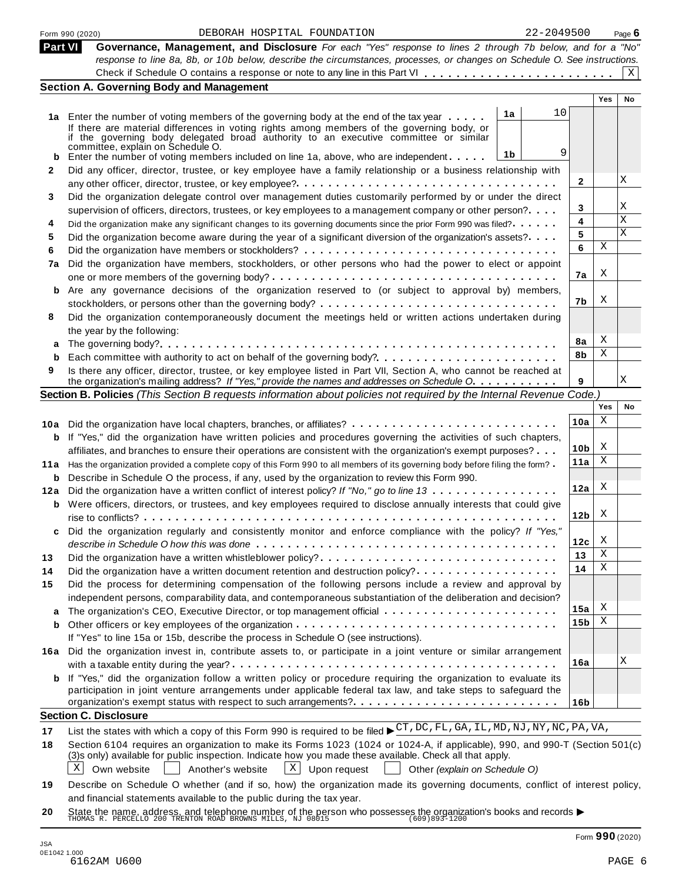Form 990 (2020) DEBORAH HOSPITAL FOUNDATION 22-2049500 Page 6

## Part VI Governance, Management, and Disclosure

*For each "Yes" response to lines 2 through 7b below, and for a "No" response to line 8a, 8b, or 10b below, describe the circumstances, processes, or changes on Schedule O. See instructions.*

Check if Schedule O contains a response or note to any line in this Part VI . . . . . . . . . . . . . . . . . . . . . . . . [X]

### Section A. Governing Body and Management

| | | | | Yes | No |
|---|---|---|---|---|---|
| **1a** | Enter the number of voting members of the governing body at the end of the tax year . . . . . | 1a | 10 | | |
| | If there are material differences in voting rights among members of the governing body, or if the governing body delegated broad authority to an executive committee or similar committee, explain on Schedule O. | | | | |
| **b** | Enter the number of voting members included on line 1a, above, who are independent . . . . . | 1b | 9 | | |
| **2** | Did any officer, director, trustee, or key employee have a family relationship or a business relationship with any other officer, director, trustee, or key employee? . . . . . | 2 | | | X |
| **3** | Did the organization delegate control over management duties customarily performed by or under the direct supervision of officers, directors, trustees, or key employees to a management company or other person? . . . . | 3 | | | X |
| **4** | Did the organization make any significant changes to its governing documents since the prior Form 990 was filed? . . . . . | 4 | | | X |
| **5** | Did the organization become aware during the year of a significant diversion of the organization's assets? . . . . | 5 | | | X |
| **6** | Did the organization have members or stockholders? . . . . . | 6 | | X | |
| **7a** | Did the organization have members, stockholders, or other persons who had the power to elect or appoint one or more members of the governing body? . . . . . | 7a | | X | |
| **b** | Are any governance decisions of the organization reserved to (or subject to approval by) members, stockholders, or persons other than the governing body? . . . . . | 7b | | X | |
| **8** | Did the organization contemporaneously document the meetings held or written actions undertaken during the year by the following: | | | | |
| **a** | The governing body? . . . . . | 8a | | X | |
| **b** | Each committee with authority to act on behalf of the governing body? . . . . . | 8b | | X | |
| **9** | Is there any officer, director, trustee, or key employee listed in Part VII, Section A, who cannot be reached at the organization's mailing address? *If "Yes," provide the names and addresses on Schedule O.* . . . . . | 9 | | | X |

### Section B. Policies *(This Section B requests information about policies not required by the Internal Revenue Code.)*

| | | | Yes | No |
|---|---|---|---|---|
| **10a** | Did the organization have local chapters, branches, or affiliates? . . . . . | 10a | X | |
| **b** | If "Yes," did the organization have written policies and procedures governing the activities of such chapters, affiliates, and branches to ensure their operations are consistent with the organization's exempt purposes? . . . | 10b | X | |
| **11a** | Has the organization provided a complete copy of this Form 990 to all members of its governing body before filing the form? . | 11a | X | |
| **b** | Describe in Schedule O the process, if any, used by the organization to review this Form 990. | | | |
| **12a** | Did the organization have a written conflict of interest policy? *If "No," go to line 13* . . . . . | 12a | X | |
| **b** | Were officers, directors, or trustees, and key employees required to disclose annually interests that could give rise to conflicts? . . . . . | 12b | X | |
| **c** | Did the organization regularly and consistently monitor and enforce compliance with the policy? *If "Yes," describe in Schedule O how this was done* . . . . . | 12c | X | |
| **13** | Did the organization have a written whistleblower policy? . . . . . | 13 | X | |
| **14** | Did the organization have a written document retention and destruction policy? . . . . . | 14 | X | |
| **15** | Did the process for determining compensation of the following persons include a review and approval by independent persons, comparability data, and contemporaneous substantiation of the deliberation and decision? | | | |
| **a** | The organization's CEO, Executive Director, or top management official . . . . . | 15a | X | |
| **b** | Other officers or key employees of the organization . . . . . | 15b | X | |
| | If "Yes" to line 15a or 15b, describe the process in Schedule O (see instructions). | | | |
| **16a** | Did the organization invest in, contribute assets to, or participate in a joint venture or similar arrangement with a taxable entity during the year? . . . . . | 16a | | X |
| **b** | If "Yes," did the organization follow a written policy or procedure requiring the organization to evaluate its participation in joint venture arrangements under applicable federal tax law, and take steps to safeguard the organization's exempt status with respect to such arrangements? . . . . . | 16b | | |

### Section C. Disclosure

**17** List the states with which a copy of this Form 990 is required to be filed ▶ CT,DC,FL,GA,IL,MD,NJ,NY,NC,PA,VA,

**18** Section 6104 requires an organization to make its Forms 1023 (1024 or 1024-A, if applicable), 990, and 990-T (Section 501(c)(3)s only) available for public inspection. Indicate how you made these available. Check all that apply.

[X] Own website [ ] Another's website [X] Upon request [ ] Other *(explain on Schedule O)*

**19** Describe on Schedule O whether (and if so, how) the organization made its governing documents, conflict of interest policy, and financial statements available to the public during the tax year.

**20** State the name, address, and telephone number of the person who possesses the organization's books and records ▶
THOMAS R. PERCELLO 200 TRENTON ROAD BROWNS MILLS, NJ 08015 (609)893-1200

Form **990** (2020)

JSA
0E1042 1.000
6162AM U600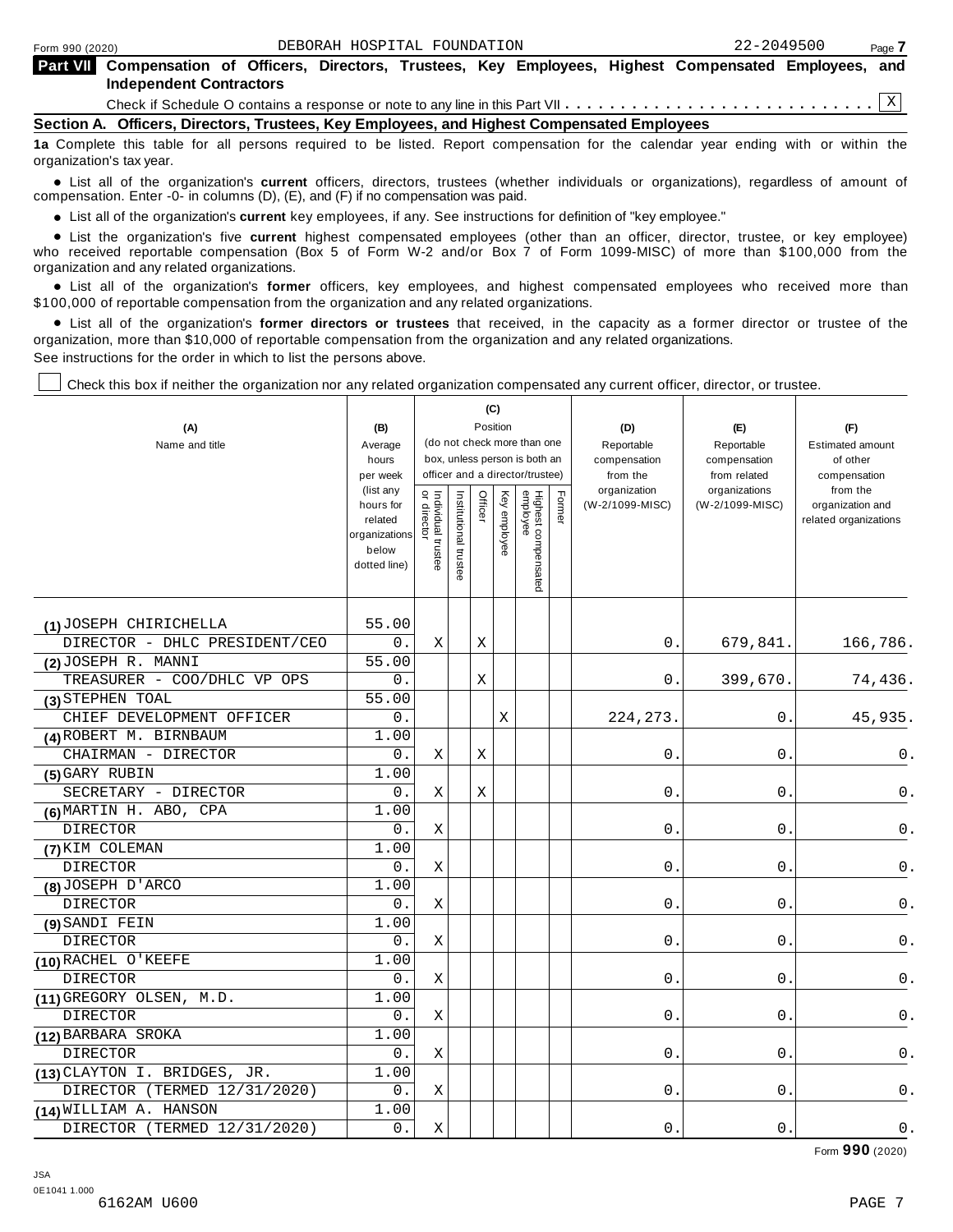Form 990 (2020) DEBORAH HOSPITAL FOUNDATION 22-2049500 Page 7

**Part VII Compensation of Officers, Directors, Trustees, Key Employees, Highest Compensated Employees, and Independent Contractors**

Check if Schedule O contains a response or note to any line in this Part VII . . . . . . . . . . . . . . . . . . . . . . . . . . . . X

**Section A. Officers, Directors, Trustees, Key Employees, and Highest Compensated Employees**

**1a** Complete this table for all persons required to be listed. Report compensation for the calendar year ending with or within the organization's tax year.

- List all of the organization's **current** officers, directors, trustees (whether individuals or organizations), regardless of amount of compensation. Enter -0- in columns (D), (E), and (F) if no compensation was paid.
- List all of the organization's **current** key employees, if any. See instructions for definition of "key employee."
- List the organization's five **current** highest compensated employees (other than an officer, director, trustee, or key employee) who received reportable compensation (Box 5 of Form W-2 and/or Box 7 of Form 1099-MISC) of more than $100,000 from the organization and any related organizations.
- List all of the organization's **former** officers, key employees, and highest compensated employees who received more than $100,000 of reportable compensation from the organization and any related organizations.
- List all of the organization's **former directors or trustees** that received, in the capacity as a former director or trustee of the organization, more than $10,000 of reportable compensation from the organization and any related organizations.

See instructions for the order in which to list the persons above.

☐ Check this box if neither the organization nor any related organization compensated any current officer, director, or trustee.

| (A) Name and title | (B) Average hours per week (list any hours for related organizations below dotted line) | (C) Position (do not check more than one box, unless person is both an officer and a director/trustee) | | | | | | (D) Reportable compensation from the organization (W-2/1099-MISC) | (E) Reportable compensation from related organizations (W-2/1099-MISC) | (F) Estimated amount of other compensation from the organization and related organizations |
|---|---|---|---|---|---|---|---|---|---|---|
| | | Individual trustee or director | Institutional trustee | Officer | Key employee | Highest compensated employee | Former | | | |
| (1) JOSEPH CHIRICHELLA<br>DIRECTOR - DHLC PRESIDENT/CEO | 55.00<br>0. | X | | X | | | | 0. | 679,841. | 166,786. |
| (2) JOSEPH R. MANNI<br>TREASURER - COO/DHLC VP OPS | 55.00<br>0. | | | X | | | | 0. | 399,670. | 74,436. |
| (3) STEPHEN TOAL<br>CHIEF DEVELOPMENT OFFICER | 55.00<br>0. | | | | X | | | 224,273. | 0. | 45,935. |
| (4) ROBERT M. BIRNBAUM<br>CHAIRMAN - DIRECTOR | 1.00<br>0. | X | | X | | | | 0. | 0. | 0. |
| (5) GARY RUBIN<br>SECRETARY - DIRECTOR | 1.00<br>0. | X | | X | | | | 0. | 0. | 0. |
| (6) MARTIN H. ABO, CPA<br>DIRECTOR | 1.00<br>0. | X | | | | | | 0. | 0. | 0. |
| (7) KIM COLEMAN<br>DIRECTOR | 1.00<br>0. | X | | | | | | 0. | 0. | 0. |
| (8) JOSEPH D'ARCO<br>DIRECTOR | 1.00<br>0. | X | | | | | | 0. | 0. | 0. |
| (9) SANDI FEIN<br>DIRECTOR | 1.00<br>0. | X | | | | | | 0. | 0. | 0. |
| (10) RACHEL O'KEEFE<br>DIRECTOR | 1.00<br>0. | X | | | | | | 0. | 0. | 0. |
| (11) GREGORY OLSEN, M.D.<br>DIRECTOR | 1.00<br>0. | X | | | | | | 0. | 0. | 0. |
| (12) BARBARA SROKA<br>DIRECTOR | 1.00<br>0. | X | | | | | | 0. | 0. | 0. |
| (13) CLAYTON I. BRIDGES, JR.<br>DIRECTOR (TERMED 12/31/2020) | 1.00<br>0. | X | | | | | | 0. | 0. | 0. |
| (14) WILLIAM A. HANSON<br>DIRECTOR (TERMED 12/31/2020) | 1.00<br>0. | X | | | | | | 0. | 0. | 0. |

Form **990** (2020)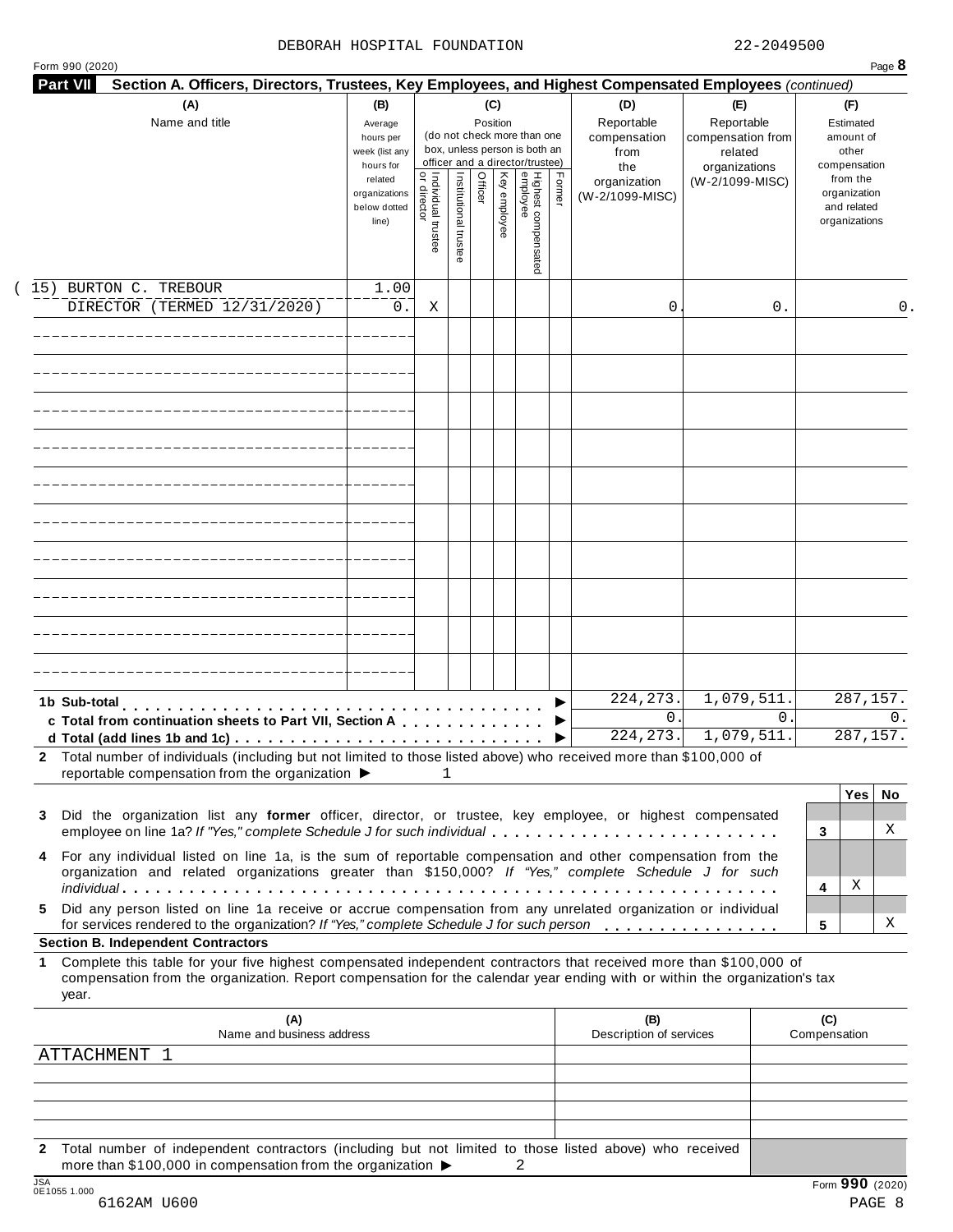DEBORAH HOSPITAL FOUNDATION 22-2049500

Form 990 (2020)

**Part VII Section A. Officers, Directors, Trustees, Key Employees, and Highest Compensated Employees** *(continued)*

| (A) Name and title | (B) Average hours per week (list any hours for related organizations below dotted line) | (C) Position: Individual trustee or director | Institutional trustee | Officer | Key employee | Highest compensated employee | Former | (D) Reportable compensation from the organization (W-2/1099-MISC) | (E) Reportable compensation from related organizations (W-2/1099-MISC) | (F) Estimated amount of other compensation from the organization and related organizations |
|---|---|---|---|---|---|---|---|---|---|---|
| (15) BURTON C. TREBOUR<br>DIRECTOR (TERMED 12/31/2020) | 1.00<br>0. | X | | | | | | 0. | 0. | 0. |
| | | | | | | | | | | |
| | | | | | | | | | | |
| | | | | | | | | | | |
| | | | | | | | | | | |
| | | | | | | | | | | |
| | | | | | | | | | | |
| | | | | | | | | | | |
| | | | | | | | | | | |
| | | | | | | | | | | |
| | | | | | | | | | | |
| **1b Sub-total** ▶ | | | | | | | | 224,273. | 1,079,511. | 287,157. |
| **c Total from continuation sheets to Part VII, Section A** ▶ | | | | | | | | 0. | 0. | 0. |
| **d Total (add lines 1b and 1c)** ▶ | | | | | | | | 224,273. | 1,079,511. | 287,157. |

**2** Total number of individuals (including but not limited to those listed above) who received more than $100,000 of reportable compensation from the organization ▶ 1

| | | Yes | No |
|---|---|---|---|
| **3** Did the organization list any **former** officer, director, or trustee, key employee, or highest compensated employee on line 1a? *If "Yes," complete Schedule J for such individual* | 3 | | X |
| **4** For any individual listed on line 1a, is the sum of reportable compensation and other compensation from the organization and related organizations greater than $150,000? *If "Yes," complete Schedule J for such individual* | 4 | X | |
| **5** Did any person listed on line 1a receive or accrue compensation from any unrelated organization or individual for services rendered to the organization? *If "Yes," complete Schedule J for such person* | 5 | | X |

**Section B. Independent Contractors**

**1** Complete this table for your five highest compensated independent contractors that received more than $100,000 of compensation from the organization. Report compensation for the calendar year ending with or within the organization's tax year.

| (A) Name and business address | (B) Description of services | (C) Compensation |
|---|---|---|
| ATTACHMENT 1 | | |
| | | |
| | | |
| | | |
| | | |

**2** Total number of independent contractors (including but not limited to those listed above) who received more than $100,000 in compensation from the organization ▶ 2

JSA 0E1055 1.000

6162AM U600

Form **990** (2020)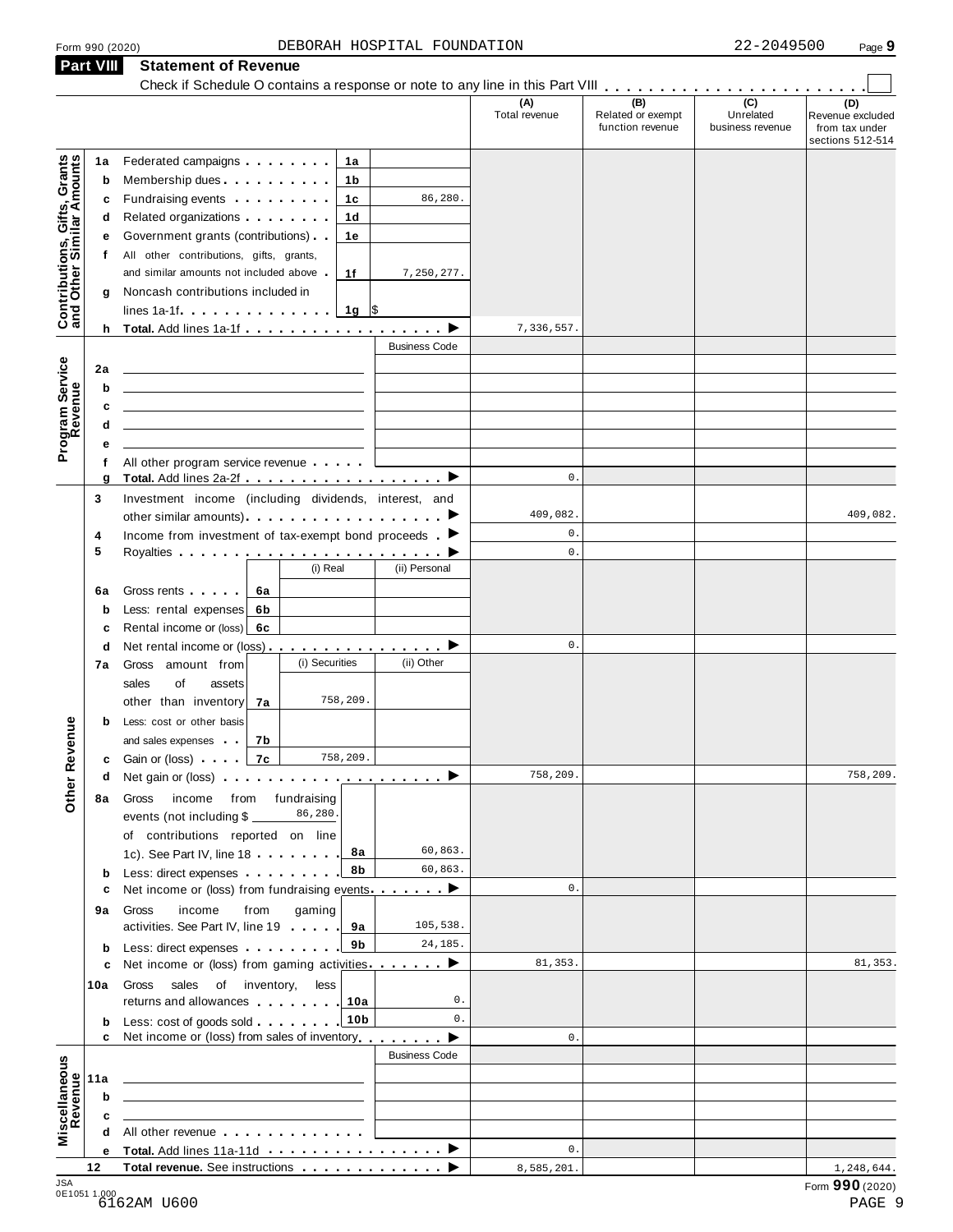Form 990 (2020) DEBORAH HOSPITAL FOUNDATION 22-2049500 Page **9**

## Part VIII Statement of Revenue

Check if Schedule O contains a response or note to any line in this Part VIII . . . . . . . . . . . . . . . . . . . . . . . ☐

| | | | | (A) Total revenue | (B) Related or exempt function revenue | (C) Unrelated business revenue | (D) Revenue excluded from tax under sections 512-514 |
|---|---|---|---|---|---|---|---|
| **Contributions, Gifts, Grants and Other Similar Amounts** | 1a Federated campaigns | 1a | | | | | |
| | b Membership dues | 1b | | | | | |
| | c Fundraising events | 1c | 86,280. | | | | |
| | d Related organizations | 1d | | | | | |
| | e Government grants (contributions) | 1e | | | | | |
| | f All other contributions, gifts, grants, and similar amounts not included above | 1f | 7,250,277. | | | | |
| | g Noncash contributions included in lines 1a-1f | 1g | $ | | | | |
| | h **Total.** Add lines 1a-1f | | ▶ | 7,336,557. | | | |
| **Program Service Revenue** | | | Business Code | | | | |
| | 2a | | | | | | |
| | b | | | | | | |
| | c | | | | | | |
| | d | | | | | | |
| | e | | | | | | |
| | f All other program service revenue | | | | | | |
| | g **Total.** Add lines 2a-2f | | ▶ | 0. | | | |
| **Other Revenue** | 3 Investment income (including dividends, interest, and other similar amounts) | | ▶ | 409,082. | | | 409,082. |
| | 4 Income from investment of tax-exempt bond proceeds | | ▶ | 0. | | | |
| | 5 Royalties | | ▶ | 0. | | | |
| | | (i) Real | (ii) Personal | | | | |
| | 6a Gross rents | 6a | | | | | |
| | b Less: rental expenses | 6b | | | | | |
| | c Rental income or (loss) | 6c | | | | | |
| | d Net rental income or (loss) | | ▶ | 0. | | | |
| | | (i) Securities | (ii) Other | | | | |
| | 7a Gross amount from sales of assets other than inventory | 7a 758,209. | | | | | |
| | b Less: cost or other basis and sales expenses | 7b | | | | | |
| | c Gain or (loss) | 7c 758,209. | | | | | |
| | d Net gain or (loss) | | ▶ | 758,209. | | | 758,209. |
| | 8a Gross income from fundraising events (not including $ 86,280. of contributions reported on line 1c). See Part IV, line 18 | 8a | 60,863. | | | | |
| | b Less: direct expenses | 8b | 60,863. | | | | |
| | c Net income or (loss) from fundraising events | | ▶ | 0. | | | |
| | 9a Gross income from gaming activities. See Part IV, line 19 | 9a | 105,538. | | | | |
| | b Less: direct expenses | 9b | 24,185. | | | | |
| | c Net income or (loss) from gaming activities | | ▶ | 81,353. | | | 81,353. |
| | 10a Gross sales of inventory, less returns and allowances | 10a | 0. | | | | |
| | b Less: cost of goods sold | 10b | 0. | | | | |
| | c Net income or (loss) from sales of inventory | | ▶ | 0. | | | |
| **Miscellaneous Revenue** | | | Business Code | | | | |
| | 11a | | | | | | |
| | b | | | | | | |
| | c | | | | | | |
| | d All other revenue | | | | | | |
| | e **Total.** Add lines 11a-11d | | ▶ | 0. | | | |
| | 12 **Total revenue.** See instructions | | ▶ | 8,585,201. | | | 1,248,644. |

JSA 0E1051 1.000 6162AM U600

Form **990** (2020)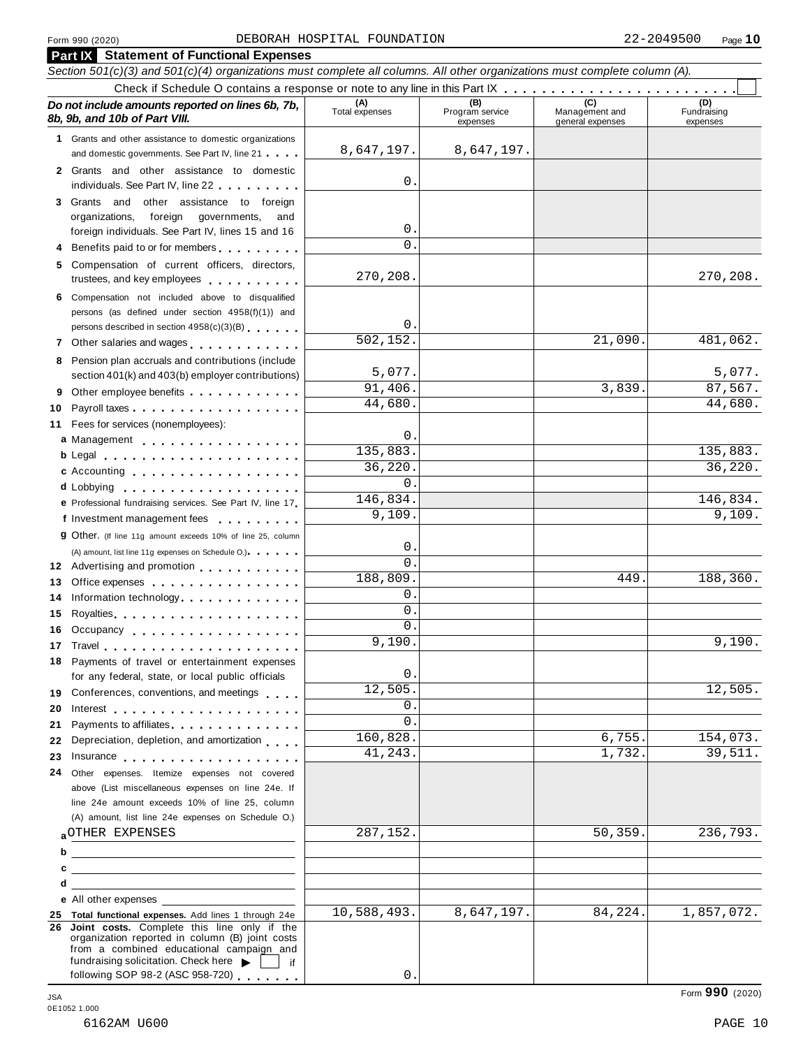Form 990 (2020) DEBORAH HOSPITAL FOUNDATION 22-2049500

## Part IX Statement of Functional Expenses

*Section 501(c)(3) and 501(c)(4) organizations must complete all columns. All other organizations must complete column (A).*

Check if Schedule O contains a response or note to any line in this Part IX . . . . . . . . . . . . . . . . . . . . . . . . ☐

| *Do not include amounts reported on lines 6b, 7b, 8b, 9b, and 10b of Part VIII.* | (A) Total expenses | (B) Program service expenses | (C) Management and general expenses | (D) Fundraising expenses |
|---|---|---|---|---|
| **1** Grants and other assistance to domestic organizations and domestic governments. See Part IV, line 21 | 8,647,197. | 8,647,197. | | |
| **2** Grants and other assistance to domestic individuals. See Part IV, line 22 | 0. | | | |
| **3** Grants and other assistance to foreign organizations, foreign governments, and foreign individuals. See Part IV, lines 15 and 16 | 0. | | | |
| **4** Benefits paid to or for members | 0. | | | |
| **5** Compensation of current officers, directors, trustees, and key employees | 270,208. | | | 270,208. |
| **6** Compensation not included above to disqualified persons (as defined under section 4958(f)(1)) and persons described in section 4958(c)(3)(B) | 0. | | | |
| **7** Other salaries and wages | 502,152. | | 21,090. | 481,062. |
| **8** Pension plan accruals and contributions (include section 401(k) and 403(b) employer contributions) | 5,077. | | | 5,077. |
| **9** Other employee benefits | 91,406. | | 3,839. | 87,567. |
| **10** Payroll taxes | 44,680. | | | 44,680. |
| **11** Fees for services (nonemployees): | | | | |
| **a** Management | 0. | | | |
| **b** Legal | 135,883. | | | 135,883. |
| **c** Accounting | 36,220. | | | 36,220. |
| **d** Lobbying | 0. | | | |
| **e** Professional fundraising services. See Part IV, line 17 | 146,834. | | | 146,834. |
| **f** Investment management fees | 9,109. | | | 9,109. |
| **g** Other. (If line 11g amount exceeds 10% of line 25, column (A) amount, list line 11g expenses on Schedule O.) | 0. | | | |
| **12** Advertising and promotion | 0. | | | |
| **13** Office expenses | 188,809. | | 449. | 188,360. |
| **14** Information technology | 0. | | | |
| **15** Royalties | 0. | | | |
| **16** Occupancy | 0. | | | |
| **17** Travel | 9,190. | | | 9,190. |
| **18** Payments of travel or entertainment expenses for any federal, state, or local public officials | 0. | | | |
| **19** Conferences, conventions, and meetings | 12,505. | | | 12,505. |
| **20** Interest | 0. | | | |
| **21** Payments to affiliates | 0. | | | |
| **22** Depreciation, depletion, and amortization | 160,828. | | 6,755. | 154,073. |
| **23** Insurance | 41,243. | | 1,732. | 39,511. |
| **24** Other expenses. Itemize expenses not covered above (List miscellaneous expenses on line 24e. If line 24e amount exceeds 10% of line 25, column (A) amount, list line 24e expenses on Schedule O.) | | | | |
| **a** OTHER EXPENSES | 287,152. | | 50,359. | 236,793. |
| **b** | | | | |
| **c** | | | | |
| **d** | | | | |
| **e** All other expenses | | | | |
| **25 Total functional expenses.** Add lines 1 through 24e | 10,588,493. | 8,647,197. | 84,224. | 1,857,072. |
| **26 Joint costs.** Complete this line only if the organization reported in column (B) joint costs from a combined educational campaign and fundraising solicitation. Check here ▶ ☐ if following SOP 98-2 (ASC 958-720) | 0. | | | |

Form **990** (2020)

JSA 0E1052 1.000

6162AM U600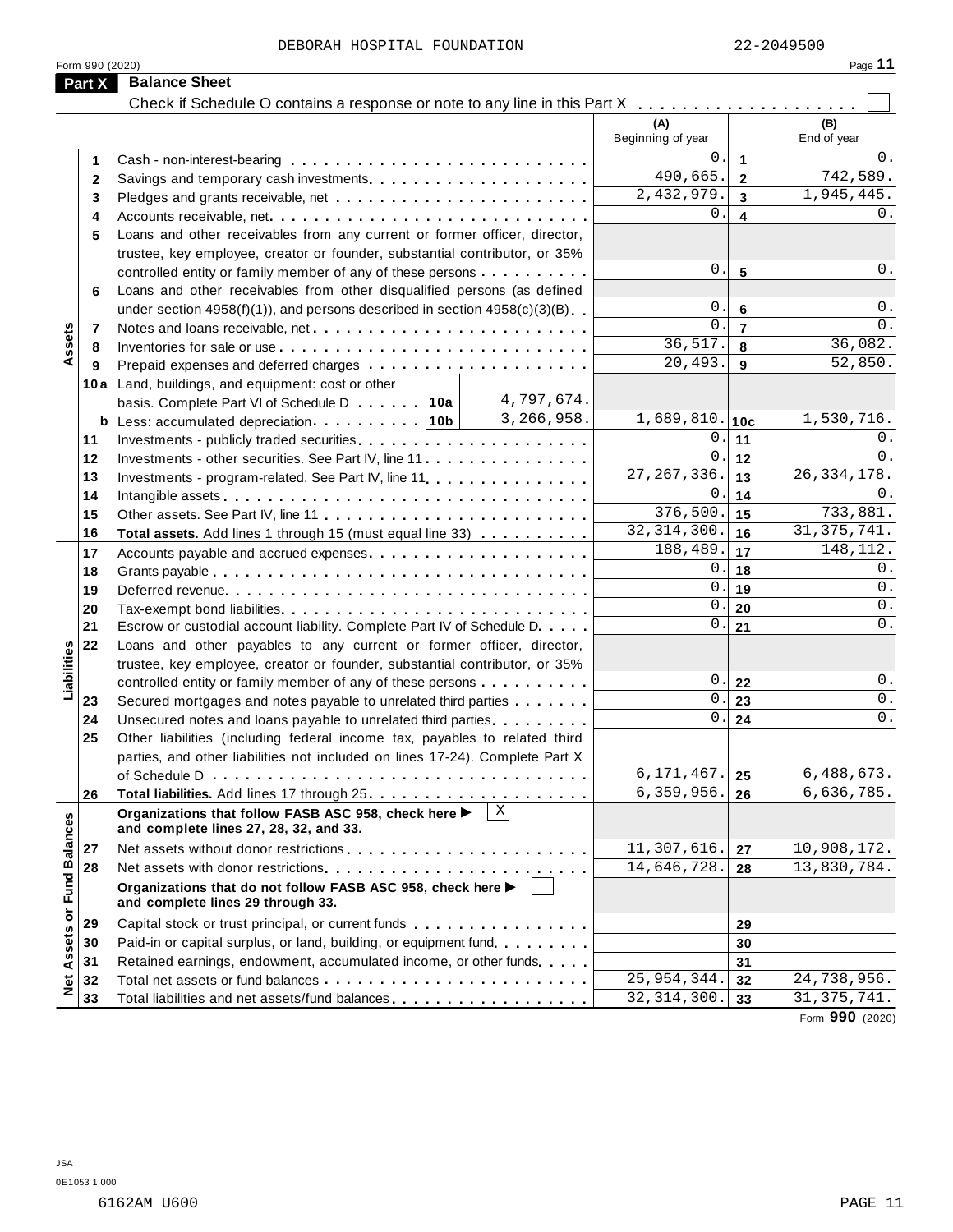DEBORAH HOSPITAL FOUNDATION 22-2049500

Form 990 (2020)

## Part X Balance Sheet

Check if Schedule O contains a response or note to any line in this Part X . . . . . . . . . . . . . . . . . . . . ☐

| | | | (A) Beginning of year | | (B) End of year |
|---|---|---|---|---|---|
| Assets | 1 | Cash - non-interest-bearing | 0. | 1 | 0. |
| | 2 | Savings and temporary cash investments | 490,665. | 2 | 742,589. |
| | 3 | Pledges and grants receivable, net | 2,432,979. | 3 | 1,945,445. |
| | 4 | Accounts receivable, net | 0. | 4 | 0. |
| | 5 | Loans and other receivables from any current or former officer, director, trustee, key employee, creator or founder, substantial contributor, or 35% controlled entity or family member of any of these persons | 0. | 5 | 0. |
| | 6 | Loans and other receivables from other disqualified persons (as defined under section 4958(f)(1)), and persons described in section 4958(c)(3)(B) | 0. | 6 | 0. |
| | 7 | Notes and loans receivable, net | 0. | 7 | 0. |
| | 8 | Inventories for sale or use | 36,517. | 8 | 36,082. |
| | 9 | Prepaid expenses and deferred charges | 20,493. | 9 | 52,850. |
| | 10a | Land, buildings, and equipment: cost or other basis. Complete Part VI of Schedule D . . . 10a 4,797,674. | | | |
| | b | Less: accumulated depreciation . . . 10b 3,266,958. | 1,689,810. | 10c | 1,530,716. |
| | 11 | Investments - publicly traded securities | 0. | 11 | 0. |
| | 12 | Investments - other securities. See Part IV, line 11 | 0. | 12 | 0. |
| | 13 | Investments - program-related. See Part IV, line 11 | 27,267,336. | 13 | 26,334,178. |
| | 14 | Intangible assets | 0. | 14 | 0. |
| | 15 | Other assets. See Part IV, line 11 | 376,500. | 15 | 733,881. |
| | 16 | **Total assets.** Add lines 1 through 15 (must equal line 33) | 32,314,300. | 16 | 31,375,741. |
| Liabilities | 17 | Accounts payable and accrued expenses | 188,489. | 17 | 148,112. |
| | 18 | Grants payable | 0. | 18 | 0. |
| | 19 | Deferred revenue | 0. | 19 | 0. |
| | 20 | Tax-exempt bond liabilities | 0. | 20 | 0. |
| | 21 | Escrow or custodial account liability. Complete Part IV of Schedule D | 0. | 21 | 0. |
| | 22 | Loans and other payables to any current or former officer, director, trustee, key employee, creator or founder, substantial contributor, or 35% controlled entity or family member of any of these persons | 0. | 22 | 0. |
| | 23 | Secured mortgages and notes payable to unrelated third parties | 0. | 23 | 0. |
| | 24 | Unsecured notes and loans payable to unrelated third parties | 0. | 24 | 0. |
| | 25 | Other liabilities (including federal income tax, payables to related third parties, and other liabilities not included on lines 17-24). Complete Part X of Schedule D | 6,171,467. | 25 | 6,488,673. |
| | 26 | **Total liabilities.** Add lines 17 through 25 | 6,359,956. | 26 | 6,636,785. |
| Net Assets or Fund Balances | | **Organizations that follow FASB ASC 958, check here ▶** ☒ **and complete lines 27, 28, 32, and 33.** | | | |
| | 27 | Net assets without donor restrictions | 11,307,616. | 27 | 10,908,172. |
| | 28 | Net assets with donor restrictions | 14,646,728. | 28 | 13,830,784. |
| | | **Organizations that do not follow FASB ASC 958, check here ▶** ☐ **and complete lines 29 through 33.** | | | |
| | 29 | Capital stock or trust principal, or current funds | | 29 | |
| | 30 | Paid-in or capital surplus, or land, building, or equipment fund | | 30 | |
| | 31 | Retained earnings, endowment, accumulated income, or other funds | | 31 | |
| | 32 | Total net assets or fund balances | 25,954,344. | 32 | 24,738,956. |
| | 33 | Total liabilities and net assets/fund balances | 32,314,300. | 33 | 31,375,741. |

Form **990** (2020)

JSA
0E1053 1.000

6162AM U600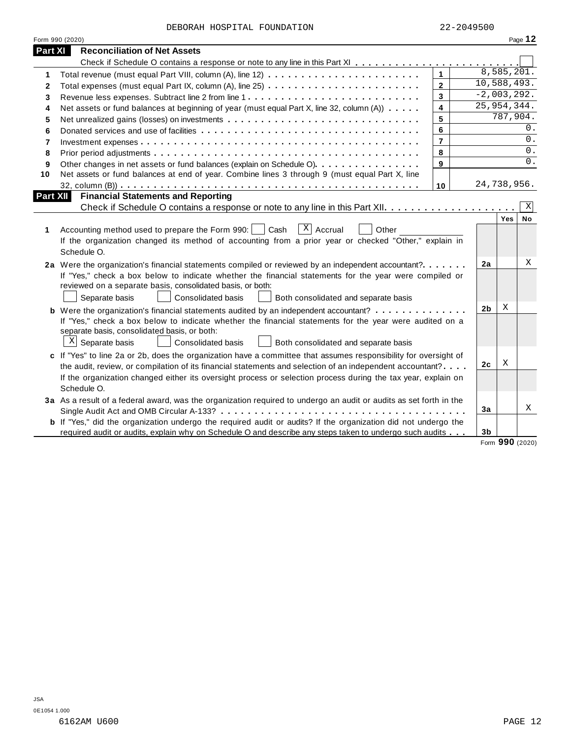DEBORAH HOSPITAL FOUNDATION 22-2049500

Form 990 (2020)

## Part XI Reconciliation of Net Assets

Check if Schedule O contains a response or note to any line in this Part XI . . . . . . . . . . . . . . . . . . . . . . . . ☐

| | | | |
|---|---|---|---|
| 1 | Total revenue (must equal Part VIII, column (A), line 12) | 1 | 8,585,201. |
| 2 | Total expenses (must equal Part IX, column (A), line 25) | 2 | 10,588,493. |
| 3 | Revenue less expenses. Subtract line 2 from line 1 | 3 | -2,003,292. |
| 4 | Net assets or fund balances at beginning of year (must equal Part X, line 32, column (A)) | 4 | 25,954,344. |
| 5 | Net unrealized gains (losses) on investments | 5 | 787,904. |
| 6 | Donated services and use of facilities | 6 | 0. |
| 7 | Investment expenses | 7 | 0. |
| 8 | Prior period adjustments | 8 | 0. |
| 9 | Other changes in net assets or fund balances (explain on Schedule O) | 9 | 0. |
| 10 | Net assets or fund balances at end of year. Combine lines 3 through 9 (must equal Part X, line 32, column (B)) | 10 | 24,738,956. |

## Part XII Financial Statements and Reporting

Check if Schedule O contains a response or note to any line in this Part XII . . . . . . . . . . . . . . . . . . . . ☒

| | | | Yes | No |
|---|---|---|---|---|
| 1 | Accounting method used to prepare the Form 990: ☐ Cash ☒ Accrual ☐ Other ______ <br> If the organization changed its method of accounting from a prior year or checked "Other," explain in Schedule O. | | | |
| 2a | Were the organization's financial statements compiled or reviewed by an independent accountant? <br> If "Yes," check a box below to indicate whether the financial statements for the year were compiled or reviewed on a separate basis, consolidated basis, or both: <br> ☐ Separate basis ☐ Consolidated basis ☐ Both consolidated and separate basis | 2a | | X |
| b | Were the organization's financial statements audited by an independent accountant? <br> If "Yes," check a box below to indicate whether the financial statements for the year were audited on a separate basis, consolidated basis, or both: <br> ☒ Separate basis ☐ Consolidated basis ☐ Both consolidated and separate basis | 2b | X | |
| c | If "Yes" to line 2a or 2b, does the organization have a committee that assumes responsibility for oversight of the audit, review, or compilation of its financial statements and selection of an independent accountant? <br> If the organization changed either its oversight process or selection process during the tax year, explain on Schedule O. | 2c | X | |
| 3a | As a result of a federal award, was the organization required to undergo an audit or audits as set forth in the Single Audit Act and OMB Circular A-133? | 3a | | X |
| b | If "Yes," did the organization undergo the required audit or audits? If the organization did not undergo the required audit or audits, explain why on Schedule O and describe any steps taken to undergo such audits | 3b | | |

Form **990** (2020)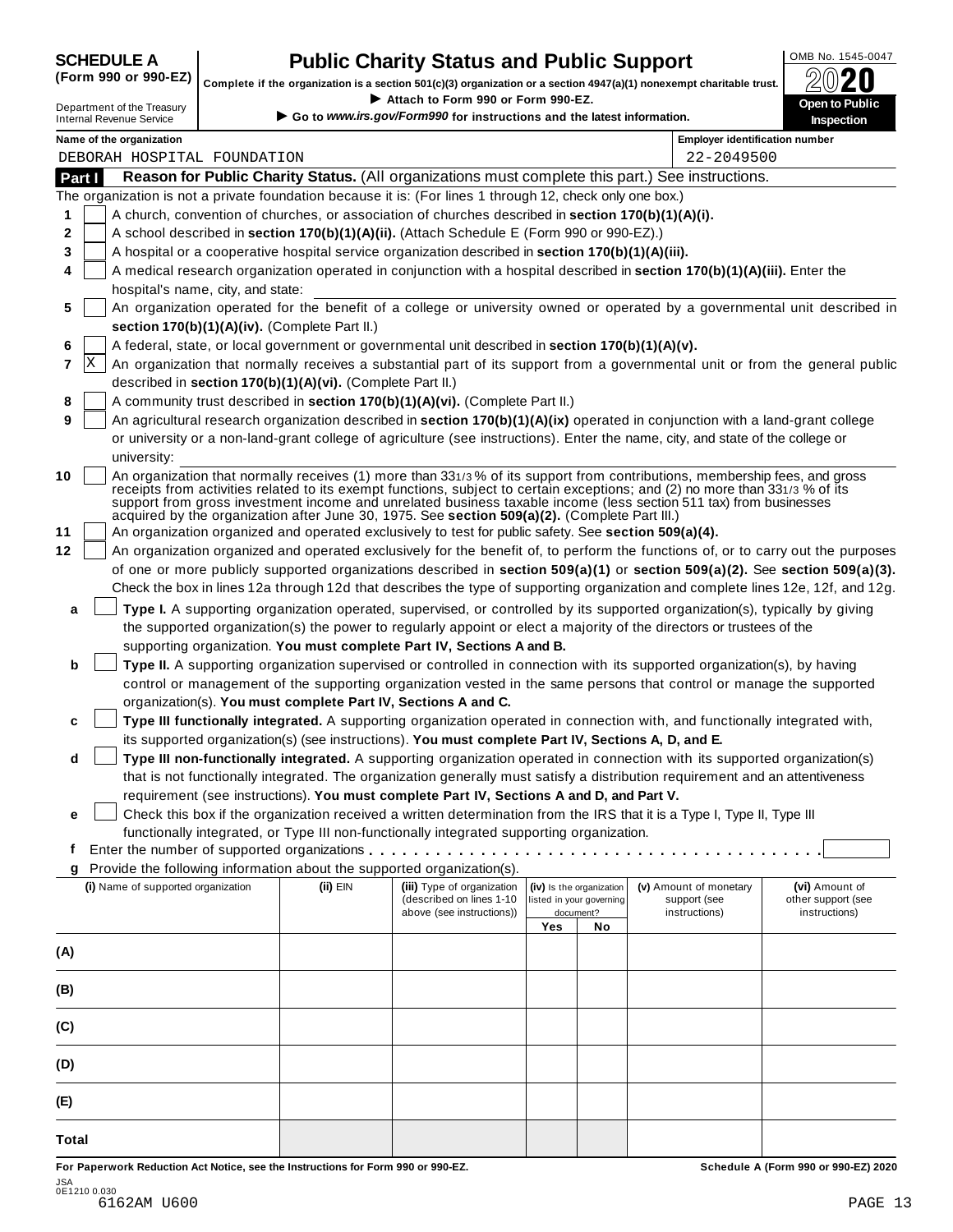**SCHEDULE A (Form 990 or 990-EZ)**

Department of the Treasury
Internal Revenue Service

# Public Charity Status and Public Support

**Complete if the organization is a section 501(c)(3) organization or a section 4947(a)(1) nonexempt charitable trust.**
▶ Attach to Form 990 or Form 990-EZ.
▶ Go to *www.irs.gov/Form990* for instructions and the latest information.

OMB No. 1545-0047
**2020**
**Open to Public Inspection**

**Name of the organization:** DEBORAH HOSPITAL FOUNDATION
**Employer identification number:** 22-2049500

## Part I Reason for Public Charity Status. (All organizations must complete this part.) See instructions.

The organization is not a private foundation because it is: (For lines 1 through 12, check only one box.)

1. [ ] A church, convention of churches, or association of churches described in **section 170(b)(1)(A)(i).**
2. [ ] A school described in **section 170(b)(1)(A)(ii).** (Attach Schedule E (Form 990 or 990-EZ).)
3. [ ] A hospital or a cooperative hospital service organization described in **section 170(b)(1)(A)(iii).**
4. [ ] A medical research organization operated in conjunction with a hospital described in **section 170(b)(1)(A)(iii).** Enter the hospital's name, city, and state:
5. [ ] An organization operated for the benefit of a college or university owned or operated by a governmental unit described in **section 170(b)(1)(A)(iv).** (Complete Part II.)
6. [ ] A federal, state, or local government or governmental unit described in **section 170(b)(1)(A)(v).**
7. [X] An organization that normally receives a substantial part of its support from a governmental unit or from the general public described in **section 170(b)(1)(A)(vi).** (Complete Part II.)
8. [ ] A community trust described in **section 170(b)(1)(A)(vi).** (Complete Part II.)
9. [ ] An agricultural research organization described in **section 170(b)(1)(A)(ix)** operated in conjunction with a land-grant college or university or a non-land-grant college of agriculture (see instructions). Enter the name, city, and state of the college or university:
10. [ ] An organization that normally receives (1) more than 33 1/3 % of its support from contributions, membership fees, and gross receipts from activities related to its exempt functions, subject to certain exceptions; and (2) no more than 33 1/3 % of its support from gross investment income and unrelated business taxable income (less section 511 tax) from businesses acquired by the organization after June 30, 1975. See **section 509(a)(2).** (Complete Part III.)
11. [ ] An organization organized and operated exclusively to test for public safety. See **section 509(a)(4).**
12. [ ] An organization organized and operated exclusively for the benefit of, to perform the functions of, or to carry out the purposes of one or more publicly supported organizations described in **section 509(a)(1)** or **section 509(a)(2).** See **section 509(a)(3).** Check the box in lines 12a through 12d that describes the type of supporting organization and complete lines 12e, 12f, and 12g.
   - **a** [ ] **Type I.** A supporting organization operated, supervised, or controlled by its supported organization(s), typically by giving the supported organization(s) the power to regularly appoint or elect a majority of the directors or trustees of the supporting organization. **You must complete Part IV, Sections A and B.**
   - **b** [ ] **Type II.** A supporting organization supervised or controlled in connection with its supported organization(s), by having control or management of the supporting organization vested in the same persons that control or manage the supported organization(s). **You must complete Part IV, Sections A and C.**
   - **c** [ ] **Type III functionally integrated.** A supporting organization operated in connection with, and functionally integrated with, its supported organization(s) (see instructions). **You must complete Part IV, Sections A, D, and E.**
   - **d** [ ] **Type III non-functionally integrated.** A supporting organization operated in connection with its supported organization(s) that is not functionally integrated. The organization generally must satisfy a distribution requirement and an attentiveness requirement (see instructions). **You must complete Part IV, Sections A and D, and Part V.**
   - **e** [ ] Check this box if the organization received a written determination from the IRS that it is a Type I, Type II, Type III functionally integrated, or Type III non-functionally integrated supporting organization.
   - **f** Enter the number of supported organizations . . . . . . . . . .
   - **g** Provide the following information about the supported organization(s).

| (i) Name of supported organization | (ii) EIN | (iii) Type of organization (described on lines 1-10 above (see instructions)) | (iv) Is the organization listed in your governing document? | | (v) Amount of monetary support (see instructions) | (vi) Amount of other support (see instructions) |
|---|---|---|---|---|---|---|
| | | | Yes | No | | |
| (A) | | | | | | |
| (B) | | | | | | |
| (C) | | | | | | |
| (D) | | | | | | |
| (E) | | | | | | |
| Total | | | | | | |

**For Paperwork Reduction Act Notice, see the Instructions for Form 990 or 990-EZ.** **Schedule A (Form 990 or 990-EZ) 2020**

JSA
0E1210 0.030
6162AM U600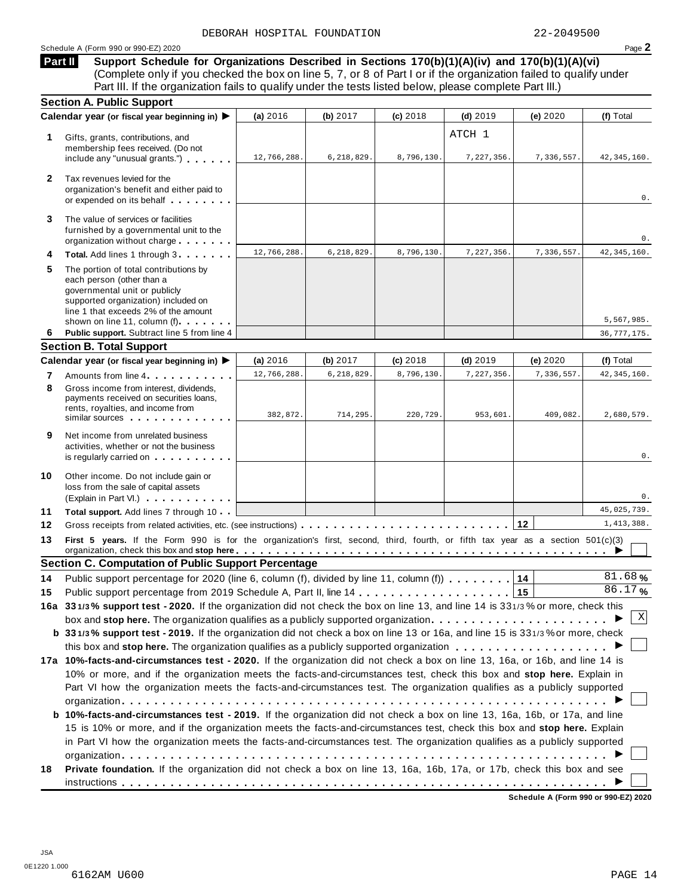DEBORAH HOSPITAL FOUNDATION 22-2049500

Schedule A (Form 990 or 990-EZ) 2020

## Part II Support Schedule for Organizations Described in Sections 170(b)(1)(A)(iv) and 170(b)(1)(A)(vi)

(Complete only if you checked the box on line 5, 7, or 8 of Part I or if the organization failed to qualify under Part III. If the organization fails to qualify under the tests listed below, please complete Part III.)

### Section A. Public Support

| Calendar year (or fiscal year beginning in) ▶ | (a) 2016 | (b) 2017 | (c) 2018 | (d) 2019 | (e) 2020 | (f) Total |
|---|---|---|---|---|---|---|
| **1** Gifts, grants, contributions, and membership fees received. (Do not include any "unusual grants.") | 12,766,288. | 6,218,829. | 8,796,130. | ATCH 1 7,227,356. | 7,336,557. | 42,345,160. |
| **2** Tax revenues levied for the organization's benefit and either paid to or expended on its behalf | | | | | | 0. |
| **3** The value of services or facilities furnished by a governmental unit to the organization without charge | | | | | | 0. |
| **4** **Total.** Add lines 1 through 3 | 12,766,288. | 6,218,829. | 8,796,130. | 7,227,356. | 7,336,557. | 42,345,160. |
| **5** The portion of total contributions by each person (other than a governmental unit or publicly supported organization) included on line 1 that exceeds 2% of the amount shown on line 11, column (f) | | | | | | 5,567,985. |
| **6** **Public support.** Subtract line 5 from line 4 | | | | | | 36,777,175. |

### Section B. Total Support

| Calendar year (or fiscal year beginning in) ▶ | (a) 2016 | (b) 2017 | (c) 2018 | (d) 2019 | (e) 2020 | (f) Total |
|---|---|---|---|---|---|---|
| **7** Amounts from line 4 | 12,766,288. | 6,218,829. | 8,796,130. | 7,227,356. | 7,336,557. | 42,345,160. |
| **8** Gross income from interest, dividends, payments received on securities loans, rents, royalties, and income from similar sources | 382,872. | 714,295. | 220,729. | 953,601. | 409,082. | 2,680,579. |
| **9** Net income from unrelated business activities, whether or not the business is regularly carried on | | | | | | 0. |
| **10** Other income. Do not include gain or loss from the sale of capital assets (Explain in Part VI.) | | | | | | 0. |
| **11** **Total support.** Add lines 7 through 10 | | | | | | 45,025,739. |

**12** Gross receipts from related activities, etc. (see instructions) . . . **12** 1,413,388.

**13** **First 5 years.** If the Form 990 is for the organization's first, second, third, fourth, or fifth tax year as a section 501(c)(3) organization, check this box and **stop here** ▶ ☐

### Section C. Computation of Public Support Percentage

**14** Public support percentage for 2020 (line 6, column (f), divided by line 11, column (f)) . . . **14** 81.68 %

**15** Public support percentage from 2019 Schedule A, Part II, line 14 . . . **15** 86.17 %

**16a** **33 1/3 % support test - 2020.** If the organization did not check the box on line 13, and line 14 is 33 1/3 % or more, check this box and **stop here.** The organization qualifies as a publicly supported organization ▶ ☒

**b** **33 1/3 % support test - 2019.** If the organization did not check a box on line 13 or 16a, and line 15 is 33 1/3 % or more, check this box and **stop here.** The organization qualifies as a publicly supported organization ▶ ☐

**17a** **10%-facts-and-circumstances test - 2020.** If the organization did not check a box on line 13, 16a, or 16b, and line 14 is 10% or more, and if the organization meets the facts-and-circumstances test, check this box and **stop here.** Explain in Part VI how the organization meets the facts-and-circumstances test. The organization qualifies as a publicly supported organization ▶ ☐

**b** **10%-facts-and-circumstances test - 2019.** If the organization did not check a box on line 13, 16a, 16b, or 17a, and line 15 is 10% or more, and if the organization meets the facts-and-circumstances test, check this box and **stop here.** Explain in Part VI how the organization meets the facts-and-circumstances test. The organization qualifies as a publicly supported organization ▶ ☐

**18** **Private foundation.** If the organization did not check a box on line 13, 16a, 16b, 17a, or 17b, check this box and see instructions ▶ ☐

Schedule A (Form 990 or 990-EZ) 2020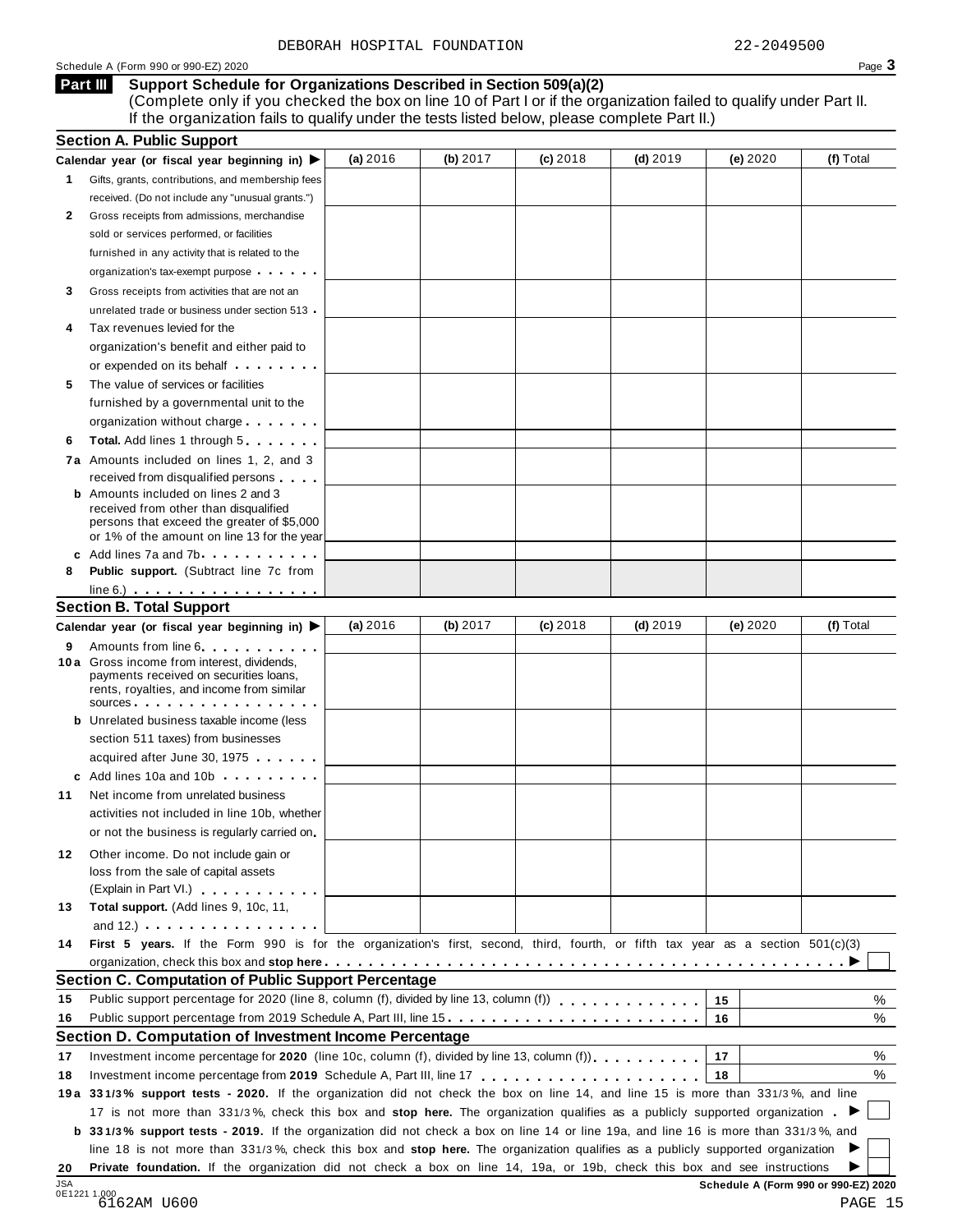DEBORAH HOSPITAL FOUNDATION 22-2049500

Schedule A (Form 990 or 990-EZ) 2020

## Part III Support Schedule for Organizations Described in Section 509(a)(2)

(Complete only if you checked the box on line 10 of Part I or if the organization failed to qualify under Part II. If the organization fails to qualify under the tests listed below, please complete Part II.)

### Section A. Public Support

| Calendar year (or fiscal year beginning in) ▶ | (a) 2016 | (b) 2017 | (c) 2018 | (d) 2019 | (e) 2020 | (f) Total |
|---|---|---|---|---|---|---|
| **1** Gifts, grants, contributions, and membership fees received. (Do not include any "unusual grants.") | | | | | | |
| **2** Gross receipts from admissions, merchandise sold or services performed, or facilities furnished in any activity that is related to the organization's tax-exempt purpose | | | | | | |
| **3** Gross receipts from activities that are not an unrelated trade or business under section 513 | | | | | | |
| **4** Tax revenues levied for the organization's benefit and either paid to or expended on its behalf | | | | | | |
| **5** The value of services or facilities furnished by a governmental unit to the organization without charge | | | | | | |
| **6** **Total.** Add lines 1 through 5 | | | | | | |
| **7a** Amounts included on lines 1, 2, and 3 received from disqualified persons | | | | | | |
| **b** Amounts included on lines 2 and 3 received from other than disqualified persons that exceed the greater of $5,000 or 1% of the amount on line 13 for the year | | | | | | |
| **c** Add lines 7a and 7b | | | | | | |
| **8** **Public support.** (Subtract line 7c from line 6.) | | | | | | |

### Section B. Total Support

| Calendar year (or fiscal year beginning in) ▶ | (a) 2016 | (b) 2017 | (c) 2018 | (d) 2019 | (e) 2020 | (f) Total |
|---|---|---|---|---|---|---|
| **9** Amounts from line 6 | | | | | | |
| **10a** Gross income from interest, dividends, payments received on securities loans, rents, royalties, and income from similar sources | | | | | | |
| **b** Unrelated business taxable income (less section 511 taxes) from businesses acquired after June 30, 1975 | | | | | | |
| **c** Add lines 10a and 10b | | | | | | |
| **11** Net income from unrelated business activities not included in line 10b, whether or not the business is regularly carried on | | | | | | |
| **12** Other income. Do not include gain or loss from the sale of capital assets (Explain in Part VI.) | | | | | | |
| **13** **Total support.** (Add lines 9, 10c, 11, and 12.) | | | | | | |

**14** **First 5 years.** If the Form 990 is for the organization's first, second, third, fourth, or fifth tax year as a section 501(c)(3) organization, check this box and **stop here** ▶ ☐

### Section C. Computation of Public Support Percentage

| | | | |
|---|---|---|---|
| **15** | Public support percentage for 2020 (line 8, column (f), divided by line 13, column (f)) | 15 | % |
| **16** | Public support percentage from 2019 Schedule A, Part III, line 15 | 16 | % |

### Section D. Computation of Investment Income Percentage

| | | | |
|---|---|---|---|
| **17** | Investment income percentage for **2020** (line 10c, column (f), divided by line 13, column (f)) | 17 | % |
| **18** | Investment income percentage from **2019** Schedule A, Part III, line 17 | 18 | % |

**19a** **33 1/3% support tests - 2020.** If the organization did not check the box on line 14, and line 15 is more than 33 1/3%, and line 17 is not more than 33 1/3%, check this box and **stop here.** The organization qualifies as a publicly supported organization ▶ ☐

**b** **33 1/3% support tests - 2019.** If the organization did not check a box on line 14 or line 19a, and line 16 is more than 33 1/3%, and line 18 is not more than 33 1/3%, check this box and **stop here.** The organization qualifies as a publicly supported organization ▶ ☐

**20** **Private foundation.** If the organization did not check a box on line 14, 19a, or 19b, check this box and see instructions ▶ ☐

Schedule A (Form 990 or 990-EZ) 2020

JSA 0E1221 1.000 6162AM U600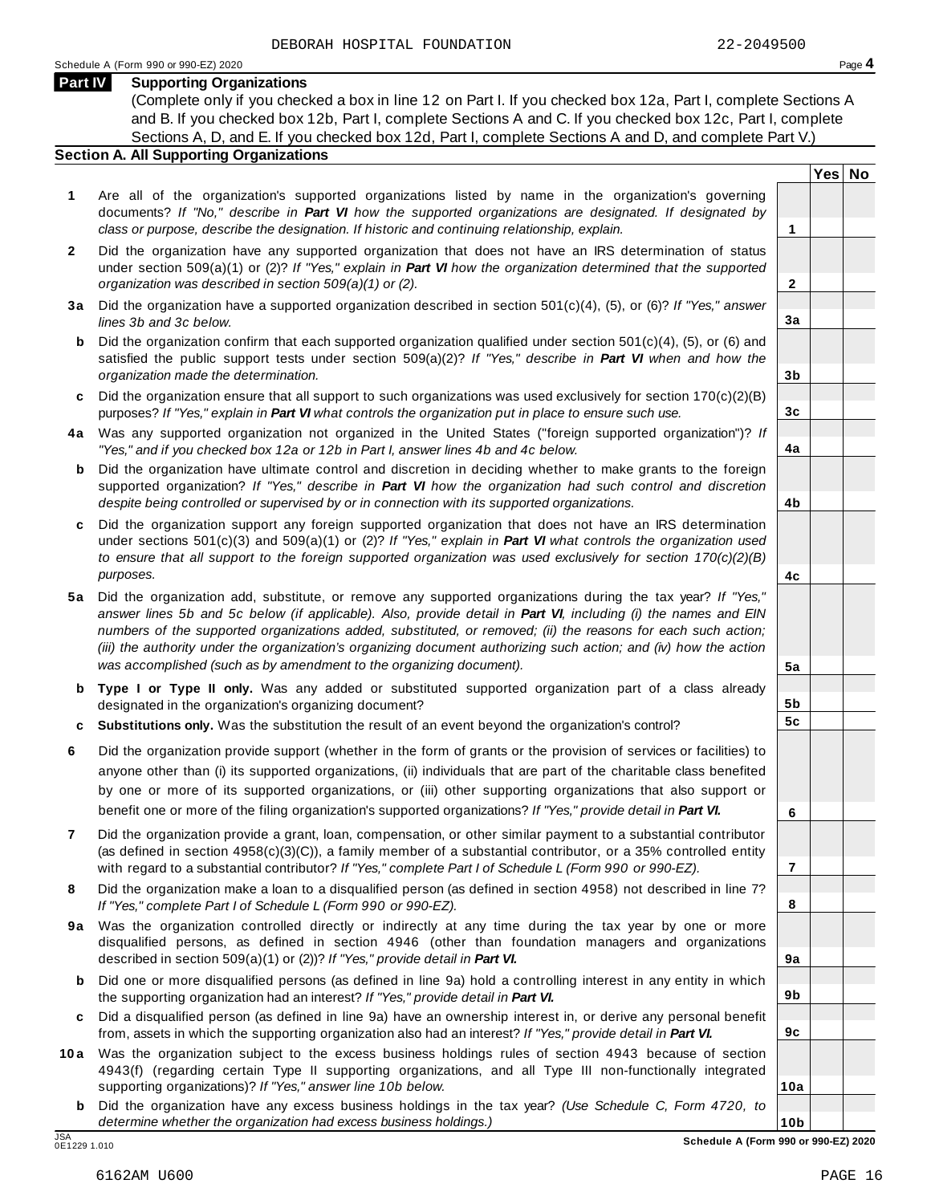DEBORAH HOSPITAL FOUNDATION 22-2049500

Schedule A (Form 990 or 990-EZ) 2020

## Part IV Supporting Organizations

(Complete only if you checked a box in line 12 on Part I. If you checked box 12a, Part I, complete Sections A and B. If you checked box 12b, Part I, complete Sections A and C. If you checked box 12c, Part I, complete Sections A, D, and E. If you checked box 12d, Part I, complete Sections A and D, and complete Part V.)

### Section A. All Supporting Organizations

| | | | Yes | No |
|---|---|---|---|---|
| **1** | Are all of the organization's supported organizations listed by name in the organization's governing documents? *If "No," describe in* ***Part VI*** *how the supported organizations are designated. If designated by class or purpose, describe the designation. If historic and continuing relationship, explain.* | 1 | | |
| **2** | Did the organization have any supported organization that does not have an IRS determination of status under section 509(a)(1) or (2)? *If "Yes," explain in* ***Part VI*** *how the organization determined that the supported organization was described in section 509(a)(1) or (2).* | 2 | | |
| **3a** | Did the organization have a supported organization described in section 501(c)(4), (5), or (6)? *If "Yes," answer lines 3b and 3c below.* | 3a | | |
| **b** | Did the organization confirm that each supported organization qualified under section 501(c)(4), (5), or (6) and satisfied the public support tests under section 509(a)(2)? *If "Yes," describe in* ***Part VI*** *when and how the organization made the determination.* | 3b | | |
| **c** | Did the organization ensure that all support to such organizations was used exclusively for section 170(c)(2)(B) purposes? *If "Yes," explain in* ***Part VI*** *what controls the organization put in place to ensure such use.* | 3c | | |
| **4a** | Was any supported organization not organized in the United States ("foreign supported organization")? *If "Yes," and if you checked box 12a or 12b in Part I, answer lines 4b and 4c below.* | 4a | | |
| **b** | Did the organization have ultimate control and discretion in deciding whether to make grants to the foreign supported organization? *If "Yes," describe in* ***Part VI*** *how the organization had such control and discretion despite being controlled or supervised by or in connection with its supported organizations.* | 4b | | |
| **c** | Did the organization support any foreign supported organization that does not have an IRS determination under sections 501(c)(3) and 509(a)(1) or (2)? *If "Yes," explain in* ***Part VI*** *what controls the organization used to ensure that all support to the foreign supported organization was used exclusively for section 170(c)(2)(B) purposes.* | 4c | | |
| **5a** | Did the organization add, substitute, or remove any supported organizations during the tax year? *If "Yes," answer lines 5b and 5c below (if applicable). Also, provide detail in* ***Part VI****, including (i) the names and EIN numbers of the supported organizations added, substituted, or removed; (ii) the reasons for each such action; (iii) the authority under the organization's organizing document authorizing such action; and (iv) how the action was accomplished (such as by amendment to the organizing document).* | 5a | | |
| **b** | **Type I or Type II only.** Was any added or substituted supported organization part of a class already designated in the organization's organizing document? | 5b | | |
| **c** | **Substitutions only.** Was the substitution the result of an event beyond the organization's control? | 5c | | |
| **6** | Did the organization provide support (whether in the form of grants or the provision of services or facilities) to anyone other than (i) its supported organizations, (ii) individuals that are part of the charitable class benefited by one or more of its supported organizations, or (iii) other supporting organizations that also support or benefit one or more of the filing organization's supported organizations? *If "Yes," provide detail in* ***Part VI.*** | 6 | | |
| **7** | Did the organization provide a grant, loan, compensation, or other similar payment to a substantial contributor (as defined in section 4958(c)(3)(C)), a family member of a substantial contributor, or a 35% controlled entity with regard to a substantial contributor? *If "Yes," complete Part I of Schedule L (Form 990 or 990-EZ).* | 7 | | |
| **8** | Did the organization make a loan to a disqualified person (as defined in section 4958) not described in line 7? *If "Yes," complete Part I of Schedule L (Form 990 or 990-EZ).* | 8 | | |
| **9a** | Was the organization controlled directly or indirectly at any time during the tax year by one or more disqualified persons, as defined in section 4946 (other than foundation managers and organizations described in section 509(a)(1) or (2))? *If "Yes," provide detail in* ***Part VI.*** | 9a | | |
| **b** | Did one or more disqualified persons (as defined in line 9a) hold a controlling interest in any entity in which the supporting organization had an interest? *If "Yes," provide detail in* ***Part VI.*** | 9b | | |
| **c** | Did a disqualified person (as defined in line 9a) have an ownership interest in, or derive any personal benefit from, assets in which the supporting organization also had an interest? *If "Yes," provide detail in* ***Part VI.*** | 9c | | |
| **10a** | Was the organization subject to the excess business holdings rules of section 4943 because of section 4943(f) (regarding certain Type II supporting organizations, and all Type III non-functionally integrated supporting organizations)? *If "Yes," answer line 10b below.* | 10a | | |
| **b** | Did the organization have any excess business holdings in the tax year? *(Use Schedule C, Form 4720, to determine whether the organization had excess business holdings.)* | 10b | | |

JSA
0E1229 1.010

**Schedule A (Form 990 or 990-EZ) 2020**

6162AM U600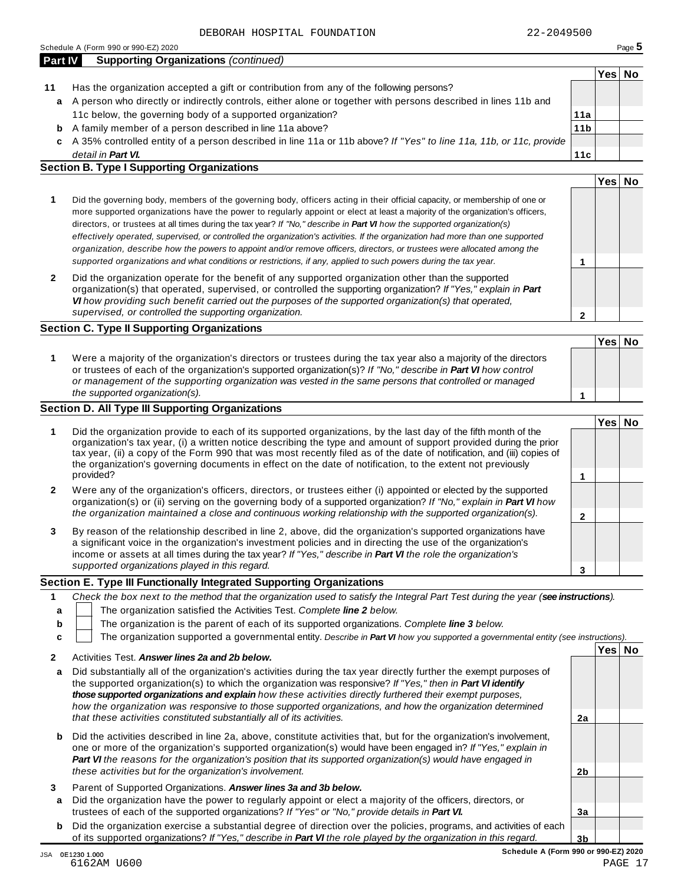DEBORAH HOSPITAL FOUNDATION 22-2049500

Schedule A (Form 990 or 990-EZ) 2020

## Part IV Supporting Organizations *(continued)*

| | | | Yes | No |
|---|---|---|---|---|
| **11** | Has the organization accepted a gift or contribution from any of the following persons? | | | |
| **a** | A person who directly or indirectly controls, either alone or together with persons described in lines 11b and 11c below, the governing body of a supported organization? | **11a** | | |
| **b** | A family member of a person described in line 11a above? | **11b** | | |
| **c** | A 35% controlled entity of a person described in line 11a or 11b above? *If "Yes" to line 11a, 11b, or 11c, provide detail in* ***Part VI.*** | **11c** | | |

### Section B. Type I Supporting Organizations

| | | | Yes | No |
|---|---|---|---|---|
| **1** | Did the governing body, members of the governing body, officers acting in their official capacity, or membership of one or more supported organizations have the power to regularly appoint or elect at least a majority of the organization's officers, directors, or trustees at all times during the tax year? *If "No," describe in* ***Part VI*** *how the supported organization(s) effectively operated, supervised, or controlled the organization's activities. If the organization had more than one supported organization, describe how the powers to appoint and/or remove officers, directors, or trustees were allocated among the supported organizations and what conditions or restrictions, if any, applied to such powers during the tax year.* | **1** | | |
| **2** | Did the organization operate for the benefit of any supported organization other than the supported organization(s) that operated, supervised, or controlled the supporting organization? *If "Yes," explain in* ***Part VI*** *how providing such benefit carried out the purposes of the supported organization(s) that operated, supervised, or controlled the supporting organization.* | **2** | | |

### Section C. Type II Supporting Organizations

| | | | Yes | No |
|---|---|---|---|---|
| **1** | Were a majority of the organization's directors or trustees during the tax year also a majority of the directors or trustees of each of the organization's supported organization(s)? *If "No," describe in* ***Part VI*** *how control or management of the supporting organization was vested in the same persons that controlled or managed the supported organization(s).* | **1** | | |

### Section D. All Type III Supporting Organizations

| | | | Yes | No |
|---|---|---|---|---|
| **1** | Did the organization provide to each of its supported organizations, by the last day of the fifth month of the organization's tax year, (i) a written notice describing the type and amount of support provided during the prior tax year, (ii) a copy of the Form 990 that was most recently filed as of the date of notification, and (iii) copies of the organization's governing documents in effect on the date of notification, to the extent not previously provided? | **1** | | |
| **2** | Were any of the organization's officers, directors, or trustees either (i) appointed or elected by the supported organization(s) or (ii) serving on the governing body of a supported organization? *If "No," explain in* ***Part VI*** *how the organization maintained a close and continuous working relationship with the supported organization(s).* | **2** | | |
| **3** | By reason of the relationship described in line 2, above, did the organization's supported organizations have a significant voice in the organization's investment policies and in directing the use of the organization's income or assets at all times during the tax year? *If "Yes," describe in* ***Part VI*** *the role the organization's supported organizations played in this regard.* | **3** | | |

### Section E. Type III Functionally Integrated Supporting Organizations

**1** *Check the box next to the method that the organization used to satisfy the Integral Part Test during the year (**see instructions**).*

- **a** ☐ The organization satisfied the Activities Test. *Complete **line 2** below.*
- **b** ☐ The organization is the parent of each of its supported organizations. *Complete **line 3** below.*
- **c** ☐ The organization supported a governmental entity. *Describe in **Part VI** how you supported a governmental entity (see instructions).*

| | | | Yes | No |
|---|---|---|---|---|
| **2** | Activities Test. ***Answer lines 2a and 2b below.*** | | | |
| **a** | Did substantially all of the organization's activities during the tax year directly further the exempt purposes of the supported organization(s) to which the organization was responsive? *If "Yes," then in* ***Part VI identify those supported organizations and explain*** *how these activities directly furthered their exempt purposes, how the organization was responsive to those supported organizations, and how the organization determined that these activities constituted substantially all of its activities.* | **2a** | | |
| **b** | Did the activities described in line 2a, above, constitute activities that, but for the organization's involvement, one or more of the organization's supported organization(s) would have been engaged in? *If "Yes," explain in* ***Part VI*** *the reasons for the organization's position that its supported organization(s) would have engaged in these activities but for the organization's involvement.* | **2b** | | |
| **3** | Parent of Supported Organizations. ***Answer lines 3a and 3b below.*** | | | |
| **a** | Did the organization have the power to regularly appoint or elect a majority of the officers, directors, or trustees of each of the supported organizations? *If "Yes" or "No," provide details in* ***Part VI.*** | **3a** | | |
| **b** | Did the organization exercise a substantial degree of direction over the policies, programs, and activities of each of its supported organizations? *If "Yes," describe in* ***Part VI*** *the role played by the organization in this regard.* | **3b** | | |

JSA 0E1230 1.000 6162AM U600

Schedule A (Form 990 or 990-EZ) 2020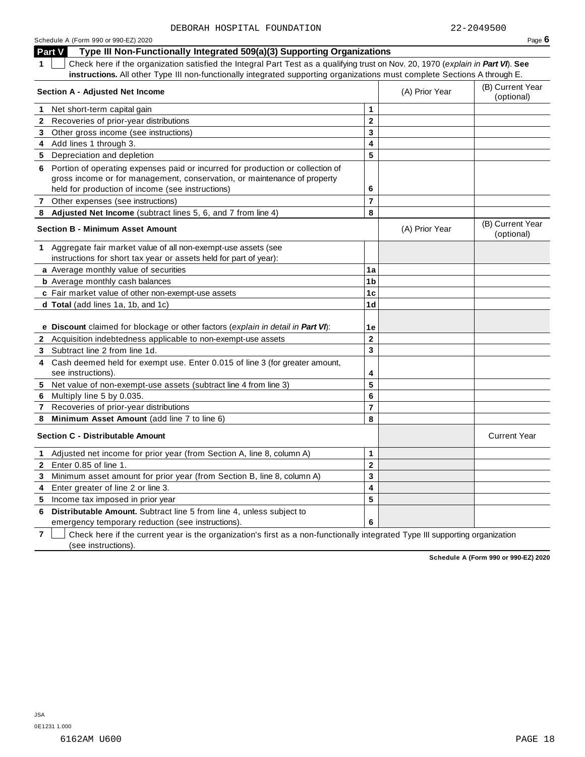DEBORAH HOSPITAL FOUNDATION 22-2049500

Schedule A (Form 990 or 990-EZ) 2020 Page **6**

## Part V Type III Non-Functionally Integrated 509(a)(3) Supporting Organizations

**1** ☐ Check here if the organization satisfied the Integral Part Test as a qualifying trust on Nov. 20, 1970 (*explain in **Part VI***). **See instructions.** All other Type III non-functionally integrated supporting organizations must complete Sections A through E.

| **Section A - Adjusted Net Income** | | (A) Prior Year | (B) Current Year (optional) |
|---|---|---|---|
| **1** Net short-term capital gain | **1** | | |
| **2** Recoveries of prior-year distributions | **2** | | |
| **3** Other gross income (see instructions) | **3** | | |
| **4** Add lines 1 through 3. | **4** | | |
| **5** Depreciation and depletion | **5** | | |
| **6** Portion of operating expenses paid or incurred for production or collection of gross income or for management, conservation, or maintenance of property held for production of income (see instructions) | **6** | | |
| **7** Other expenses (see instructions) | **7** | | |
| **8** **Adjusted Net Income** (subtract lines 5, 6, and 7 from line 4) | **8** | | |

| **Section B - Minimum Asset Amount** | | (A) Prior Year | (B) Current Year (optional) |
|---|---|---|---|
| **1** Aggregate fair market value of all non-exempt-use assets (see instructions for short tax year or assets held for part of year): | | | |
| **a** Average monthly value of securities | **1a** | | |
| **b** Average monthly cash balances | **1b** | | |
| **c** Fair market value of other non-exempt-use assets | **1c** | | |
| **d** **Total** (add lines 1a, 1b, and 1c) | **1d** | | |
| **e** **Discount** claimed for blockage or other factors (*explain in detail in **Part VI***): | **1e** | | |
| **2** Acquisition indebtedness applicable to non-exempt-use assets | **2** | | |
| **3** Subtract line 2 from line 1d. | **3** | | |
| **4** Cash deemed held for exempt use. Enter 0.015 of line 3 (for greater amount, see instructions). | **4** | | |
| **5** Net value of non-exempt-use assets (subtract line 4 from line 3) | **5** | | |
| **6** Multiply line 5 by 0.035. | **6** | | |
| **7** Recoveries of prior-year distributions | **7** | | |
| **8** **Minimum Asset Amount** (add line 7 to line 6) | **8** | | |

| **Section C - Distributable Amount** | | | Current Year |
|---|---|---|---|
| **1** Adjusted net income for prior year (from Section A, line 8, column A) | **1** | | |
| **2** Enter 0.85 of line 1. | **2** | | |
| **3** Minimum asset amount for prior year (from Section B, line 8, column A) | **3** | | |
| **4** Enter greater of line 2 or line 3. | **4** | | |
| **5** Income tax imposed in prior year | **5** | | |
| **6** **Distributable Amount.** Subtract line 5 from line 4, unless subject to emergency temporary reduction (see instructions). | **6** | | |

**7** ☐ Check here if the current year is the organization's first as a non-functionally integrated Type III supporting organization (see instructions).

**Schedule A (Form 990 or 990-EZ) 2020**

JSA
0E1231 1.000
6162AM U600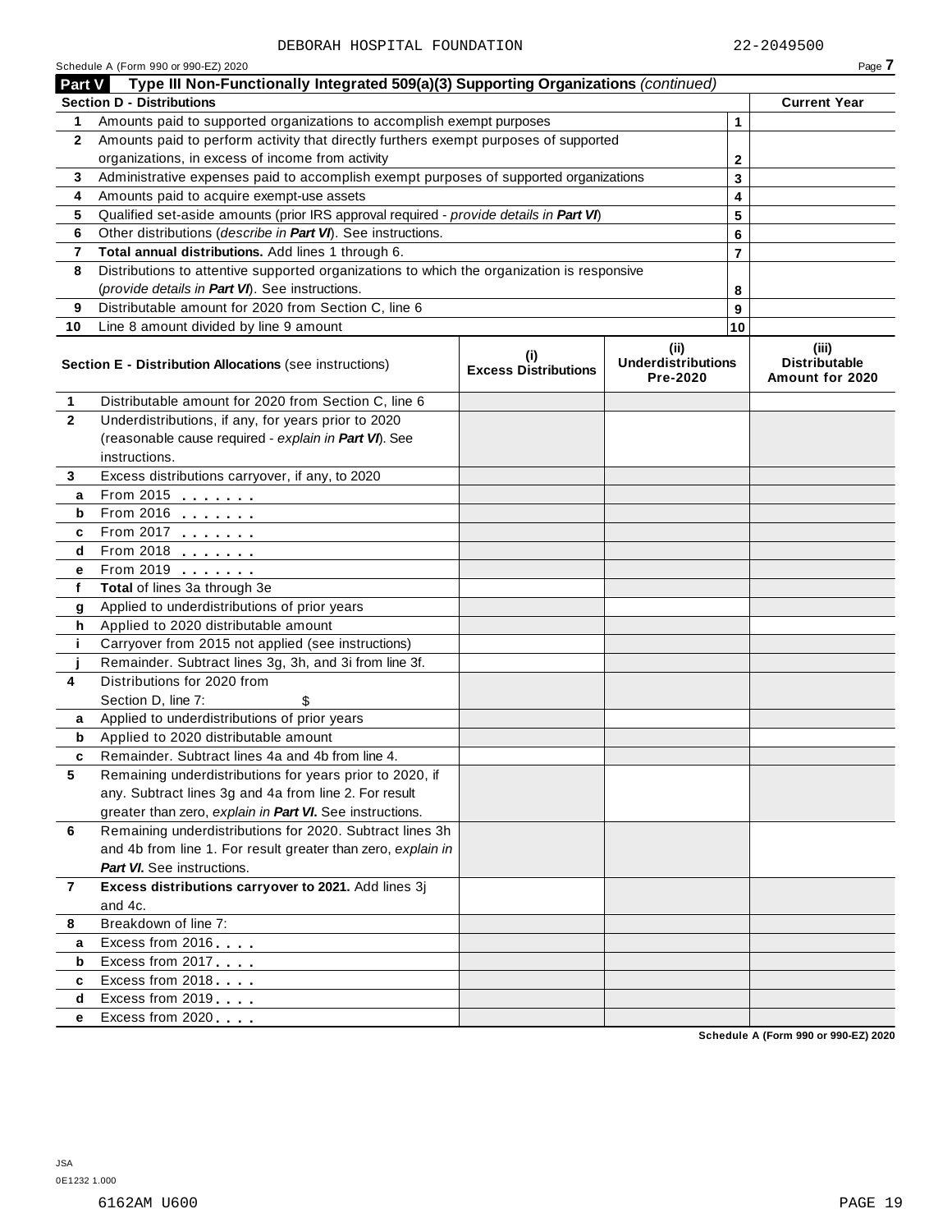DEBORAH HOSPITAL FOUNDATION 22-2049500

Schedule A (Form 990 or 990-EZ) 2020

## Part V Type III Non-Functionally Integrated 509(a)(3) Supporting Organizations *(continued)*

| **Section D - Distributions** | | | **Current Year** |
|---|---|---|---|
| 1 | Amounts paid to supported organizations to accomplish exempt purposes | 1 | |
| 2 | Amounts paid to perform activity that directly furthers exempt purposes of supported organizations, in excess of income from activity | 2 | |
| 3 | Administrative expenses paid to accomplish exempt purposes of supported organizations | 3 | |
| 4 | Amounts paid to acquire exempt-use assets | 4 | |
| 5 | Qualified set-aside amounts (prior IRS approval required - *provide details in **Part VI***) | 5 | |
| 6 | Other distributions (*describe in **Part VI***). See instructions. | 6 | |
| 7 | **Total annual distributions.** Add lines 1 through 6. | 7 | |
| 8 | Distributions to attentive supported organizations to which the organization is responsive (*provide details in **Part VI***). See instructions. | 8 | |
| 9 | Distributable amount for 2020 from Section C, line 6 | 9 | |
| 10 | Line 8 amount divided by line 9 amount | 10 | |

| | **Section E - Distribution Allocations** (see instructions) | **(i) Excess Distributions** | **(ii) Underdistributions Pre-2020** | **(iii) Distributable Amount for 2020** |
|---|---|---|---|---|
| 1 | Distributable amount for 2020 from Section C, line 6 | | | |
| 2 | Underdistributions, if any, for years prior to 2020 (reasonable cause required - *explain in **Part VI***). See instructions. | | | |
| 3 | Excess distributions carryover, if any, to 2020 | | | |
| a | From 2015 | | | |
| b | From 2016 | | | |
| c | From 2017 | | | |
| d | From 2018 | | | |
| e | From 2019 | | | |
| f | **Total** of lines 3a through 3e | | | |
| g | Applied to underdistributions of prior years | | | |
| h | Applied to 2020 distributable amount | | | |
| i | Carryover from 2015 not applied (see instructions) | | | |
| j | Remainder. Subtract lines 3g, 3h, and 3i from line 3f. | | | |
| 4 | Distributions for 2020 from Section D, line 7: $ | | | |
| a | Applied to underdistributions of prior years | | | |
| b | Applied to 2020 distributable amount | | | |
| c | Remainder. Subtract lines 4a and 4b from line 4. | | | |
| 5 | Remaining underdistributions for years prior to 2020, if any. Subtract lines 3g and 4a from line 2. For result greater than zero, *explain in **Part VI***. See instructions. | | | |
| 6 | Remaining underdistributions for 2020. Subtract lines 3h and 4b from line 1. For result greater than zero, *explain in **Part VI***. See instructions. | | | |
| 7 | **Excess distributions carryover to 2021.** Add lines 3j and 4c. | | | |
| 8 | Breakdown of line 7: | | | |
| a | Excess from 2016 | | | |
| b | Excess from 2017 | | | |
| c | Excess from 2018 | | | |
| d | Excess from 2019 | | | |
| e | Excess from 2020 | | | |

Schedule A (Form 990 or 990-EZ) 2020

JSA
0E1232 1.000

6162AM U600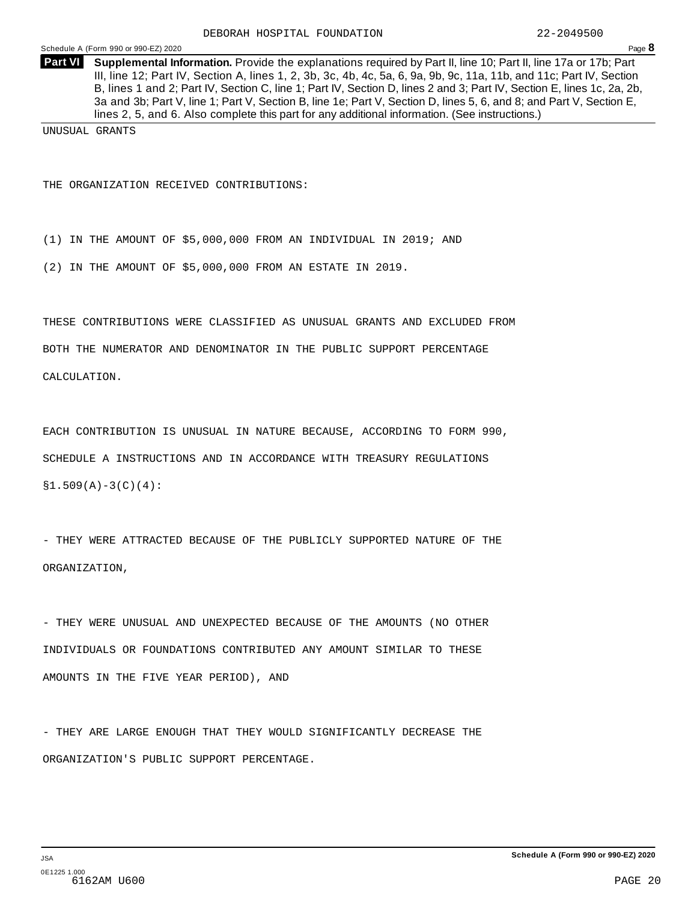**Part VI** **Supplemental Information.** Provide the explanations required by Part II, line 10; Part II, line 17a or 17b; Part III, line 12; Part IV, Section A, lines 1, 2, 3b, 3c, 4b, 4c, 5a, 6, 9a, 9b, 9c, 11a, 11b, and 11c; Part IV, Section B, lines 1 and 2; Part IV, Section C, line 1; Part IV, Section D, lines 2 and 3; Part IV, Section E, lines 1c, 2a, 2b, 3a and 3b; Part V, line 1; Part V, Section B, line 1e; Part V, Section D, lines 5, 6, and 8; and Part V, Section E, lines 2, 5, and 6. Also complete this part for any additional information. (See instructions.)

UNUSUAL GRANTS

THE ORGANIZATION RECEIVED CONTRIBUTIONS:

(1) IN THE AMOUNT OF $5,000,000 FROM AN INDIVIDUAL IN 2019; AND

(2) IN THE AMOUNT OF $5,000,000 FROM AN ESTATE IN 2019.

THESE CONTRIBUTIONS WERE CLASSIFIED AS UNUSUAL GRANTS AND EXCLUDED FROM BOTH THE NUMERATOR AND DENOMINATOR IN THE PUBLIC SUPPORT PERCENTAGE CALCULATION.

EACH CONTRIBUTION IS UNUSUAL IN NATURE BECAUSE, ACCORDING TO FORM 990, SCHEDULE A INSTRUCTIONS AND IN ACCORDANCE WITH TREASURY REGULATIONS §1.509(A)-3(C)(4):

- THEY WERE ATTRACTED BECAUSE OF THE PUBLICLY SUPPORTED NATURE OF THE ORGANIZATION,

- THEY WERE UNUSUAL AND UNEXPECTED BECAUSE OF THE AMOUNTS (NO OTHER INDIVIDUALS OR FOUNDATIONS CONTRIBUTED ANY AMOUNT SIMILAR TO THESE AMOUNTS IN THE FIVE YEAR PERIOD), AND

- THEY ARE LARGE ENOUGH THAT THEY WOULD SIGNIFICANTLY DECREASE THE ORGANIZATION'S PUBLIC SUPPORT PERCENTAGE.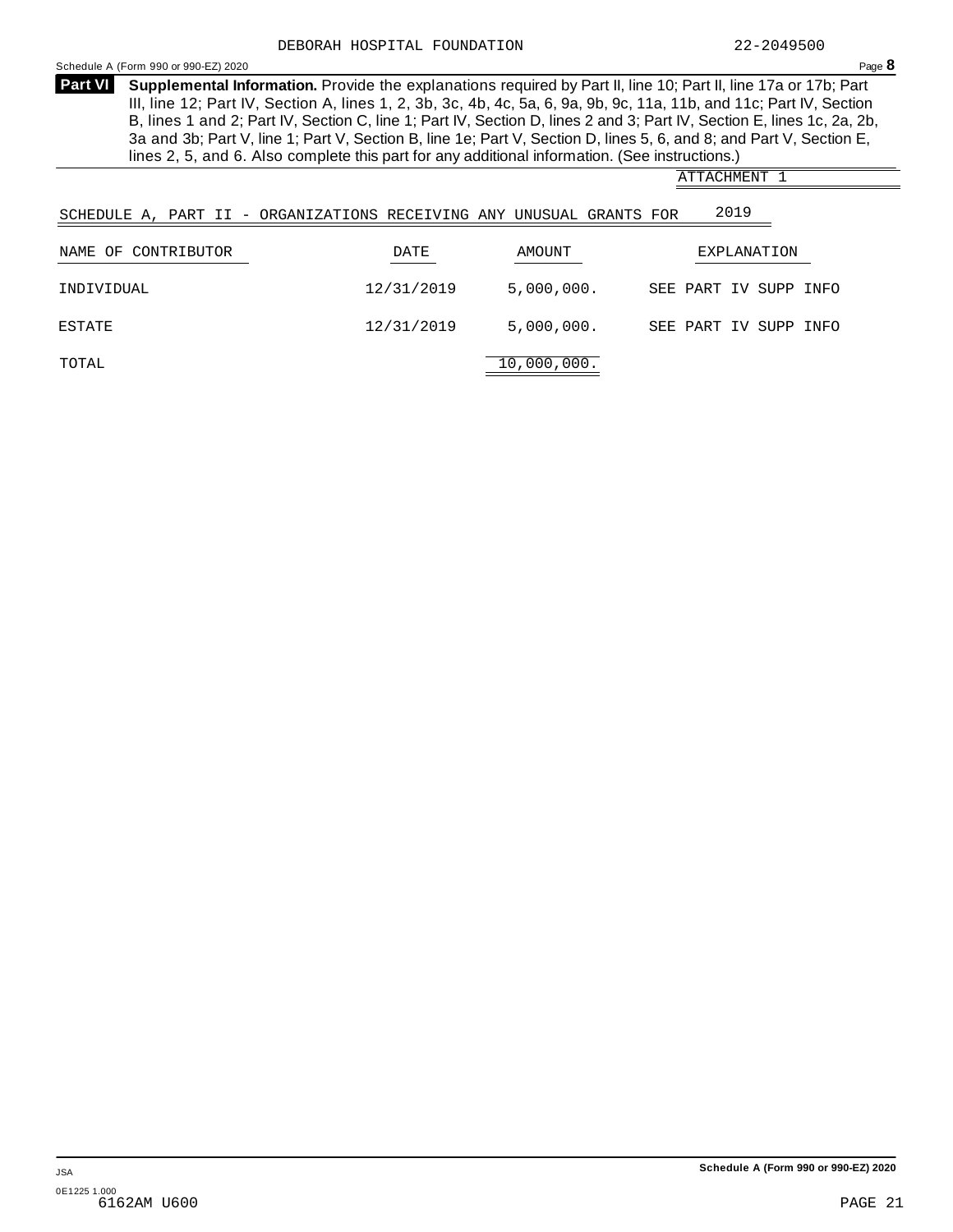DEBORAH HOSPITAL FOUNDATION 22-2049500

Schedule A (Form 990 or 990-EZ) 2020 Page **8**

**Part VI** **Supplemental Information.** Provide the explanations required by Part II, line 10; Part II, line 17a or 17b; Part III, line 12; Part IV, Section A, lines 1, 2, 3b, 3c, 4b, 4c, 5a, 6, 9a, 9b, 9c, 11a, 11b, and 11c; Part IV, Section B, lines 1 and 2; Part IV, Section C, line 1; Part IV, Section D, lines 2 and 3; Part IV, Section E, lines 1c, 2a, 2b, 3a and 3b; Part V, line 1; Part V, Section B, line 1e; Part V, Section D, lines 5, 6, and 8; and Part V, Section E, lines 2, 5, and 6. Also complete this part for any additional information. (See instructions.)

ATTACHMENT 1

SCHEDULE A, PART II - ORGANIZATIONS RECEIVING ANY UNUSUAL GRANTS FOR 2019

| NAME OF CONTRIBUTOR | DATE | AMOUNT | EXPLANATION |
|---|---|---|---|
| INDIVIDUAL | 12/31/2019 | 5,000,000. | SEE PART IV SUPP INFO |
| ESTATE | 12/31/2019 | 5,000,000. | SEE PART IV SUPP INFO |
| TOTAL | | 10,000,000. | |

Schedule A (Form 990 or 990-EZ) 2020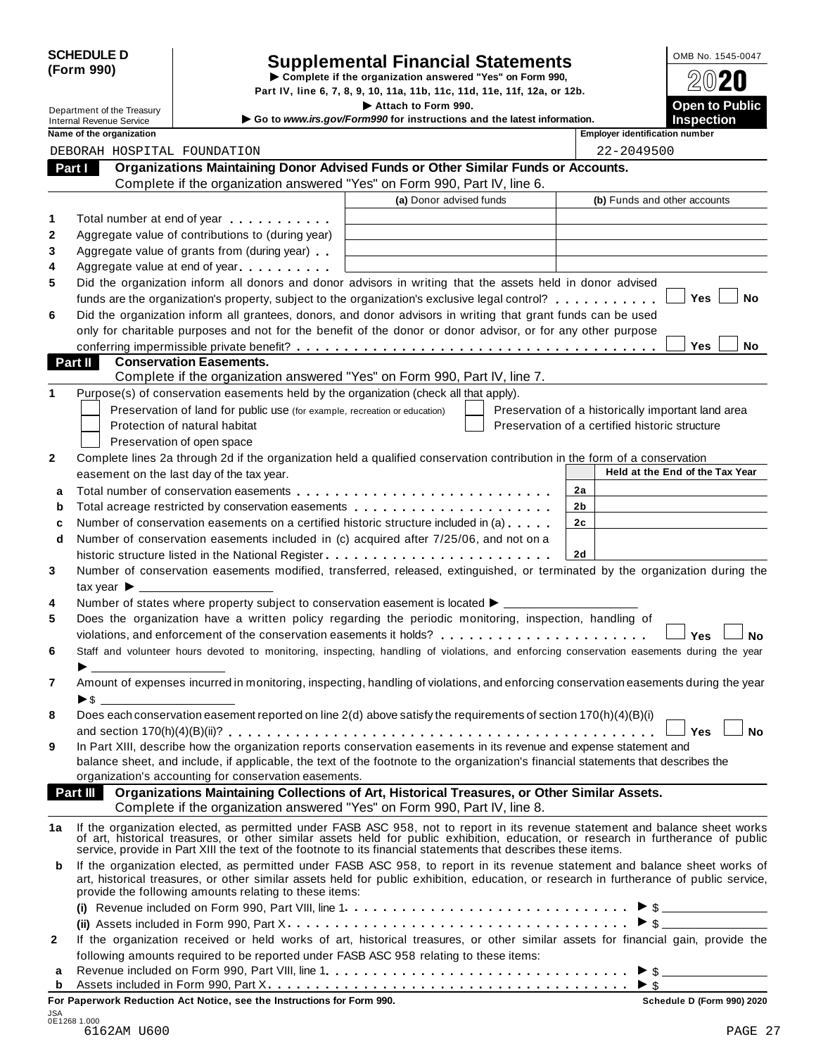**SCHEDULE D (Form 990)**

Department of the Treasury
Internal Revenue Service

# Supplemental Financial Statements

▶ Complete if the organization answered "Yes" on Form 990, Part IV, line 6, 7, 8, 9, 10, 11a, 11b, 11c, 11d, 11e, 11f, 12a, or 12b.

▶ Attach to Form 990.

▶ Go to *www.irs.gov/Form990* for instructions and the latest information.

OMB No. 1545-0047

**2020**

**Open to Public Inspection**

**Name of the organization:** DEBORAH HOSPITAL FOUNDATION

**Employer identification number:** 22-2049500

## Part I — Organizations Maintaining Donor Advised Funds or Other Similar Funds or Accounts.

Complete if the organization answered "Yes" on Form 990, Part IV, line 6.

| | | (a) Donor advised funds | (b) Funds and other accounts |
|---|---|---|---|
| 1 | Total number at end of year | | |
| 2 | Aggregate value of contributions to (during year) | | |
| 3 | Aggregate value of grants from (during year) | | |
| 4 | Aggregate value at end of year | | |

5 Did the organization inform all donors and donor advisors in writing that the assets held in donor advised funds are the organization's property, subject to the organization's exclusive legal control? ☐ Yes ☐ No

6 Did the organization inform all grantees, donors, and donor advisors in writing that grant funds can be used only for charitable purposes and not for the benefit of the donor or donor advisor, or for any other purpose conferring impermissible private benefit? ☐ Yes ☐ No

## Part II — Conservation Easements.

Complete if the organization answered "Yes" on Form 990, Part IV, line 7.

1 Purpose(s) of conservation easements held by the organization (check all that apply).

- ☐ Preservation of land for public use (for example, recreation or education)
- ☐ Protection of natural habitat
- ☐ Preservation of open space
- ☐ Preservation of a historically important land area
- ☐ Preservation of a certified historic structure

2 Complete lines 2a through 2d if the organization held a qualified conservation contribution in the form of a conservation easement on the last day of the tax year.

| | | | Held at the End of the Tax Year |
|---|---|---|---|
| a | Total number of conservation easements | 2a | |
| b | Total acreage restricted by conservation easements | 2b | |
| c | Number of conservation easements on a certified historic structure included in (a) | 2c | |
| d | Number of conservation easements included in (c) acquired after 7/25/06, and not on a historic structure listed in the National Register | 2d | |

3 Number of conservation easements modified, transferred, released, extinguished, or terminated by the organization during the tax year ▶

4 Number of states where property subject to conservation easement is located ▶

5 Does the organization have a written policy regarding the periodic monitoring, inspection, handling of violations, and enforcement of the conservation easements it holds? ☐ Yes ☐ No

6 Staff and volunteer hours devoted to monitoring, inspecting, handling of violations, and enforcing conservation easements during the year ▶

7 Amount of expenses incurred in monitoring, inspecting, handling of violations, and enforcing conservation easements during the year ▶ $

8 Does each conservation easement reported on line 2(d) above satisfy the requirements of section 170(h)(4)(B)(i) and section 170(h)(4)(B)(ii)? ☐ Yes ☐ No

9 In Part XIII, describe how the organization reports conservation easements in its revenue and expense statement and balance sheet, and include, if applicable, the text of the footnote to the organization's financial statements that describes the organization's accounting for conservation easements.

## Part III — Organizations Maintaining Collections of Art, Historical Treasures, or Other Similar Assets.

Complete if the organization answered "Yes" on Form 990, Part IV, line 8.

1a If the organization elected, as permitted under FASB ASC 958, not to report in its revenue statement and balance sheet works of art, historical treasures, or other similar assets held for public exhibition, education, or research in furtherance of public service, provide in Part XIII the text of the footnote to its financial statements that describes these items.

b If the organization elected, as permitted under FASB ASC 958, to report in its revenue statement and balance sheet works of art, historical treasures, or other similar assets held for public exhibition, education, or research in furtherance of public service, provide the following amounts relating to these items:

(i) Revenue included on Form 990, Part VIII, line 1 ▶ $

(ii) Assets included in Form 990, Part X ▶ $

2 If the organization received or held works of art, historical treasures, or other similar assets for financial gain, provide the following amounts required to be reported under FASB ASC 958 relating to these items:

a Revenue included on Form 990, Part VIII, line 1 ▶ $

b Assets included in Form 990, Part X ▶ $

**For Paperwork Reduction Act Notice, see the Instructions for Form 990.** **Schedule D (Form 990) 2020**

JSA
0E1268 1.000
6162AM U600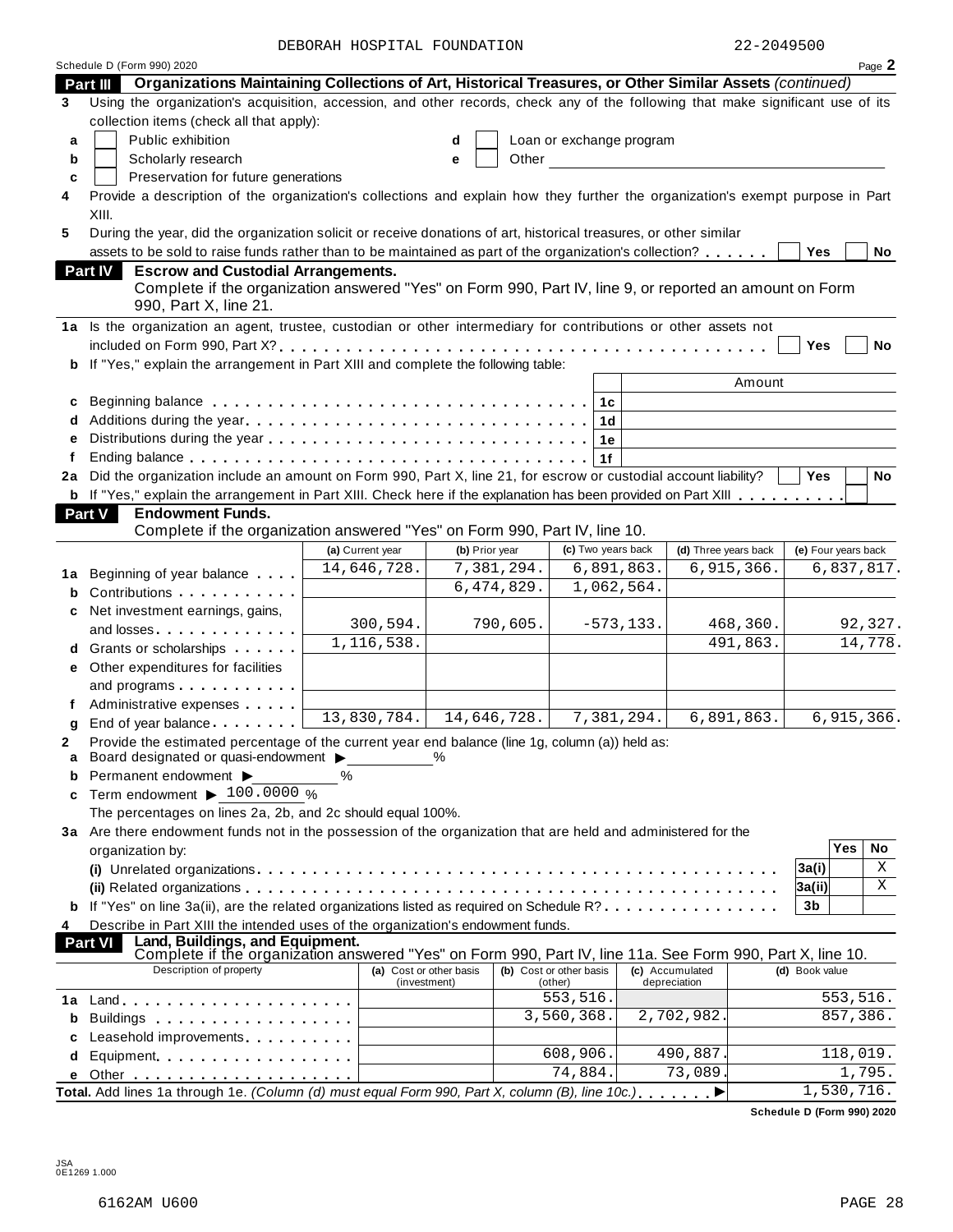DEBORAH HOSPITAL FOUNDATION 22-2049500

Schedule D (Form 990) 2020 Page **2**

## Part III Organizations Maintaining Collections of Art, Historical Treasures, or Other Similar Assets *(continued)*

**3** Using the organization's acquisition, accession, and other records, check any of the following that make significant use of its collection items (check all that apply):

- **a** ☐ Public exhibition
- **b** ☐ Scholarly research
- **c** ☐ Preservation for future generations
- **d** ☐ Loan or exchange program
- **e** ☐ Other

**4** Provide a description of the organization's collections and explain how they further the organization's exempt purpose in Part XIII.

**5** During the year, did the organization solicit or receive donations of art, historical treasures, or other similar assets to be sold to raise funds rather than to be maintained as part of the organization's collection? ☐ Yes ☐ No

## Part IV Escrow and Custodial Arrangements.

Complete if the organization answered "Yes" on Form 990, Part IV, line 9, or reported an amount on Form 990, Part X, line 21.

**1a** Is the organization an agent, trustee, custodian or other intermediary for contributions or other assets not included on Form 990, Part X? ☐ Yes ☐ No

**b** If "Yes," explain the arrangement in Part XIII and complete the following table:

| | | | Amount |
|---|---|---|---|
| **c** | Beginning balance | 1c | |
| **d** | Additions during the year | 1d | |
| **e** | Distributions during the year | 1e | |
| **f** | Ending balance | 1f | |

**2a** Did the organization include an amount on Form 990, Part X, line 21, for escrow or custodial account liability? ☐ Yes ☐ No

**b** If "Yes," explain the arrangement in Part XIII. Check here if the explanation has been provided on Part XIII ☐

## Part V Endowment Funds.

Complete if the organization answered "Yes" on Form 990, Part IV, line 10.

| | | (a) Current year | (b) Prior year | (c) Two years back | (d) Three years back | (e) Four years back |
|---|---|---|---|---|---|---|
| **1a** | Beginning of year balance | 14,646,728. | 7,381,294. | 6,891,863. | 6,915,366. | 6,837,817. |
| **b** | Contributions | | 6,474,829. | 1,062,564. | | |
| **c** | Net investment earnings, gains, and losses | 300,594. | 790,605. | -573,133. | 468,360. | 92,327. |
| **d** | Grants or scholarships | 1,116,538. | | | 491,863. | 14,778. |
| **e** | Other expenditures for facilities and programs | | | | | |
| **f** | Administrative expenses | | | | | |
| **g** | End of year balance | 13,830,784. | 14,646,728. | 7,381,294. | 6,891,863. | 6,915,366. |

**2** Provide the estimated percentage of the current year end balance (line 1g, column (a)) held as:

- **a** Board designated or quasi-endowment ▶ ______ %
- **b** Permanent endowment ▶ ______ %
- **c** Term endowment ▶ 100.0000 %

The percentages on lines 2a, 2b, and 2c should equal 100%.

**3a** Are there endowment funds not in the possession of the organization that are held and administered for the organization by:

| | | | Yes | No |
|---|---|---|---|---|
| | (i) Unrelated organizations | 3a(i) | | X |
| | (ii) Related organizations | 3a(ii) | | X |
| **b** | If "Yes" on line 3a(ii), are the related organizations listed as required on Schedule R? | 3b | | |

**4** Describe in Part XIII the intended uses of the organization's endowment funds.

## Part VI Land, Buildings, and Equipment.

Complete if the organization answered "Yes" on Form 990, Part IV, line 11a. See Form 990, Part X, line 10.

| Description of property | (a) Cost or other basis (investment) | (b) Cost or other basis (other) | (c) Accumulated depreciation | (d) Book value |
|---|---|---|---|---|
| **1a** Land | | 553,516. | | 553,516. |
| **b** Buildings | | 3,560,368. | 2,702,982. | 857,386. |
| **c** Leasehold improvements | | | | |
| **d** Equipment | | 608,906. | 490,887. | 118,019. |
| **e** Other | | 74,884. | 73,089. | 1,795. |
| **Total.** Add lines 1a through 1e. *(Column (d) must equal Form 990, Part X, column (B), line 10c.)* ▶ | | | | 1,530,716. |

Schedule D (Form 990) 2020

JSA 0E1269 1.000

6162AM U600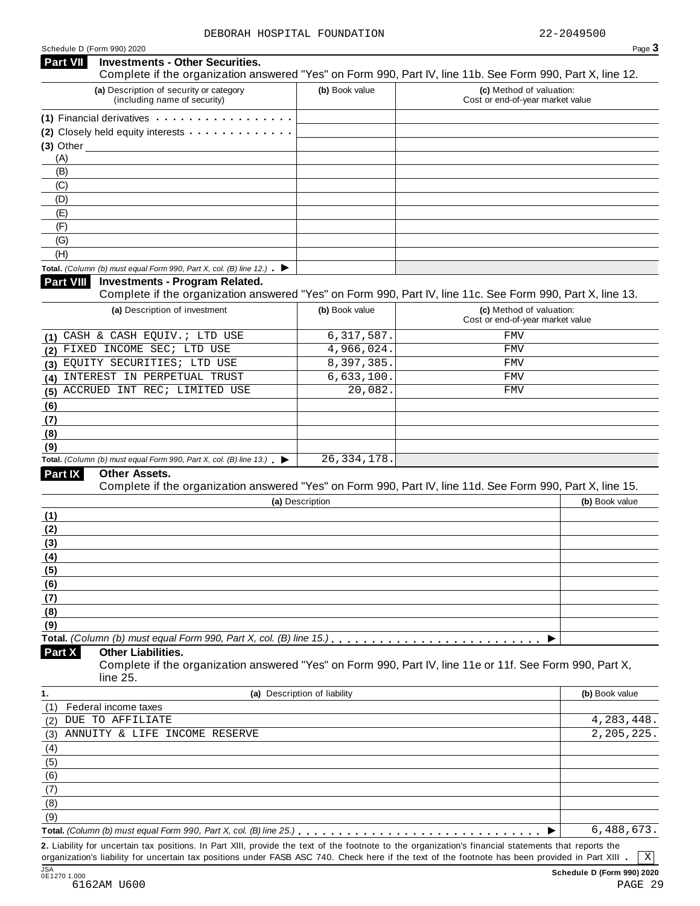DEBORAH HOSPITAL FOUNDATION 22-2049500

Schedule D (Form 990) 2020

## Part VII Investments - Other Securities.

Complete if the organization answered "Yes" on Form 990, Part IV, line 11b. See Form 990, Part X, line 12.

| (a) Description of security or category (including name of security) | (b) Book value | (c) Method of valuation: Cost or end-of-year market value |
|---|---|---|
| (1) Financial derivatives | | |
| (2) Closely held equity interests | | |
| (3) Other | | |
| (A) | | |
| (B) | | |
| (C) | | |
| (D) | | |
| (E) | | |
| (F) | | |
| (G) | | |
| (H) | | |
| **Total.** *(Column (b) must equal Form 990, Part X, col. (B) line 12.)* ▶ | | |

## Part VIII Investments - Program Related.

Complete if the organization answered "Yes" on Form 990, Part IV, line 11c. See Form 990, Part X, line 13.

| (a) Description of investment | (b) Book value | (c) Method of valuation: Cost or end-of-year market value |
|---|---|---|
| (1) CASH & CASH EQUIV.; LTD USE | 6,317,587. | FMV |
| (2) FIXED INCOME SEC; LTD USE | 4,966,024. | FMV |
| (3) EQUITY SECURITIES; LTD USE | 8,397,385. | FMV |
| (4) INTEREST IN PERPETUAL TRUST | 6,633,100. | FMV |
| (5) ACCRUED INT REC; LIMITED USE | 20,082. | FMV |
| (6) | | |
| (7) | | |
| (8) | | |
| (9) | | |
| **Total.** *(Column (b) must equal Form 990, Part X, col. (B) line 13.)* ▶ | 26,334,178. | |

## Part IX Other Assets.

Complete if the organization answered "Yes" on Form 990, Part IV, line 11d. See Form 990, Part X, line 15.

| (a) Description | (b) Book value |
|---|---|
| (1) | |
| (2) | |
| (3) | |
| (4) | |
| (5) | |
| (6) | |
| (7) | |
| (8) | |
| (9) | |
| **Total.** *(Column (b) must equal Form 990, Part X, col. (B) line 15.)* ▶ | |

## Part X Other Liabilities.

Complete if the organization answered "Yes" on Form 990, Part IV, line 11e or 11f. See Form 990, Part X, line 25.

| 1. (a) Description of liability | (b) Book value |
|---|---|
| (1) Federal income taxes | |
| (2) DUE TO AFFILIATE | 4,283,448. |
| (3) ANNUITY & LIFE INCOME RESERVE | 2,205,225. |
| (4) | |
| (5) | |
| (6) | |
| (7) | |
| (8) | |
| (9) | |
| **Total.** *(Column (b) must equal Form 990, Part X, col. (B) line 25.)* ▶ | 6,488,673. |

**2.** Liability for uncertain tax positions. In Part XIII, provide the text of the footnote to the organization's financial statements that reports the organization's liability for uncertain tax positions under FASB ASC 740. Check here if the text of the footnote has been provided in Part XIII . [X]

Schedule D (Form 990) 2020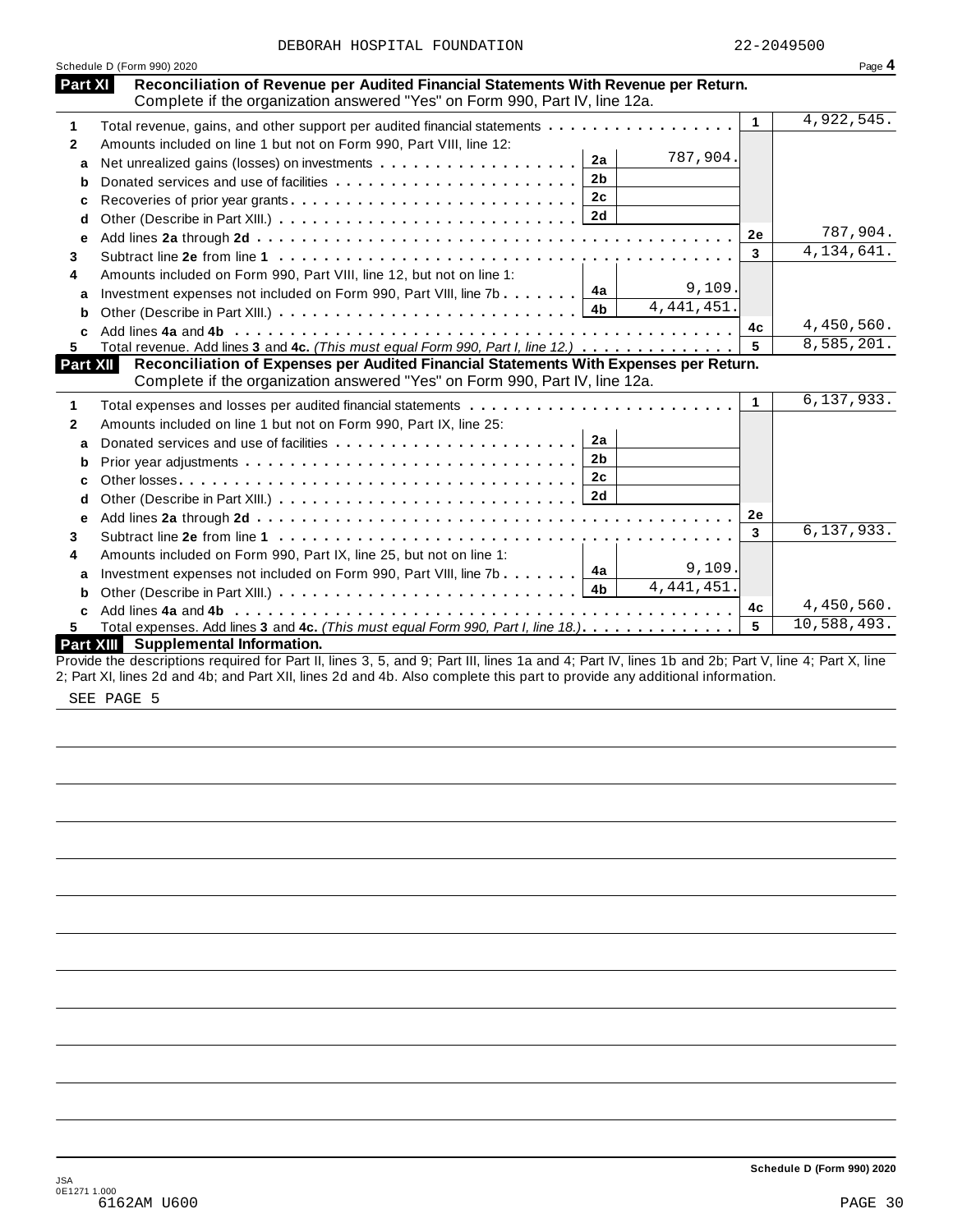DEBORAH HOSPITAL FOUNDATION 22-2049500

Schedule D (Form 990) 2020 Page **4**

## Part XI Reconciliation of Revenue per Audited Financial Statements With Revenue per Return.

Complete if the organization answered "Yes" on Form 990, Part IV, line 12a.

| | | | | | |
|---|---|---|---|---|---|
| **1** | Total revenue, gains, and other support per audited financial statements | | | 1 | 4,922,545. |
| **2** | Amounts included on line 1 but not on Form 990, Part VIII, line 12: | | | | |
| **a** | Net unrealized gains (losses) on investments | 2a | 787,904. | | |
| **b** | Donated services and use of facilities | 2b | | | |
| **c** | Recoveries of prior year grants | 2c | | | |
| **d** | Other (Describe in Part XIII.) | 2d | | | |
| **e** | Add lines **2a** through **2d** | | | 2e | 787,904. |
| **3** | Subtract line **2e** from line **1** | | | 3 | 4,134,641. |
| **4** | Amounts included on Form 990, Part VIII, line 12, but not on line 1: | | | | |
| **a** | Investment expenses not included on Form 990, Part VIII, line 7b | 4a | 9,109. | | |
| **b** | Other (Describe in Part XIII.) | 4b | 4,441,451. | | |
| **c** | Add lines **4a** and **4b** | | | 4c | 4,450,560. |
| **5** | Total revenue. Add lines **3** and **4c.** *(This must equal Form 990, Part I, line 12.)* | | | 5 | 8,585,201. |

## Part XII Reconciliation of Expenses per Audited Financial Statements With Expenses per Return.

Complete if the organization answered "Yes" on Form 990, Part IV, line 12a.

| | | | | | |
|---|---|---|---|---|---|
| **1** | Total expenses and losses per audited financial statements | | | 1 | 6,137,933. |
| **2** | Amounts included on line 1 but not on Form 990, Part IX, line 25: | | | | |
| **a** | Donated services and use of facilities | 2a | | | |
| **b** | Prior year adjustments | 2b | | | |
| **c** | Other losses | 2c | | | |
| **d** | Other (Describe in Part XIII.) | 2d | | | |
| **e** | Add lines **2a** through **2d** | | | 2e | |
| **3** | Subtract line **2e** from line **1** | | | 3 | 6,137,933. |
| **4** | Amounts included on Form 990, Part IX, line 25, but not on line 1: | | | | |
| **a** | Investment expenses not included on Form 990, Part VIII, line 7b | 4a | 9,109. | | |
| **b** | Other (Describe in Part XIII.) | 4b | 4,441,451. | | |
| **c** | Add lines **4a** and **4b** | | | 4c | 4,450,560. |
| **5** | Total expenses. Add lines **3** and **4c.** *(This must equal Form 990, Part I, line 18.)* | | | 5 | 10,588,493. |

## Part XIII Supplemental Information.

Provide the descriptions required for Part II, lines 3, 5, and 9; Part III, lines 1a and 4; Part IV, lines 1b and 2b; Part V, line 4; Part X, line 2; Part XI, lines 2d and 4b; and Part XII, lines 2d and 4b. Also complete this part to provide any additional information.

SEE PAGE 5

Schedule D (Form 990) 2020

JSA
0E1271 1.000
6162AM U600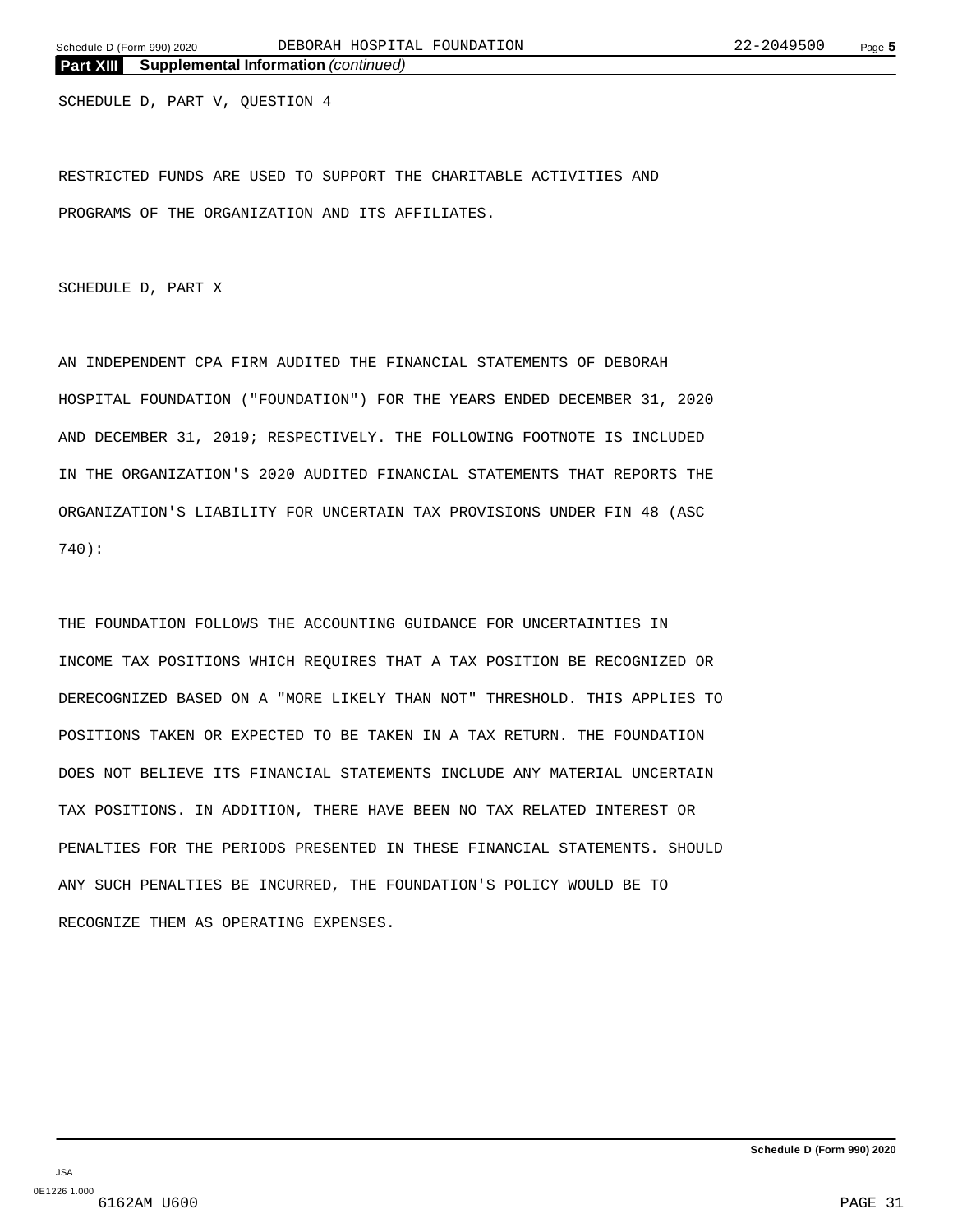## Part XIII **Supplemental Information** *(continued)*

SCHEDULE D, PART V, QUESTION 4

RESTRICTED FUNDS ARE USED TO SUPPORT THE CHARITABLE ACTIVITIES AND PROGRAMS OF THE ORGANIZATION AND ITS AFFILIATES.

SCHEDULE D, PART X

AN INDEPENDENT CPA FIRM AUDITED THE FINANCIAL STATEMENTS OF DEBORAH HOSPITAL FOUNDATION ("FOUNDATION") FOR THE YEARS ENDED DECEMBER 31, 2020 AND DECEMBER 31, 2019; RESPECTIVELY. THE FOLLOWING FOOTNOTE IS INCLUDED IN THE ORGANIZATION'S 2020 AUDITED FINANCIAL STATEMENTS THAT REPORTS THE ORGANIZATION'S LIABILITY FOR UNCERTAIN TAX PROVISIONS UNDER FIN 48 (ASC 740):

THE FOUNDATION FOLLOWS THE ACCOUNTING GUIDANCE FOR UNCERTAINTIES IN INCOME TAX POSITIONS WHICH REQUIRES THAT A TAX POSITION BE RECOGNIZED OR DERECOGNIZED BASED ON A "MORE LIKELY THAN NOT" THRESHOLD. THIS APPLIES TO POSITIONS TAKEN OR EXPECTED TO BE TAKEN IN A TAX RETURN. THE FOUNDATION DOES NOT BELIEVE ITS FINANCIAL STATEMENTS INCLUDE ANY MATERIAL UNCERTAIN TAX POSITIONS. IN ADDITION, THERE HAVE BEEN NO TAX RELATED INTEREST OR PENALTIES FOR THE PERIODS PRESENTED IN THESE FINANCIAL STATEMENTS. SHOULD ANY SUCH PENALTIES BE INCURRED, THE FOUNDATION'S POLICY WOULD BE TO RECOGNIZE THEM AS OPERATING EXPENSES.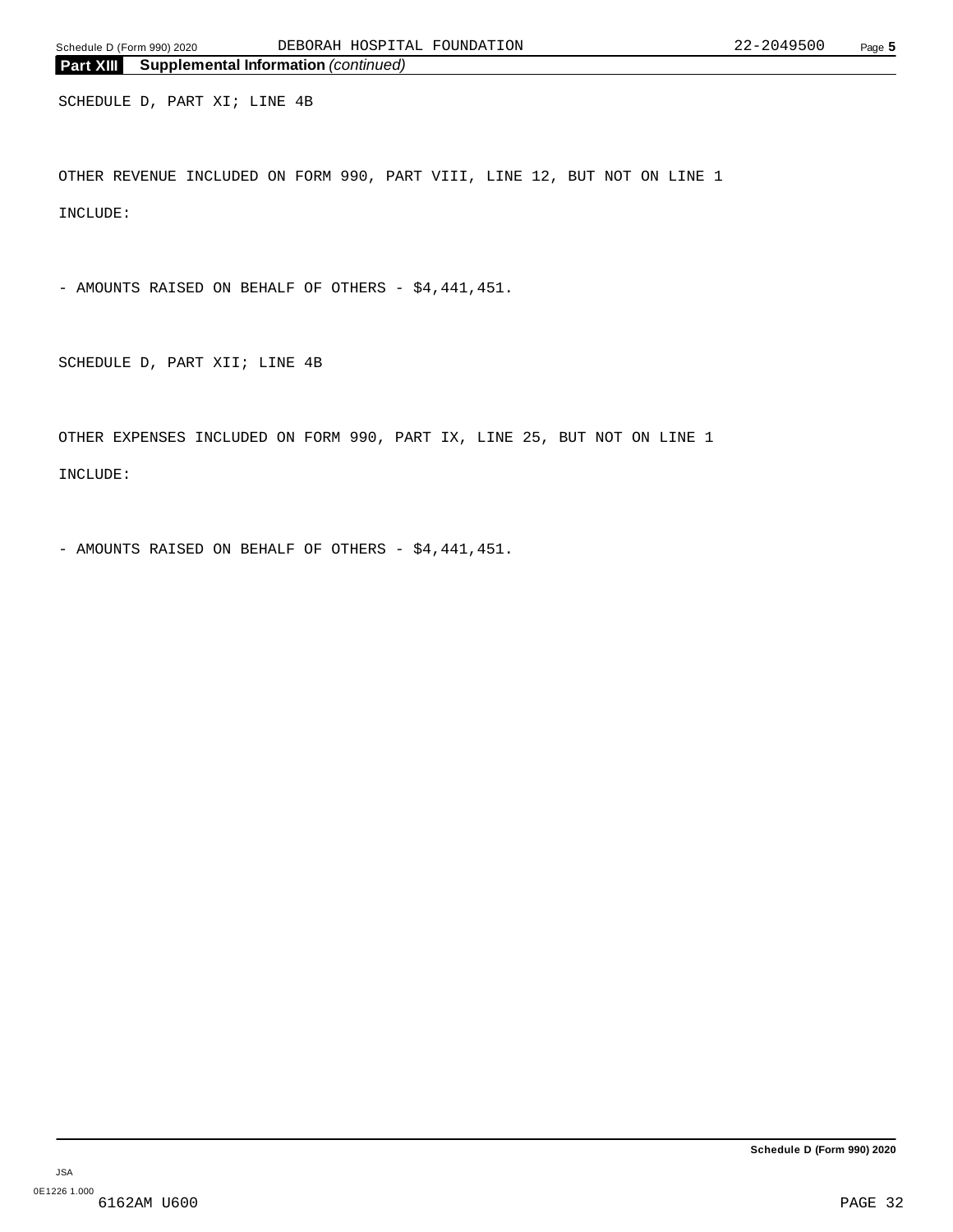**Part XIII Supplemental Information** *(continued)*

SCHEDULE D, PART XI; LINE 4B

OTHER REVENUE INCLUDED ON FORM 990, PART VIII, LINE 12, BUT NOT ON LINE 1

INCLUDE:

- AMOUNTS RAISED ON BEHALF OF OTHERS - $4,441,451.

SCHEDULE D, PART XII; LINE 4B

OTHER EXPENSES INCLUDED ON FORM 990, PART IX, LINE 25, BUT NOT ON LINE 1

INCLUDE:

- AMOUNTS RAISED ON BEHALF OF OTHERS - $4,441,451.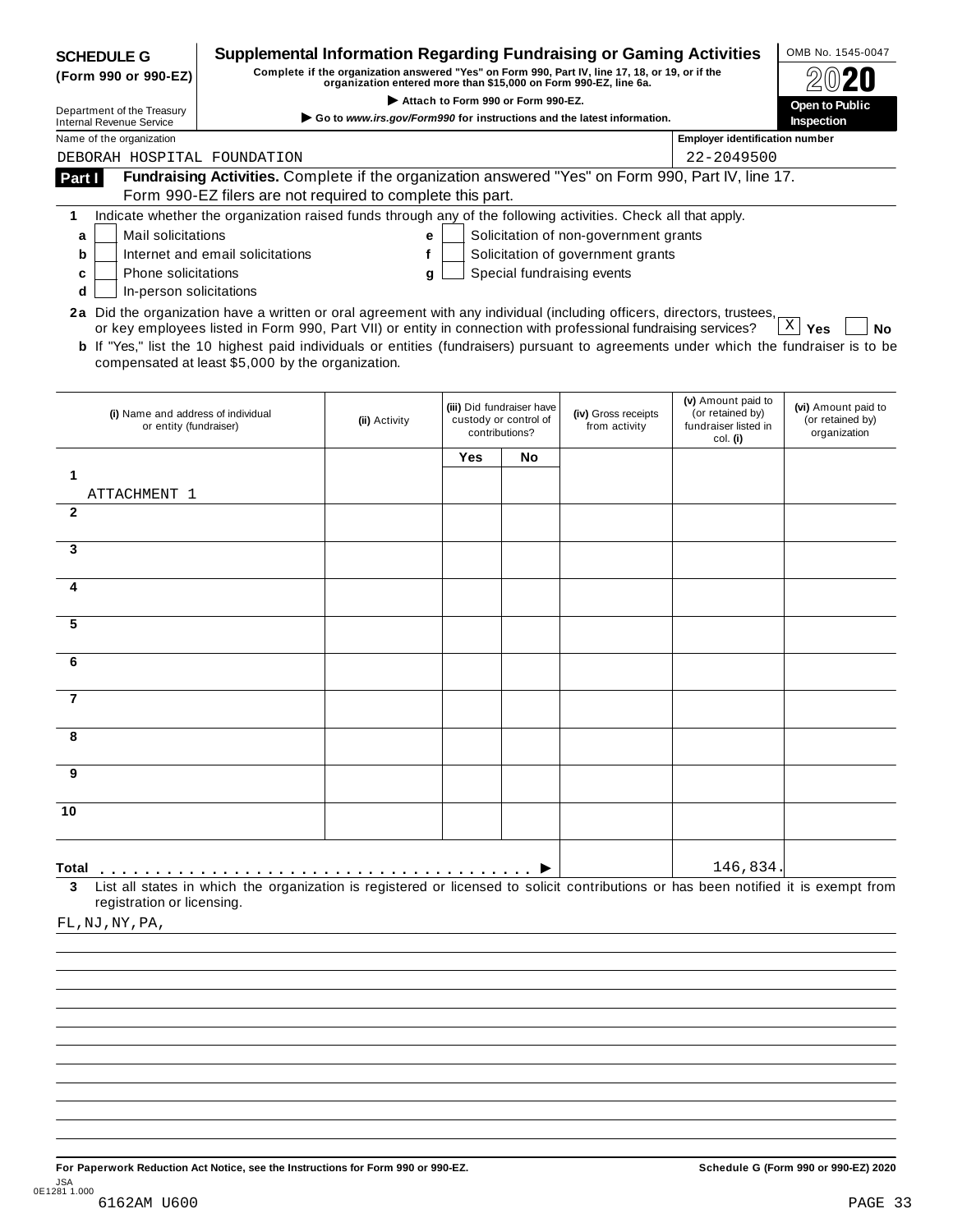**SCHEDULE G (Form 990 or 990-EZ)**

Department of the Treasury
Internal Revenue Service

# Supplemental Information Regarding Fundraising or Gaming Activities

**Complete if the organization answered "Yes" on Form 990, Part IV, line 17, 18, or 19, or if the organization entered more than $15,000 on Form 990-EZ, line 6a.**

▶ **Attach to Form 990 or Form 990-EZ.**

▶ **Go to *www.irs.gov/Form990* for instructions and the latest information.**

OMB No. 1545-0047

**2020**

**Open to Public Inspection**

Name of the organization: DEBORAH HOSPITAL FOUNDATION

Employer identification number: 22-2049500

## Part I Fundraising Activities.

Complete if the organization answered "Yes" on Form 990, Part IV, line 17. Form 990-EZ filers are not required to complete this part.

**1** Indicate whether the organization raised funds through any of the following activities. Check all that apply.

- **a** [ ] Mail solicitations
- **b** [ ] Internet and email solicitations
- **c** [ ] Phone solicitations
- **d** [ ] In-person solicitations
- **e** [ ] Solicitation of non-government grants
- **f** [ ] Solicitation of government grants
- **g** [ ] Special fundraising events

**2a** Did the organization have a written or oral agreement with any individual (including officers, directors, trustees, or key employees listed in Form 990, Part VII) or entity in connection with professional fundraising services? [X] **Yes** [ ] **No**

**b** If "Yes," list the 10 highest paid individuals or entities (fundraisers) pursuant to agreements under which the fundraiser is to be compensated at least $5,000 by the organization.

| | (i) Name and address of individual or entity (fundraiser) | (ii) Activity | (iii) Did fundraiser have custody or control of contributions? Yes | No | (iv) Gross receipts from activity | (v) Amount paid to (or retained by) fundraiser listed in col. (i) | (vi) Amount paid to (or retained by) organization |
|---|---|---|---|---|---|---|---|
| 1 | ATTACHMENT 1 | | | | | | |
| 2 | | | | | | | |
| 3 | | | | | | | |
| 4 | | | | | | | |
| 5 | | | | | | | |
| 6 | | | | | | | |
| 7 | | | | | | | |
| 8 | | | | | | | |
| 9 | | | | | | | |
| 10 | | | | | | | |
| **Total** ▶ | | | | | | 146,834. | |

**3** List all states in which the organization is registered or licensed to solicit contributions or has been notified it is exempt from registration or licensing.

FL,NJ,NY,PA,

**For Paperwork Reduction Act Notice, see the Instructions for Form 990 or 990-EZ.** **Schedule G (Form 990 or 990-EZ) 2020**

JSA
0E1281 1.000
6162AM U600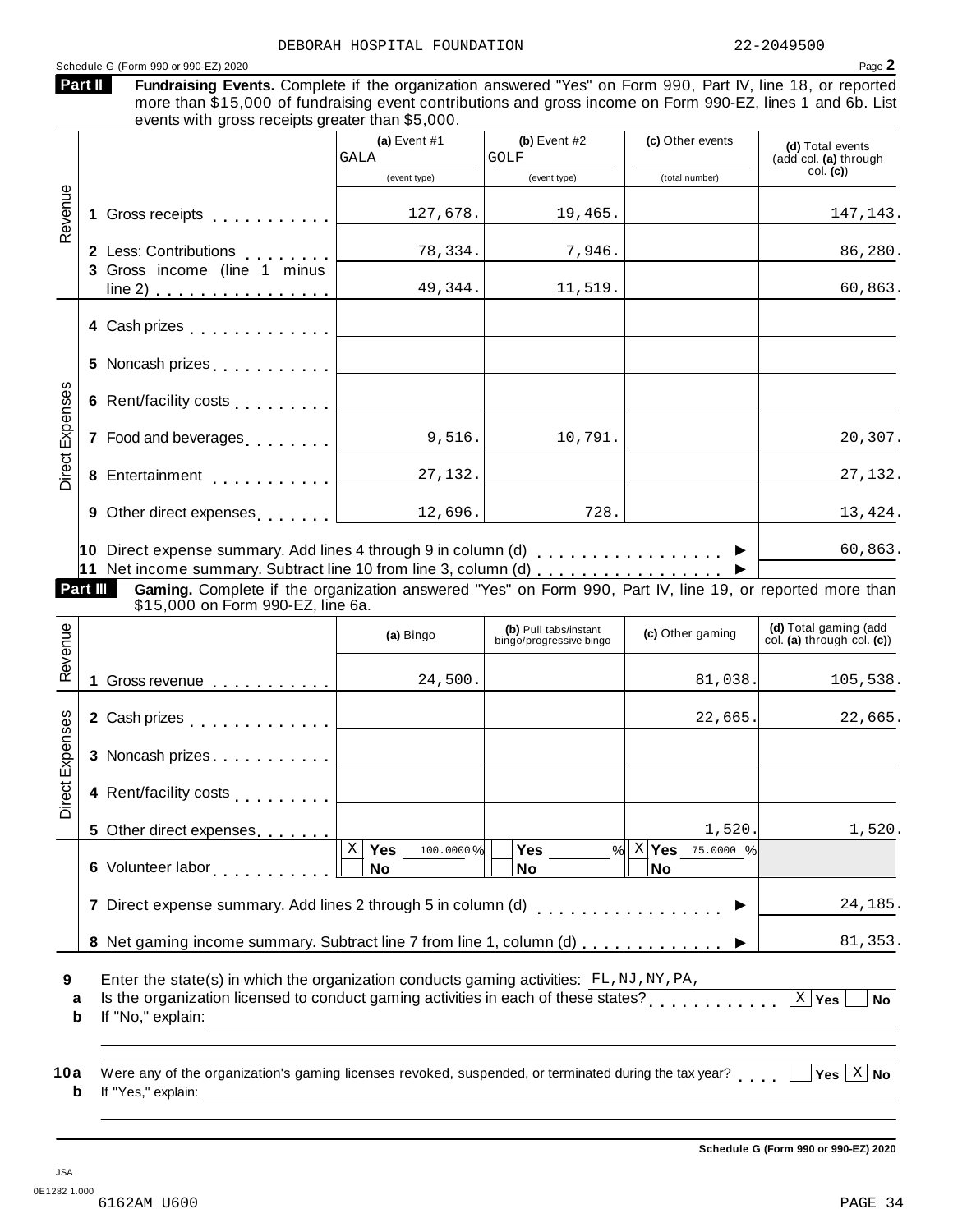DEBORAH HOSPITAL FOUNDATION 22-2049500

Schedule G (Form 990 or 990-EZ) 2020 Page **2**

**Part II** **Fundraising Events.** Complete if the organization answered "Yes" on Form 990, Part IV, line 18, or reported more than $15,000 of fundraising event contributions and gross income on Form 990-EZ, lines 1 and 6b. List events with gross receipts greater than $5,000.

| | | (a) Event #1 GALA (event type) | (b) Event #2 GOLF (event type) | (c) Other events (total number) | (d) Total events (add col. (a) through col. (c)) |
|---|---|---|---|---|---|
| Revenue | 1 Gross receipts | 127,678. | 19,465. | | 147,143. |
| | 2 Less: Contributions | 78,334. | 7,946. | | 86,280. |
| | 3 Gross income (line 1 minus line 2) | 49,344. | 11,519. | | 60,863. |
| Direct Expenses | 4 Cash prizes | | | | |
| | 5 Noncash prizes | | | | |
| | 6 Rent/facility costs | | | | |
| | 7 Food and beverages | 9,516. | 10,791. | | 20,307. |
| | 8 Entertainment | 27,132. | | | 27,132. |
| | 9 Other direct expenses | 12,696. | 728. | | 13,424. |
| | 10 Direct expense summary. Add lines 4 through 9 in column (d) ▶ | | | | 60,863. |
| | 11 Net income summary. Subtract line 10 from line 3, column (d) ▶ | | | | |

**Part III** **Gaming.** Complete if the organization answered "Yes" on Form 990, Part IV, line 19, or reported more than $15,000 on Form 990-EZ, line 6a.

| | | (a) Bingo | (b) Pull tabs/instant bingo/progressive bingo | (c) Other gaming | (d) Total gaming (add col. (a) through col. (c)) |
|---|---|---|---|---|---|
| Revenue | 1 Gross revenue | 24,500. | | 81,038. | 105,538. |
| Direct Expenses | 2 Cash prizes | | | 22,665. | 22,665. |
| | 3 Noncash prizes | | | | |
| | 4 Rent/facility costs | | | | |
| | 5 Other direct expenses | | | 1,520. | 1,520. |
| | 6 Volunteer labor | [X] Yes 100.0000 % [ ] No | [ ] Yes ___ % [ ] No | [X] Yes 75.0000 % [ ] No | |
| | 7 Direct expense summary. Add lines 2 through 5 in column (d) ▶ | | | | 24,185. |
| | 8 Net gaming income summary. Subtract line 7 from line 1, column (d) ▶ | | | | 81,353. |

**9** Enter the state(s) in which the organization conducts gaming activities: FL,NJ,NY,PA,

**a** Is the organization licensed to conduct gaming activities in each of these states? [X] **Yes** [ ] **No**

**b** If "No," explain:

**10a** Were any of the organization's gaming licenses revoked, suspended, or terminated during the tax year? [ ] **Yes** [X] **No**

**b** If "Yes," explain:

**Schedule G (Form 990 or 990-EZ) 2020**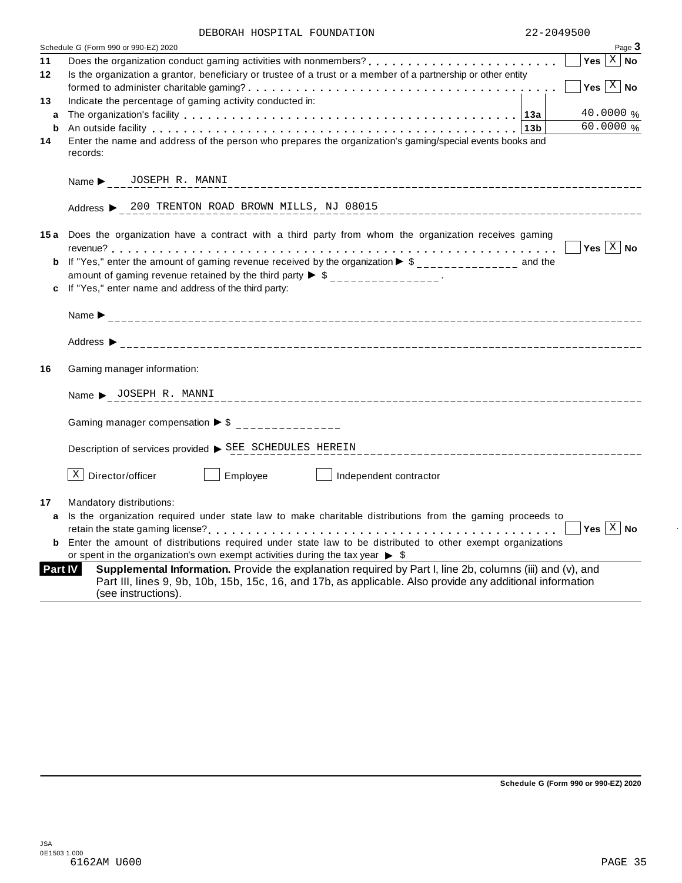DEBORAH HOSPITAL FOUNDATION 22-2049500

Schedule G (Form 990 or 990-EZ) 2020 Page **3**

**11** Does the organization conduct gaming activities with nonmembers? . . . . . . . . . . . . . . . . . . . . . . . . ☐ **Yes** ☒ **No**

**12** Is the organization a grantor, beneficiary or trustee of a trust or a member of a partnership or other entity formed to administer charitable gaming? . . . . . . . . . . . . . . . . . . . . . . . . . . . . . . . . . . . . . ☐ **Yes** ☒ **No**

**13** Indicate the percentage of gaming activity conducted in:

| | | | |
|---|---|---|---|
| **a** | The organization's facility . . . . . . . . . . . . . . . . . . . . . . . . . . . . . . . . . . . . . . . . | **13a** | 40.0000 % |
| **b** | An outside facility . . . . . . . . . . . . . . . . . . . . . . . . . . . . . . . . . . . . . . . . . . . . | **13b** | 60.0000 % |

**14** Enter the name and address of the person who prepares the organization's gaming/special events books and records:

Name ▶ JOSEPH R. MANNI

Address ▶ 200 TRENTON ROAD BROWN MILLS, NJ 08015

**15a** Does the organization have a contract with a third party from whom the organization receives gaming revenue? . . . . . . . . . . . . . . . . . . . . . . . . . . . . . . . . . . . . . . . . . . . . . . . . . . . . . . . . . ☐ **Yes** ☒ **No**

**b** If "Yes," enter the amount of gaming revenue received by the organization ▶ $ _______________ and the amount of gaming revenue retained by the third party ▶ $ _______________ .

**c** If "Yes," enter name and address of the third party:

Name ▶ _______________

Address ▶ _______________

**16** Gaming manager information:

Name ▶ JOSEPH R. MANNI

Gaming manager compensation ▶ $ _______________

Description of services provided ▶ SEE SCHEDULES HEREIN

☒ Director/officer ☐ Employee ☐ Independent contractor

**17** Mandatory distributions:

**a** Is the organization required under state law to make charitable distributions from the gaming proceeds to retain the state gaming license? . . . . . . . . . . . . . . . . . . . . . . . . . . . . . . . . . . . . . . . . . . . . ☐ **Yes** ☒ **No**

**b** Enter the amount of distributions required under state law to be distributed to other exempt organizations or spent in the organization's own exempt activities during the tax year ▶ $

**Part IV** **Supplemental Information.** Provide the explanation required by Part I, line 2b, columns (iii) and (v), and Part III, lines 9, 9b, 10b, 15b, 15c, 16, and 17b, as applicable. Also provide any additional information (see instructions).

**Schedule G (Form 990 or 990-EZ) 2020**

JSA
0E1503 1.000
6162AM U600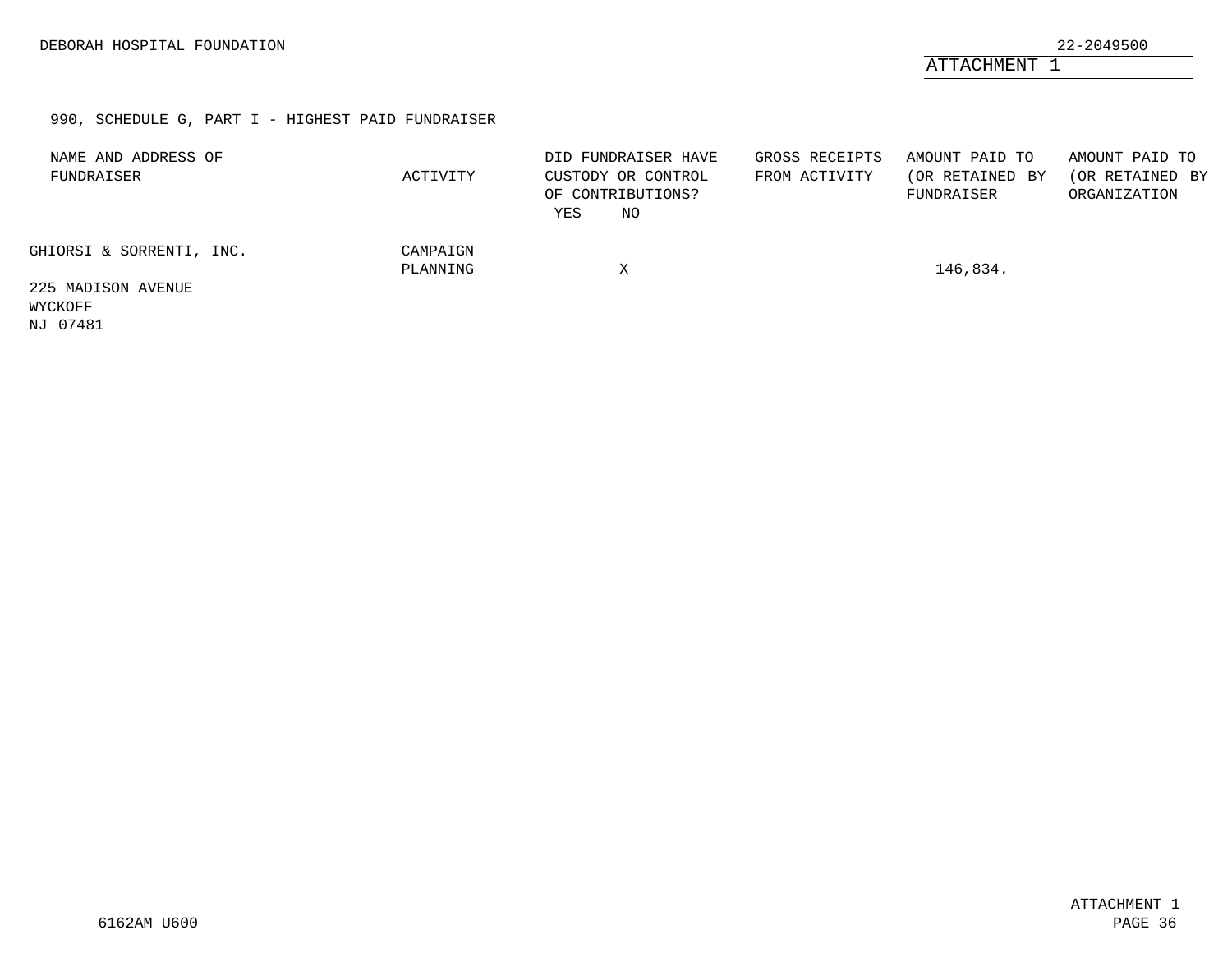DEBORAH HOSPITAL FOUNDATION

22-2049500

ATTACHMENT 1

990, SCHEDULE G, PART I - HIGHEST PAID FUNDRAISER

| NAME AND ADDRESS OF FUNDRAISER | ACTIVITY | DID FUNDRAISER HAVE CUSTODY OR CONTROL OF CONTRIBUTIONS? YES | NO | GROSS RECEIPTS FROM ACTIVITY | AMOUNT PAID TO (OR RETAINED BY FUNDRAISER | AMOUNT PAID TO (OR RETAINED BY ORGANIZATION |
|---|---|---|---|---|---|---|
| GHIORSI & SORRENTI, INC.<br>225 MADISON AVENUE<br>WYCKOFF<br>NJ 07481 | CAMPAIGN PLANNING | | X | | 146,834. | |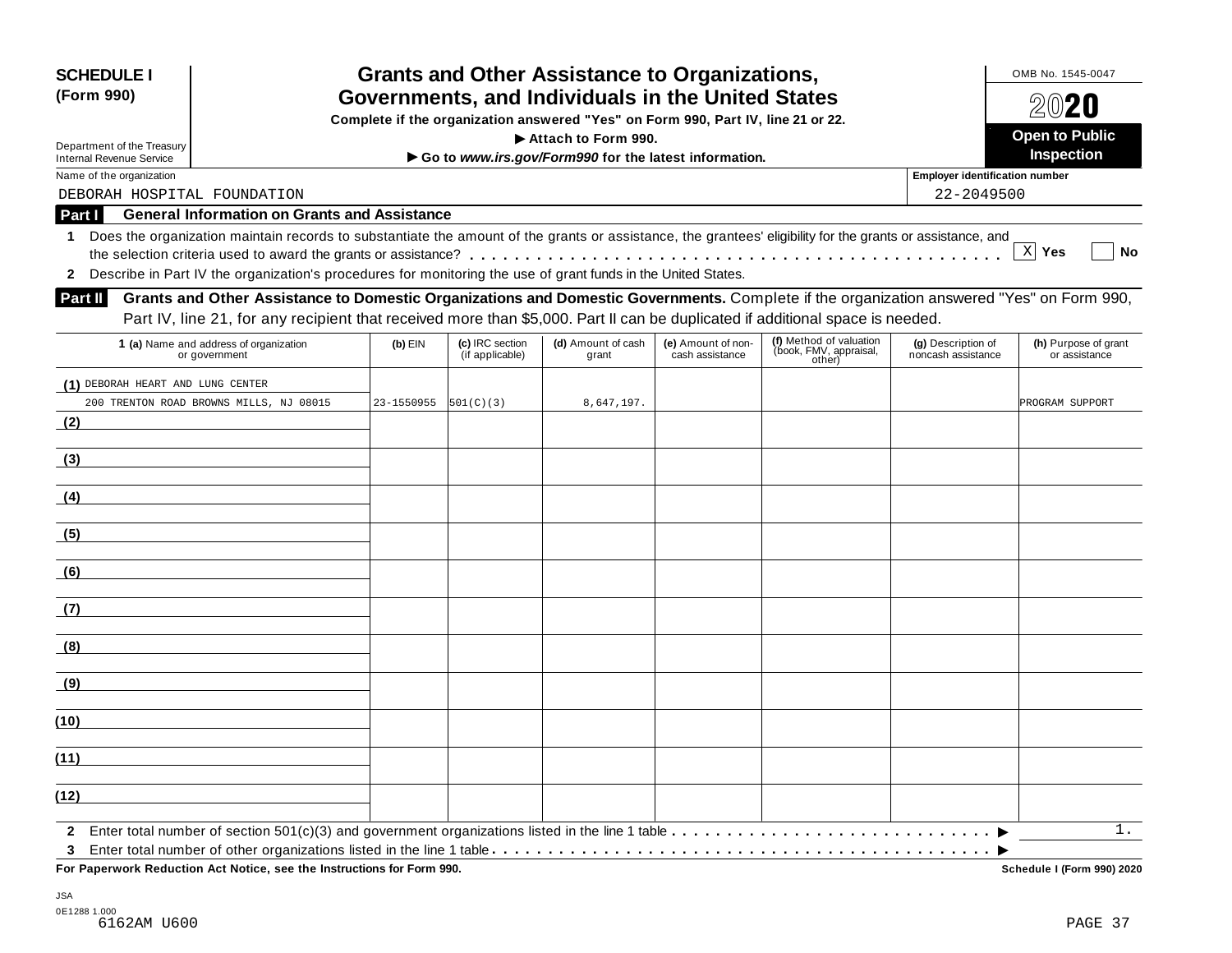**SCHEDULE I (Form 990)**

Department of the Treasury
Internal Revenue Service

# Grants and Other Assistance to Organizations, Governments, and Individuals in the United States

**Complete if the organization answered "Yes" on Form 990, Part IV, line 21 or 22.**
**▶ Attach to Form 990.**
**▶ Go to *www.irs.gov/Form990* for the latest information.**

OMB No. 1545-0047

**2020**

**Open to Public Inspection**

Name of the organization: DEBORAH HOSPITAL FOUNDATION

Employer identification number: 22-2049500

## Part I General Information on Grants and Assistance

**1** Does the organization maintain records to substantiate the amount of the grants or assistance, the grantees' eligibility for the grants or assistance, and the selection criteria used to award the grants or assistance? . . . . . [X] Yes [ ] No

**2** Describe in Part IV the organization's procedures for monitoring the use of grant funds in the United States.

## Part II Grants and Other Assistance to Domestic Organizations and Domestic Governments.

Complete if the organization answered "Yes" on Form 990, Part IV, line 21, for any recipient that received more than $5,000. Part II can be duplicated if additional space is needed.

| 1 (a) Name and address of organization or government | (b) EIN | (c) IRC section (if applicable) | (d) Amount of cash grant | (e) Amount of non-cash assistance | (f) Method of valuation (book, FMV, appraisal, other) | (g) Description of noncash assistance | (h) Purpose of grant or assistance |
|---|---|---|---|---|---|---|---|
| (1) DEBORAH HEART AND LUNG CENTER<br>200 TRENTON ROAD BROWNS MILLS, NJ 08015 | 23-1550955 | 501(C)(3) | 8,647,197. | | | | PROGRAM SUPPORT |
| (2) | | | | | | | |
| (3) | | | | | | | |
| (4) | | | | | | | |
| (5) | | | | | | | |
| (6) | | | | | | | |
| (7) | | | | | | | |
| (8) | | | | | | | |
| (9) | | | | | | | |
| (10) | | | | | | | |
| (11) | | | | | | | |
| (12) | | | | | | | |

**2** Enter total number of section 501(c)(3) and government organizations listed in the line 1 table . . . . . ▶ 1.

**3** Enter total number of other organizations listed in the line 1 table . . . . . ▶

**For Paperwork Reduction Act Notice, see the Instructions for Form 990.**

Schedule I (Form 990) 2020

JSA
0E1288 1.000
6162AM U600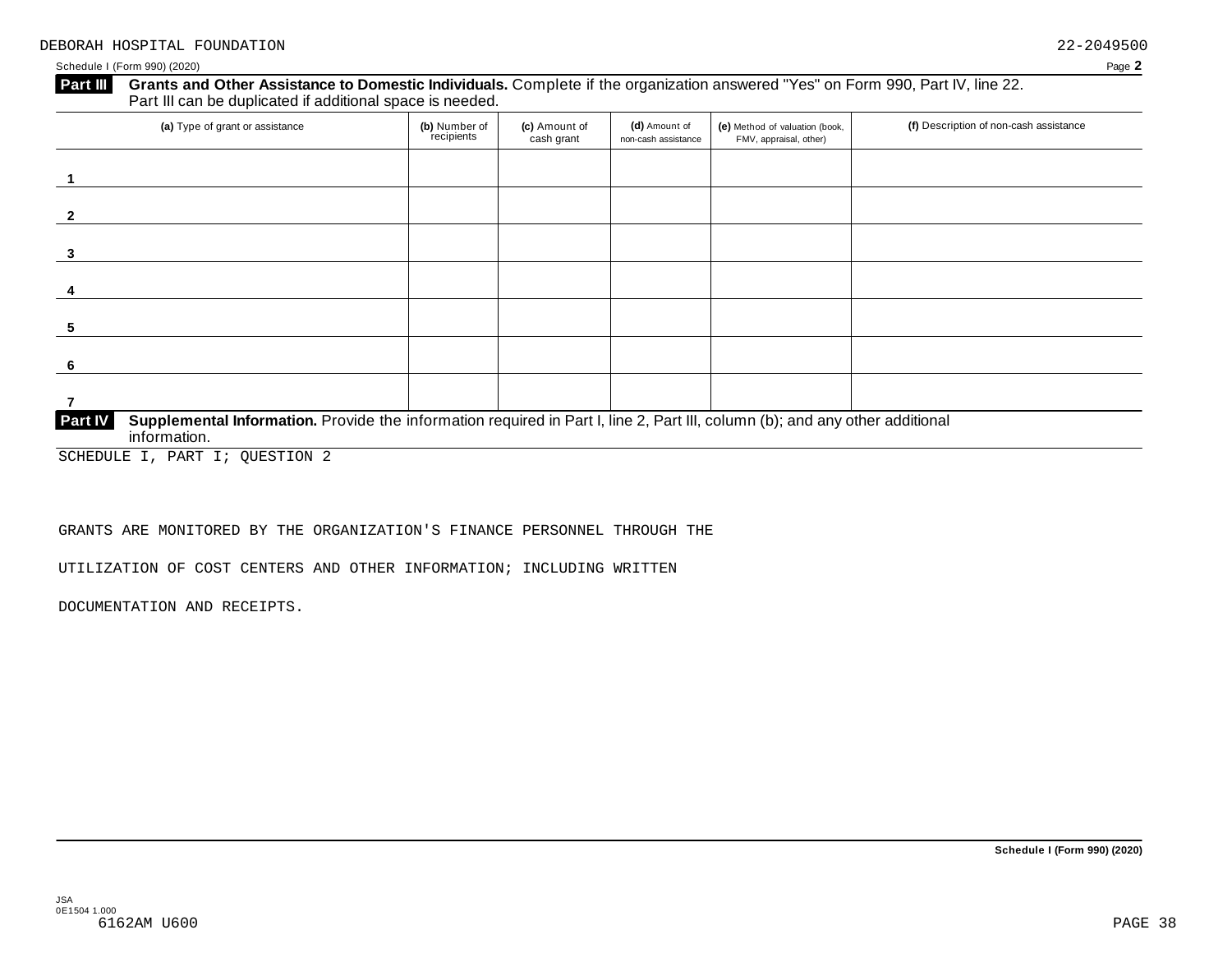DEBORAH HOSPITAL FOUNDATION 22-2049500

Schedule I (Form 990) (2020)

**Part III** **Grants and Other Assistance to Domestic Individuals.** Complete if the organization answered "Yes" on Form 990, Part IV, line 22. Part III can be duplicated if additional space is needed.

| (a) Type of grant or assistance | (b) Number of recipients | (c) Amount of cash grant | (d) Amount of non-cash assistance | (e) Method of valuation (book, FMV, appraisal, other) | (f) Description of non-cash assistance |
|---|---|---|---|---|---|
| 1 | | | | | |
| 2 | | | | | |
| 3 | | | | | |
| 4 | | | | | |
| 5 | | | | | |
| 6 | | | | | |
| 7 | | | | | |

**Part IV** **Supplemental Information.** Provide the information required in Part I, line 2, Part III, column (b); and any other additional information.

SCHEDULE I, PART I; QUESTION 2

GRANTS ARE MONITORED BY THE ORGANIZATION'S FINANCE PERSONNEL THROUGH THE

UTILIZATION OF COST CENTERS AND OTHER INFORMATION; INCLUDING WRITTEN

DOCUMENTATION AND RECEIPTS.

**Schedule I (Form 990) (2020)**

JSA
0E1504 1.000
6162AM U600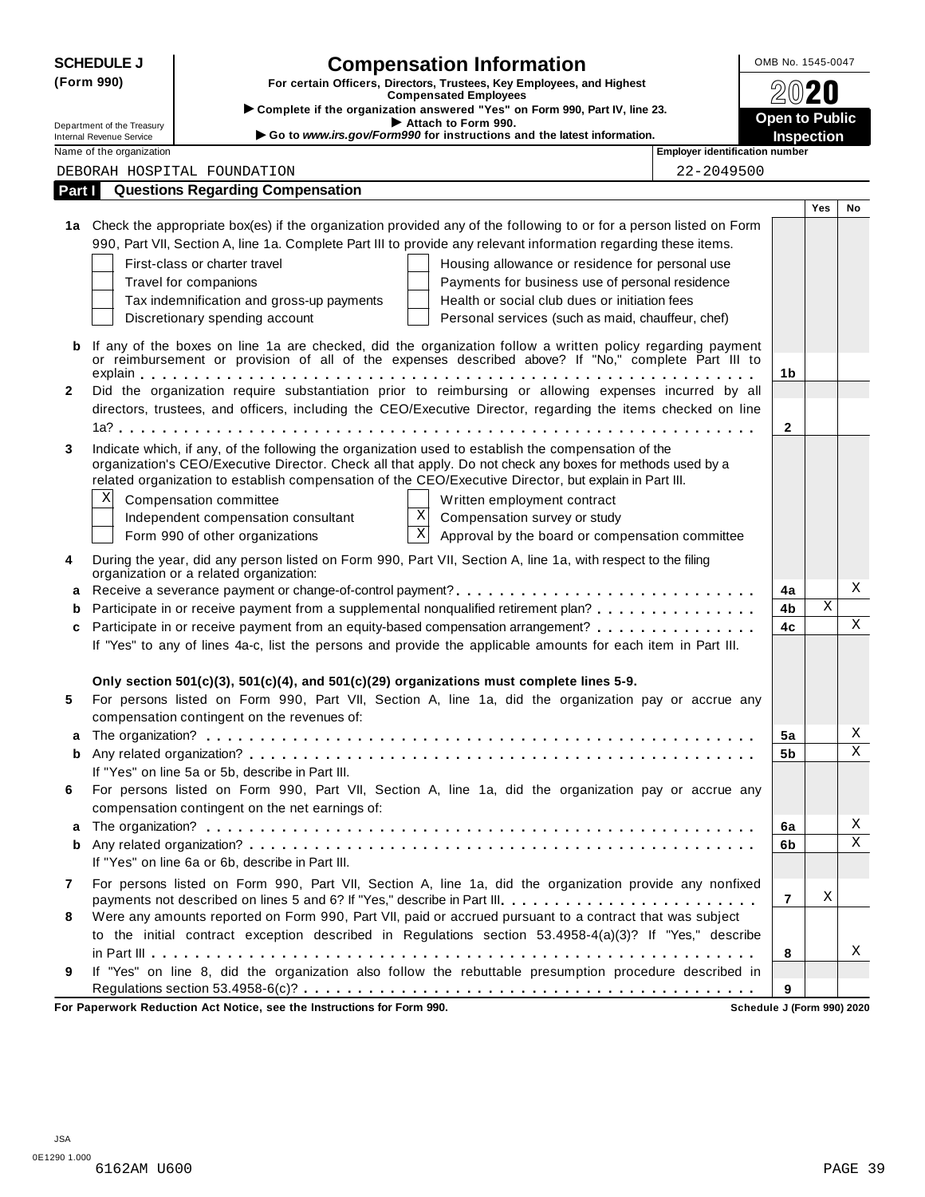# SCHEDULE J (Form 990)

## Compensation Information

**For certain Officers, Directors, Trustees, Key Employees, and Highest Compensated Employees**

▶ Complete if the organization answered "Yes" on Form 990, Part IV, line 23.

▶ Attach to Form 990.

▶ Go to www.irs.gov/Form990 for instructions and the latest information.

Department of the Treasury
Internal Revenue Service

OMB No. 1545-0047

2020

**Open to Public Inspection**

Name of the organization: DEBORAH HOSPITAL FOUNDATION

Employer identification number: 22-2049500

## Part I Questions Regarding Compensation

| | | | Yes | No |
|---|---|---|---|---|
| **1a** | Check the appropriate box(es) if the organization provided any of the following to or for a person listed on Form 990, Part VII, Section A, line 1a. Complete Part III to provide any relevant information regarding these items.<br>☐ First-class or charter travel ☐ Housing allowance or residence for personal use<br>☐ Travel for companions ☐ Payments for business use of personal residence<br>☐ Tax indemnification and gross-up payments ☐ Health or social club dues or initiation fees<br>☐ Discretionary spending account ☐ Personal services (such as maid, chauffeur, chef) | | | |
| **b** | If any of the boxes on line 1a are checked, did the organization follow a written policy regarding payment or reimbursement or provision of all of the expenses described above? If "No," complete Part III to explain | 1b | | |
| **2** | Did the organization require substantiation prior to reimbursing or allowing expenses incurred by all directors, trustees, and officers, including the CEO/Executive Director, regarding the items checked on line 1a? | 2 | | |
| **3** | Indicate which, if any, of the following the organization used to establish the compensation of the organization's CEO/Executive Director. Check all that apply. Do not check any boxes for methods used by a related organization to establish compensation of the CEO/Executive Director, but explain in Part III.<br>☒ Compensation committee ☐ Written employment contract<br>☐ Independent compensation consultant ☒ Compensation survey or study<br>☐ Form 990 of other organizations ☒ Approval by the board or compensation committee | | | |
| **4** | During the year, did any person listed on Form 990, Part VII, Section A, line 1a, with respect to the filing organization or a related organization: | | | |
| **a** | Receive a severance payment or change-of-control payment? | 4a | | X |
| **b** | Participate in or receive payment from a supplemental nonqualified retirement plan? | 4b | X | |
| **c** | Participate in or receive payment from an equity-based compensation arrangement? | 4c | | X |
| | If "Yes" to any of lines 4a-c, list the persons and provide the applicable amounts for each item in Part III. | | | |
| | **Only section 501(c)(3), 501(c)(4), and 501(c)(29) organizations must complete lines 5-9.** | | | |
| **5** | For persons listed on Form 990, Part VII, Section A, line 1a, did the organization pay or accrue any compensation contingent on the revenues of: | | | |
| **a** | The organization? | 5a | | X |
| **b** | Any related organization? | 5b | | X |
| | If "Yes" on line 5a or 5b, describe in Part III. | | | |
| **6** | For persons listed on Form 990, Part VII, Section A, line 1a, did the organization pay or accrue any compensation contingent on the net earnings of: | | | |
| **a** | The organization? | 6a | | X |
| **b** | Any related organization? | 6b | | X |
| | If "Yes" on line 6a or 6b, describe in Part III. | | | |
| **7** | For persons listed on Form 990, Part VII, Section A, line 1a, did the organization provide any nonfixed payments not described on lines 5 and 6? If "Yes," describe in Part III. | 7 | X | |
| **8** | Were any amounts reported on Form 990, Part VII, paid or accrued pursuant to a contract that was subject to the initial contract exception described in Regulations section 53.4958-4(a)(3)? If "Yes," describe in Part III | 8 | | X |
| **9** | If "Yes" on line 8, did the organization also follow the rebuttable presumption procedure described in Regulations section 53.4958-6(c)? | 9 | | |

**For Paperwork Reduction Act Notice, see the Instructions for Form 990.** Schedule J (Form 990) 2020

JSA
0E1290 1.000
6162AM U600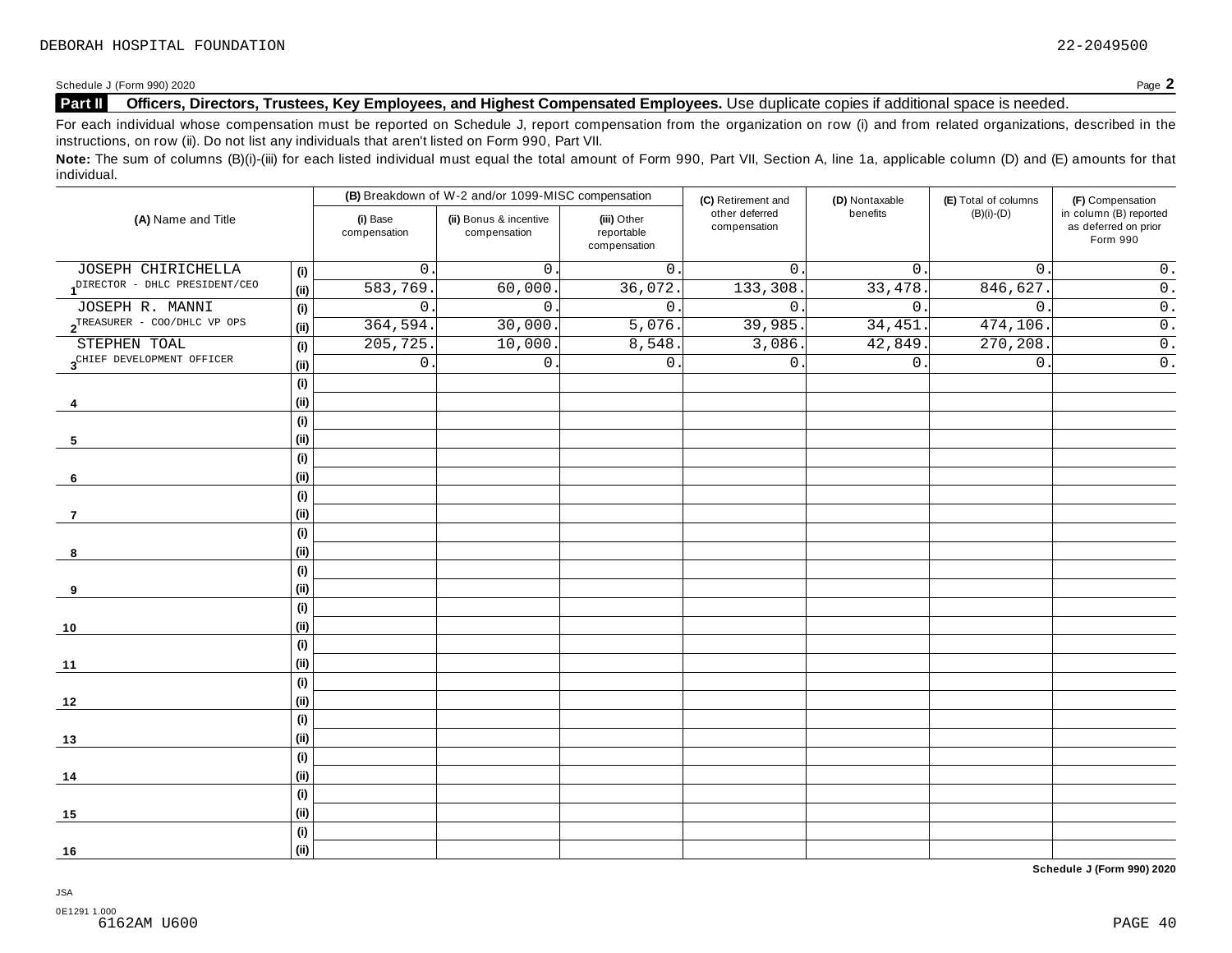DEBORAH HOSPITAL FOUNDATION 22-2049500

Schedule J (Form 990) 2020 Page **2**

**Part II** **Officers, Directors, Trustees, Key Employees, and Highest Compensated Employees.** Use duplicate copies if additional space is needed.

For each individual whose compensation must be reported on Schedule J, report compensation from the organization on row (i) and from related organizations, described in the instructions, on row (ii). Do not list any individuals that aren't listed on Form 990, Part VII.

**Note:** The sum of columns (B)(i)-(iii) for each listed individual must equal the total amount of Form 990, Part VII, Section A, line 1a, applicable column (D) and (E) amounts for that individual.

| (A) Name and Title | | (B) Breakdown of W-2 and/or 1099-MISC compensation | | | (C) Retirement and other deferred compensation | (D) Nontaxable benefits | (E) Total of columns (B)(i)-(D) | (F) Compensation in column (B) reported as deferred on prior Form 990 |
|---|---|---|---|---|---|---|---|---|
| | | (i) Base compensation | (ii) Bonus & incentive compensation | (iii) Other reportable compensation | | | | |
| 1 JOSEPH CHIRICHELLA | (i) | 0. | 0. | 0. | 0. | 0. | 0. | 0. |
| DIRECTOR - DHLC PRESIDENT/CEO | (ii) | 583,769. | 60,000. | 36,072. | 133,308. | 33,478. | 846,627. | 0. |
| 2 JOSEPH R. MANNI | (i) | 0. | 0. | 0. | 0. | 0. | 0. | 0. |
| TREASURER - COO/DHLC VP OPS | (ii) | 364,594. | 30,000. | 5,076. | 39,985. | 34,451. | 474,106. | 0. |
| 3 STEPHEN TOAL | (i) | 205,725. | 10,000. | 8,548. | 3,086. | 42,849. | 270,208. | 0. |
| CHIEF DEVELOPMENT OFFICER | (ii) | 0. | 0. | 0. | 0. | 0. | 0. | 0. |
| 4 | (i) | | | | | | | |
| | (ii) | | | | | | | |
| 5 | (i) | | | | | | | |
| | (ii) | | | | | | | |
| 6 | (i) | | | | | | | |
| | (ii) | | | | | | | |
| 7 | (i) | | | | | | | |
| | (ii) | | | | | | | |
| 8 | (i) | | | | | | | |
| | (ii) | | | | | | | |
| 9 | (i) | | | | | | | |
| | (ii) | | | | | | | |
| 10 | (i) | | | | | | | |
| | (ii) | | | | | | | |
| 11 | (i) | | | | | | | |
| | (ii) | | | | | | | |
| 12 | (i) | | | | | | | |
| | (ii) | | | | | | | |
| 13 | (i) | | | | | | | |
| | (ii) | | | | | | | |
| 14 | (i) | | | | | | | |
| | (ii) | | | | | | | |
| 15 | (i) | | | | | | | |
| | (ii) | | | | | | | |
| 16 | (i) | | | | | | | |
| | (ii) | | | | | | | |

**Schedule J (Form 990) 2020**

JSA
0E1291 1.000
6162AM U600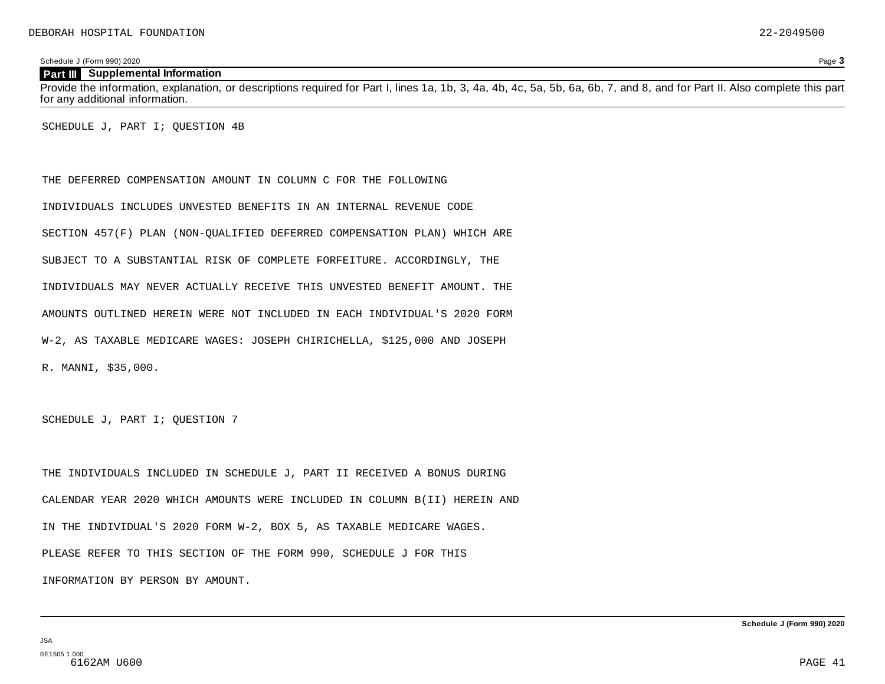## Part III Supplemental Information

Provide the information, explanation, or descriptions required for Part I, lines 1a, 1b, 3, 4a, 4b, 4c, 5a, 5b, 6a, 6b, 7, and 8, and for Part II. Also complete this part for any additional information.

SCHEDULE J, PART I; QUESTION 4B

THE DEFERRED COMPENSATION AMOUNT IN COLUMN C FOR THE FOLLOWING INDIVIDUALS INCLUDES UNVESTED BENEFITS IN AN INTERNAL REVENUE CODE SECTION 457(F) PLAN (NON-QUALIFIED DEFERRED COMPENSATION PLAN) WHICH ARE SUBJECT TO A SUBSTANTIAL RISK OF COMPLETE FORFEITURE. ACCORDINGLY, THE INDIVIDUALS MAY NEVER ACTUALLY RECEIVE THIS UNVESTED BENEFIT AMOUNT. THE AMOUNTS OUTLINED HEREIN WERE NOT INCLUDED IN EACH INDIVIDUAL'S 2020 FORM W-2, AS TAXABLE MEDICARE WAGES: JOSEPH CHIRICHELLA, $125,000 AND JOSEPH R. MANNI, $35,000.

SCHEDULE J, PART I; QUESTION 7

THE INDIVIDUALS INCLUDED IN SCHEDULE J, PART II RECEIVED A BONUS DURING CALENDAR YEAR 2020 WHICH AMOUNTS WERE INCLUDED IN COLUMN B(II) HEREIN AND IN THE INDIVIDUAL'S 2020 FORM W-2, BOX 5, AS TAXABLE MEDICARE WAGES. PLEASE REFER TO THIS SECTION OF THE FORM 990, SCHEDULE J FOR THIS INFORMATION BY PERSON BY AMOUNT.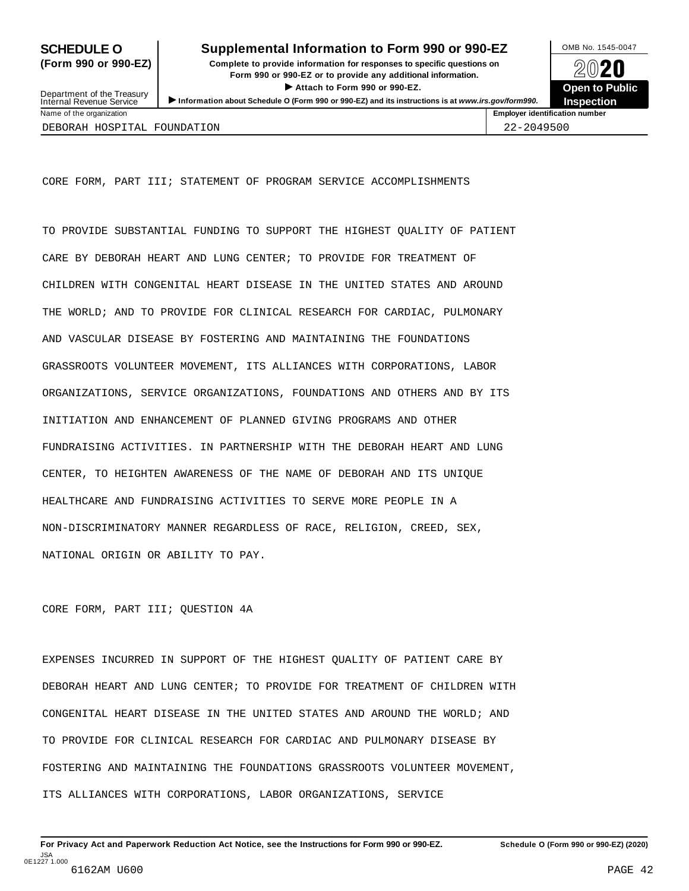**SCHEDULE O (Form 990 or 990-EZ)**

Department of the Treasury
Internal Revenue Service

# Supplemental Information to Form 990 or 990-EZ

**Complete to provide information for responses to specific questions on Form 990 or 990-EZ or to provide any additional information.**

**▶ Attach to Form 990 or 990-EZ.**

**▶ Information about Schedule O (Form 990 or 990-EZ) and its instructions is at** ***www.irs.gov/form990.***

OMB No. 1545-0047

**2020**

**Open to Public Inspection**

| Name of the organization | Employer identification number |
|---|---|
| DEBORAH HOSPITAL FOUNDATION | 22-2049500 |

CORE FORM, PART III; STATEMENT OF PROGRAM SERVICE ACCOMPLISHMENTS

TO PROVIDE SUBSTANTIAL FUNDING TO SUPPORT THE HIGHEST QUALITY OF PATIENT CARE BY DEBORAH HEART AND LUNG CENTER; TO PROVIDE FOR TREATMENT OF CHILDREN WITH CONGENITAL HEART DISEASE IN THE UNITED STATES AND AROUND THE WORLD; AND TO PROVIDE FOR CLINICAL RESEARCH FOR CARDIAC, PULMONARY AND VASCULAR DISEASE BY FOSTERING AND MAINTAINING THE FOUNDATIONS GRASSROOTS VOLUNTEER MOVEMENT, ITS ALLIANCES WITH CORPORATIONS, LABOR ORGANIZATIONS, SERVICE ORGANIZATIONS, FOUNDATIONS AND OTHERS AND BY ITS INITIATION AND ENHANCEMENT OF PLANNED GIVING PROGRAMS AND OTHER FUNDRAISING ACTIVITIES. IN PARTNERSHIP WITH THE DEBORAH HEART AND LUNG CENTER, TO HEIGHTEN AWARENESS OF THE NAME OF DEBORAH AND ITS UNIQUE HEALTHCARE AND FUNDRAISING ACTIVITIES TO SERVE MORE PEOPLE IN A NON-DISCRIMINATORY MANNER REGARDLESS OF RACE, RELIGION, CREED, SEX, NATIONAL ORIGIN OR ABILITY TO PAY.

CORE FORM, PART III; QUESTION 4A

EXPENSES INCURRED IN SUPPORT OF THE HIGHEST QUALITY OF PATIENT CARE BY DEBORAH HEART AND LUNG CENTER; TO PROVIDE FOR TREATMENT OF CHILDREN WITH CONGENITAL HEART DISEASE IN THE UNITED STATES AND AROUND THE WORLD; AND TO PROVIDE FOR CLINICAL RESEARCH FOR CARDIAC AND PULMONARY DISEASE BY FOSTERING AND MAINTAINING THE FOUNDATIONS GRASSROOTS VOLUNTEER MOVEMENT, ITS ALLIANCES WITH CORPORATIONS, LABOR ORGANIZATIONS, SERVICE

**For Privacy Act and Paperwork Reduction Act Notice, see the Instructions for Form 990 or 990-EZ.** **Schedule O (Form 990 or 990-EZ) (2020)**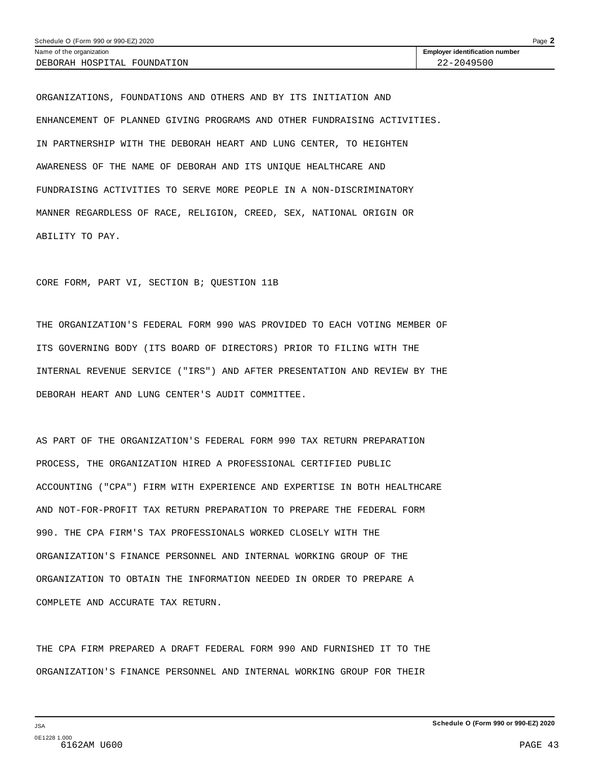Name of the organization: DEBORAH HOSPITAL FOUNDATION

Employer identification number: 22-2049500

ORGANIZATIONS, FOUNDATIONS AND OTHERS AND BY ITS INITIATION AND ENHANCEMENT OF PLANNED GIVING PROGRAMS AND OTHER FUNDRAISING ACTIVITIES. IN PARTNERSHIP WITH THE DEBORAH HEART AND LUNG CENTER, TO HEIGHTEN AWARENESS OF THE NAME OF DEBORAH AND ITS UNIQUE HEALTHCARE AND FUNDRAISING ACTIVITIES TO SERVE MORE PEOPLE IN A NON-DISCRIMINATORY MANNER REGARDLESS OF RACE, RELIGION, CREED, SEX, NATIONAL ORIGIN OR ABILITY TO PAY.

CORE FORM, PART VI, SECTION B; QUESTION 11B

THE ORGANIZATION'S FEDERAL FORM 990 WAS PROVIDED TO EACH VOTING MEMBER OF ITS GOVERNING BODY (ITS BOARD OF DIRECTORS) PRIOR TO FILING WITH THE INTERNAL REVENUE SERVICE ("IRS") AND AFTER PRESENTATION AND REVIEW BY THE DEBORAH HEART AND LUNG CENTER'S AUDIT COMMITTEE.

AS PART OF THE ORGANIZATION'S FEDERAL FORM 990 TAX RETURN PREPARATION PROCESS, THE ORGANIZATION HIRED A PROFESSIONAL CERTIFIED PUBLIC ACCOUNTING ("CPA") FIRM WITH EXPERIENCE AND EXPERTISE IN BOTH HEALTHCARE AND NOT-FOR-PROFIT TAX RETURN PREPARATION TO PREPARE THE FEDERAL FORM 990. THE CPA FIRM'S TAX PROFESSIONALS WORKED CLOSELY WITH THE ORGANIZATION'S FINANCE PERSONNEL AND INTERNAL WORKING GROUP OF THE ORGANIZATION TO OBTAIN THE INFORMATION NEEDED IN ORDER TO PREPARE A COMPLETE AND ACCURATE TAX RETURN.

THE CPA FIRM PREPARED A DRAFT FEDERAL FORM 990 AND FURNISHED IT TO THE ORGANIZATION'S FINANCE PERSONNEL AND INTERNAL WORKING GROUP FOR THEIR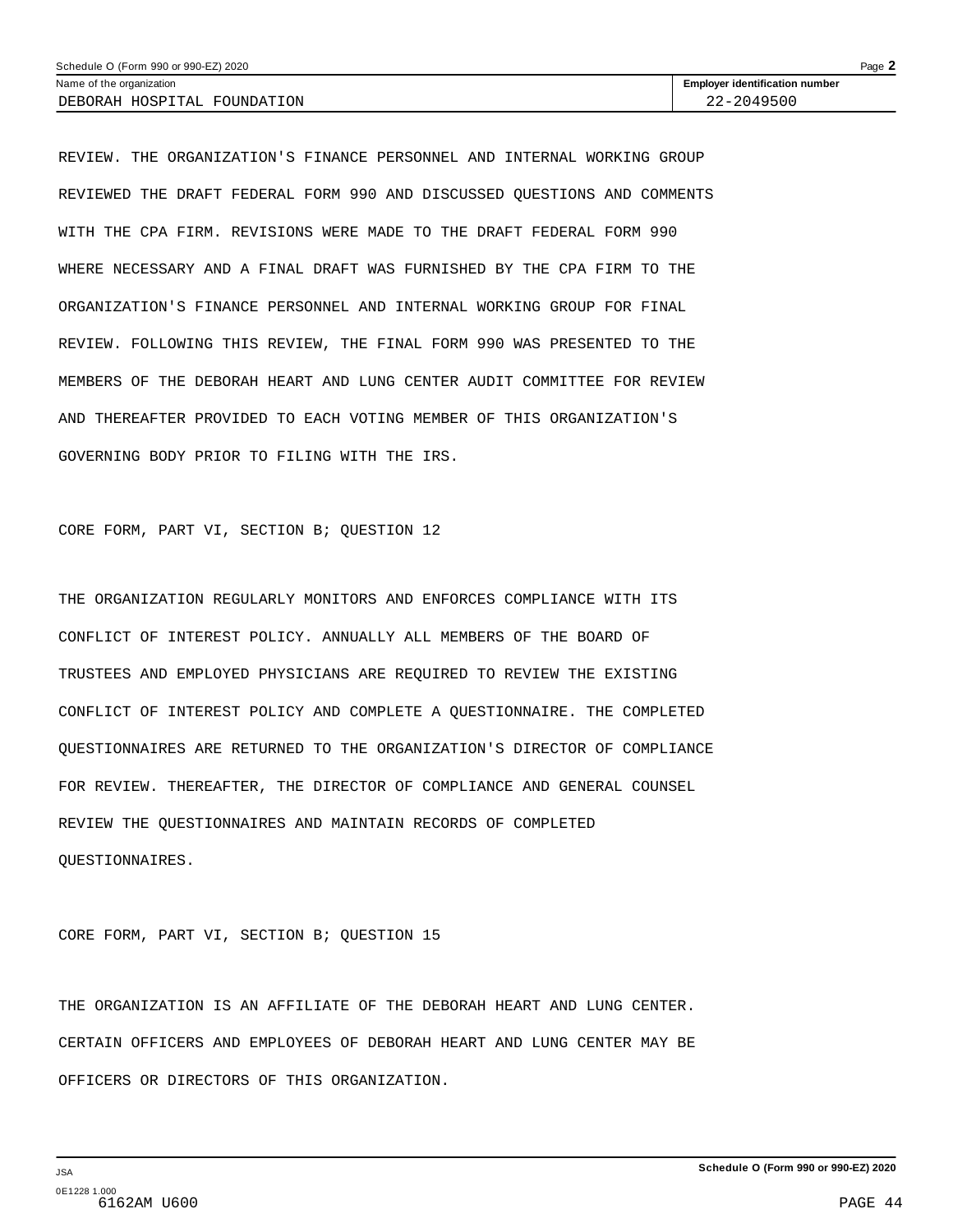DEBORAH HOSPITAL FOUNDATION | 22-2049500

REVIEW. THE ORGANIZATION'S FINANCE PERSONNEL AND INTERNAL WORKING GROUP REVIEWED THE DRAFT FEDERAL FORM 990 AND DISCUSSED QUESTIONS AND COMMENTS WITH THE CPA FIRM. REVISIONS WERE MADE TO THE DRAFT FEDERAL FORM 990 WHERE NECESSARY AND A FINAL DRAFT WAS FURNISHED BY THE CPA FIRM TO THE ORGANIZATION'S FINANCE PERSONNEL AND INTERNAL WORKING GROUP FOR FINAL REVIEW. FOLLOWING THIS REVIEW, THE FINAL FORM 990 WAS PRESENTED TO THE MEMBERS OF THE DEBORAH HEART AND LUNG CENTER AUDIT COMMITTEE FOR REVIEW AND THEREAFTER PROVIDED TO EACH VOTING MEMBER OF THIS ORGANIZATION'S GOVERNING BODY PRIOR TO FILING WITH THE IRS.

CORE FORM, PART VI, SECTION B; QUESTION 12

THE ORGANIZATION REGULARLY MONITORS AND ENFORCES COMPLIANCE WITH ITS CONFLICT OF INTEREST POLICY. ANNUALLY ALL MEMBERS OF THE BOARD OF TRUSTEES AND EMPLOYED PHYSICIANS ARE REQUIRED TO REVIEW THE EXISTING CONFLICT OF INTEREST POLICY AND COMPLETE A QUESTIONNAIRE. THE COMPLETED QUESTIONNAIRES ARE RETURNED TO THE ORGANIZATION'S DIRECTOR OF COMPLIANCE FOR REVIEW. THEREAFTER, THE DIRECTOR OF COMPLIANCE AND GENERAL COUNSEL REVIEW THE QUESTIONNAIRES AND MAINTAIN RECORDS OF COMPLETED QUESTIONNAIRES.

CORE FORM, PART VI, SECTION B; QUESTION 15

THE ORGANIZATION IS AN AFFILIATE OF THE DEBORAH HEART AND LUNG CENTER. CERTAIN OFFICERS AND EMPLOYEES OF DEBORAH HEART AND LUNG CENTER MAY BE OFFICERS OR DIRECTORS OF THIS ORGANIZATION.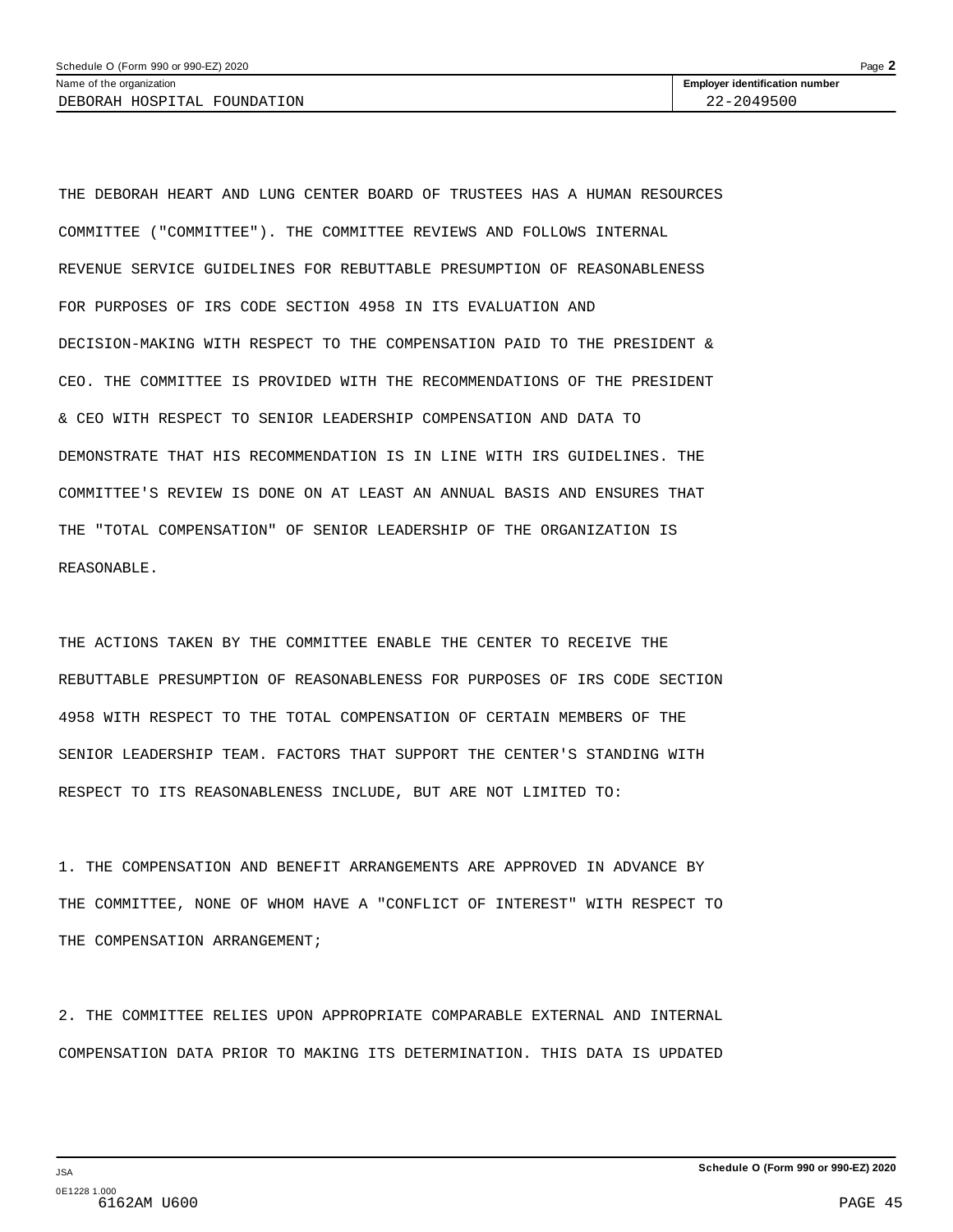| Name of the organization | Employer identification number |
| --- | --- |
| DEBORAH HOSPITAL FOUNDATION | 22-2049500 |

THE DEBORAH HEART AND LUNG CENTER BOARD OF TRUSTEES HAS A HUMAN RESOURCES COMMITTEE ("COMMITTEE"). THE COMMITTEE REVIEWS AND FOLLOWS INTERNAL REVENUE SERVICE GUIDELINES FOR REBUTTABLE PRESUMPTION OF REASONABLENESS FOR PURPOSES OF IRS CODE SECTION 4958 IN ITS EVALUATION AND DECISION-MAKING WITH RESPECT TO THE COMPENSATION PAID TO THE PRESIDENT & CEO. THE COMMITTEE IS PROVIDED WITH THE RECOMMENDATIONS OF THE PRESIDENT & CEO WITH RESPECT TO SENIOR LEADERSHIP COMPENSATION AND DATA TO DEMONSTRATE THAT HIS RECOMMENDATION IS IN LINE WITH IRS GUIDELINES. THE COMMITTEE'S REVIEW IS DONE ON AT LEAST AN ANNUAL BASIS AND ENSURES THAT THE "TOTAL COMPENSATION" OF SENIOR LEADERSHIP OF THE ORGANIZATION IS REASONABLE.

THE ACTIONS TAKEN BY THE COMMITTEE ENABLE THE CENTER TO RECEIVE THE REBUTTABLE PRESUMPTION OF REASONABLENESS FOR PURPOSES OF IRS CODE SECTION 4958 WITH RESPECT TO THE TOTAL COMPENSATION OF CERTAIN MEMBERS OF THE SENIOR LEADERSHIP TEAM. FACTORS THAT SUPPORT THE CENTER'S STANDING WITH RESPECT TO ITS REASONABLENESS INCLUDE, BUT ARE NOT LIMITED TO:

1. THE COMPENSATION AND BENEFIT ARRANGEMENTS ARE APPROVED IN ADVANCE BY THE COMMITTEE, NONE OF WHOM HAVE A "CONFLICT OF INTEREST" WITH RESPECT TO THE COMPENSATION ARRANGEMENT;

2. THE COMMITTEE RELIES UPON APPROPRIATE COMPARABLE EXTERNAL AND INTERNAL COMPENSATION DATA PRIOR TO MAKING ITS DETERMINATION. THIS DATA IS UPDATED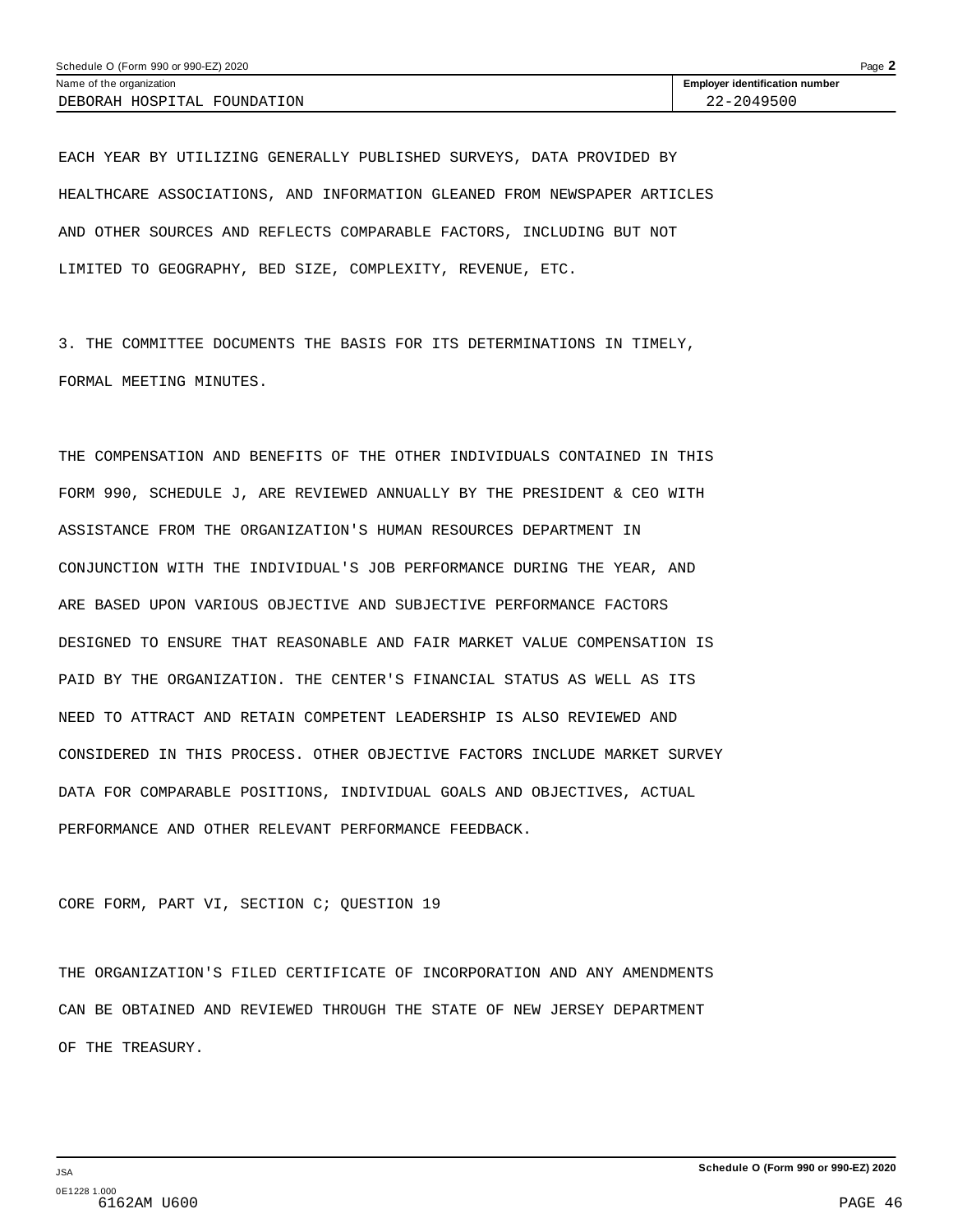Name of the organization: DEBORAH HOSPITAL FOUNDATION

Employer identification number: 22-2049500

EACH YEAR BY UTILIZING GENERALLY PUBLISHED SURVEYS, DATA PROVIDED BY HEALTHCARE ASSOCIATIONS, AND INFORMATION GLEANED FROM NEWSPAPER ARTICLES AND OTHER SOURCES AND REFLECTS COMPARABLE FACTORS, INCLUDING BUT NOT LIMITED TO GEOGRAPHY, BED SIZE, COMPLEXITY, REVENUE, ETC.

3. THE COMMITTEE DOCUMENTS THE BASIS FOR ITS DETERMINATIONS IN TIMELY, FORMAL MEETING MINUTES.

THE COMPENSATION AND BENEFITS OF THE OTHER INDIVIDUALS CONTAINED IN THIS FORM 990, SCHEDULE J, ARE REVIEWED ANNUALLY BY THE PRESIDENT & CEO WITH ASSISTANCE FROM THE ORGANIZATION'S HUMAN RESOURCES DEPARTMENT IN CONJUNCTION WITH THE INDIVIDUAL'S JOB PERFORMANCE DURING THE YEAR, AND ARE BASED UPON VARIOUS OBJECTIVE AND SUBJECTIVE PERFORMANCE FACTORS DESIGNED TO ENSURE THAT REASONABLE AND FAIR MARKET VALUE COMPENSATION IS PAID BY THE ORGANIZATION. THE CENTER'S FINANCIAL STATUS AS WELL AS ITS NEED TO ATTRACT AND RETAIN COMPETENT LEADERSHIP IS ALSO REVIEWED AND CONSIDERED IN THIS PROCESS. OTHER OBJECTIVE FACTORS INCLUDE MARKET SURVEY DATA FOR COMPARABLE POSITIONS, INDIVIDUAL GOALS AND OBJECTIVES, ACTUAL PERFORMANCE AND OTHER RELEVANT PERFORMANCE FEEDBACK.

CORE FORM, PART VI, SECTION C; QUESTION 19

THE ORGANIZATION'S FILED CERTIFICATE OF INCORPORATION AND ANY AMENDMENTS CAN BE OBTAINED AND REVIEWED THROUGH THE STATE OF NEW JERSEY DEPARTMENT OF THE TREASURY.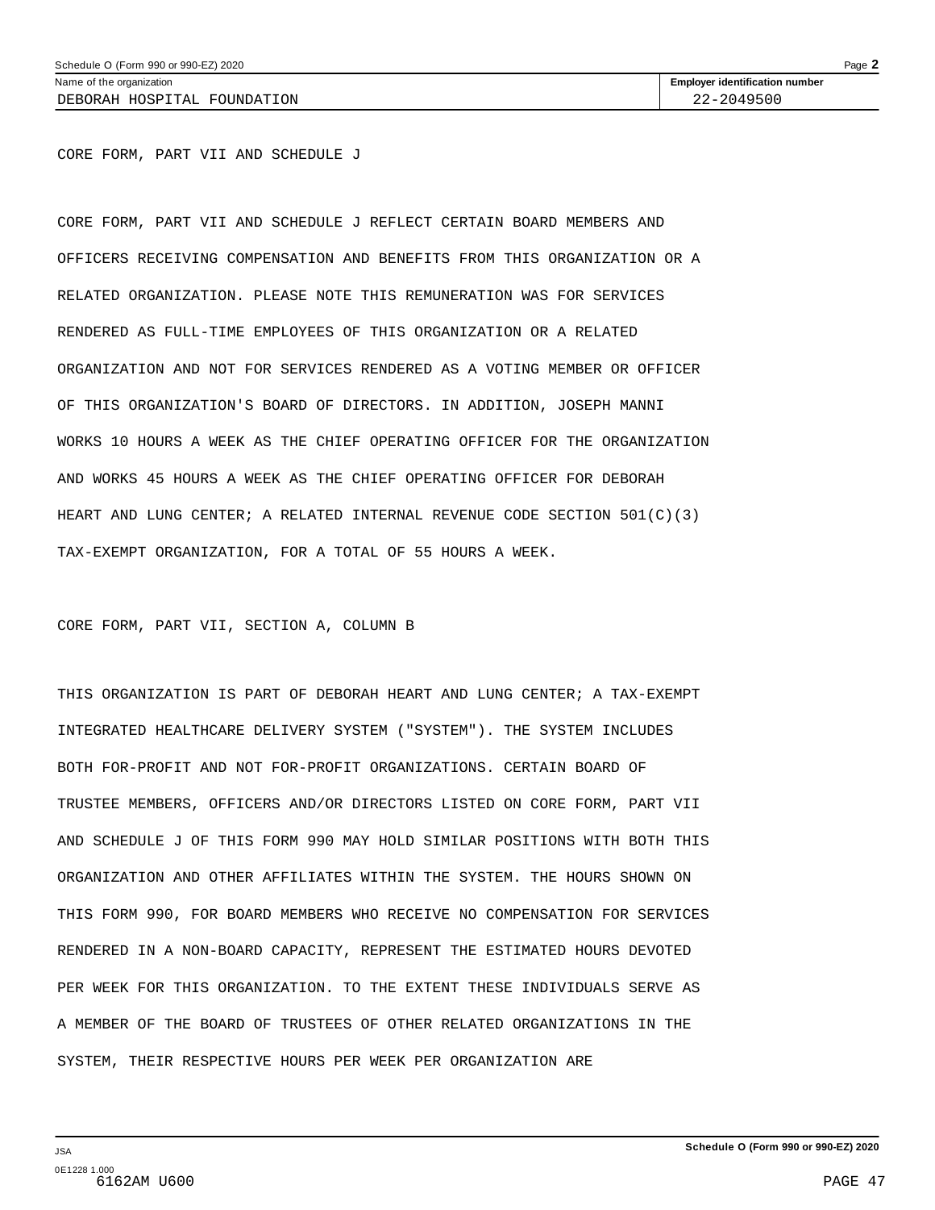Name of the organization: DEBORAH HOSPITAL FOUNDATION

Employer identification number: 22-2049500

CORE FORM, PART VII AND SCHEDULE J

CORE FORM, PART VII AND SCHEDULE J REFLECT CERTAIN BOARD MEMBERS AND OFFICERS RECEIVING COMPENSATION AND BENEFITS FROM THIS ORGANIZATION OR A RELATED ORGANIZATION. PLEASE NOTE THIS REMUNERATION WAS FOR SERVICES RENDERED AS FULL-TIME EMPLOYEES OF THIS ORGANIZATION OR A RELATED ORGANIZATION AND NOT FOR SERVICES RENDERED AS A VOTING MEMBER OR OFFICER OF THIS ORGANIZATION'S BOARD OF DIRECTORS. IN ADDITION, JOSEPH MANNI WORKS 10 HOURS A WEEK AS THE CHIEF OPERATING OFFICER FOR THE ORGANIZATION AND WORKS 45 HOURS A WEEK AS THE CHIEF OPERATING OFFICER FOR DEBORAH HEART AND LUNG CENTER; A RELATED INTERNAL REVENUE CODE SECTION 501(C)(3) TAX-EXEMPT ORGANIZATION, FOR A TOTAL OF 55 HOURS A WEEK.

CORE FORM, PART VII, SECTION A, COLUMN B

THIS ORGANIZATION IS PART OF DEBORAH HEART AND LUNG CENTER; A TAX-EXEMPT INTEGRATED HEALTHCARE DELIVERY SYSTEM ("SYSTEM"). THE SYSTEM INCLUDES BOTH FOR-PROFIT AND NOT FOR-PROFIT ORGANIZATIONS. CERTAIN BOARD OF TRUSTEE MEMBERS, OFFICERS AND/OR DIRECTORS LISTED ON CORE FORM, PART VII AND SCHEDULE J OF THIS FORM 990 MAY HOLD SIMILAR POSITIONS WITH BOTH THIS ORGANIZATION AND OTHER AFFILIATES WITHIN THE SYSTEM. THE HOURS SHOWN ON THIS FORM 990, FOR BOARD MEMBERS WHO RECEIVE NO COMPENSATION FOR SERVICES RENDERED IN A NON-BOARD CAPACITY, REPRESENT THE ESTIMATED HOURS DEVOTED PER WEEK FOR THIS ORGANIZATION. TO THE EXTENT THESE INDIVIDUALS SERVE AS A MEMBER OF THE BOARD OF TRUSTEES OF OTHER RELATED ORGANIZATIONS IN THE SYSTEM, THEIR RESPECTIVE HOURS PER WEEK PER ORGANIZATION ARE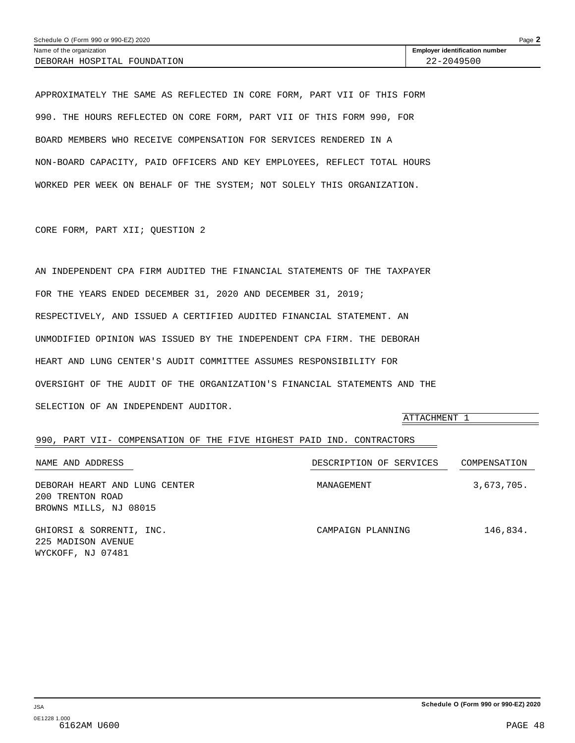Name of the organization: DEBORAH HOSPITAL FOUNDATION

Employer identification number: 22-2049500

APPROXIMATELY THE SAME AS REFLECTED IN CORE FORM, PART VII OF THIS FORM 990. THE HOURS REFLECTED ON CORE FORM, PART VII OF THIS FORM 990, FOR BOARD MEMBERS WHO RECEIVE COMPENSATION FOR SERVICES RENDERED IN A NON-BOARD CAPACITY, PAID OFFICERS AND KEY EMPLOYEES, REFLECT TOTAL HOURS WORKED PER WEEK ON BEHALF OF THE SYSTEM; NOT SOLELY THIS ORGANIZATION.

CORE FORM, PART XII; QUESTION 2

AN INDEPENDENT CPA FIRM AUDITED THE FINANCIAL STATEMENTS OF THE TAXPAYER FOR THE YEARS ENDED DECEMBER 31, 2020 AND DECEMBER 31, 2019; RESPECTIVELY, AND ISSUED A CERTIFIED AUDITED FINANCIAL STATEMENT. AN UNMODIFIED OPINION WAS ISSUED BY THE INDEPENDENT CPA FIRM. THE DEBORAH HEART AND LUNG CENTER'S AUDIT COMMITTEE ASSUMES RESPONSIBILITY FOR OVERSIGHT OF THE AUDIT OF THE ORGANIZATION'S FINANCIAL STATEMENTS AND THE SELECTION OF AN INDEPENDENT AUDITOR.

ATTACHMENT 1

990, PART VII- COMPENSATION OF THE FIVE HIGHEST PAID IND. CONTRACTORS

| NAME AND ADDRESS | DESCRIPTION OF SERVICES | COMPENSATION |
|---|---|---|
| DEBORAH HEART AND LUNG CENTER<br>200 TRENTON ROAD<br>BROWNS MILLS, NJ 08015 | MANAGEMENT | 3,673,705. |
| GHIORSI & SORRENTI, INC.<br>225 MADISON AVENUE<br>WYCKOFF, NJ 07481 | CAMPAIGN PLANNING | 146,834. |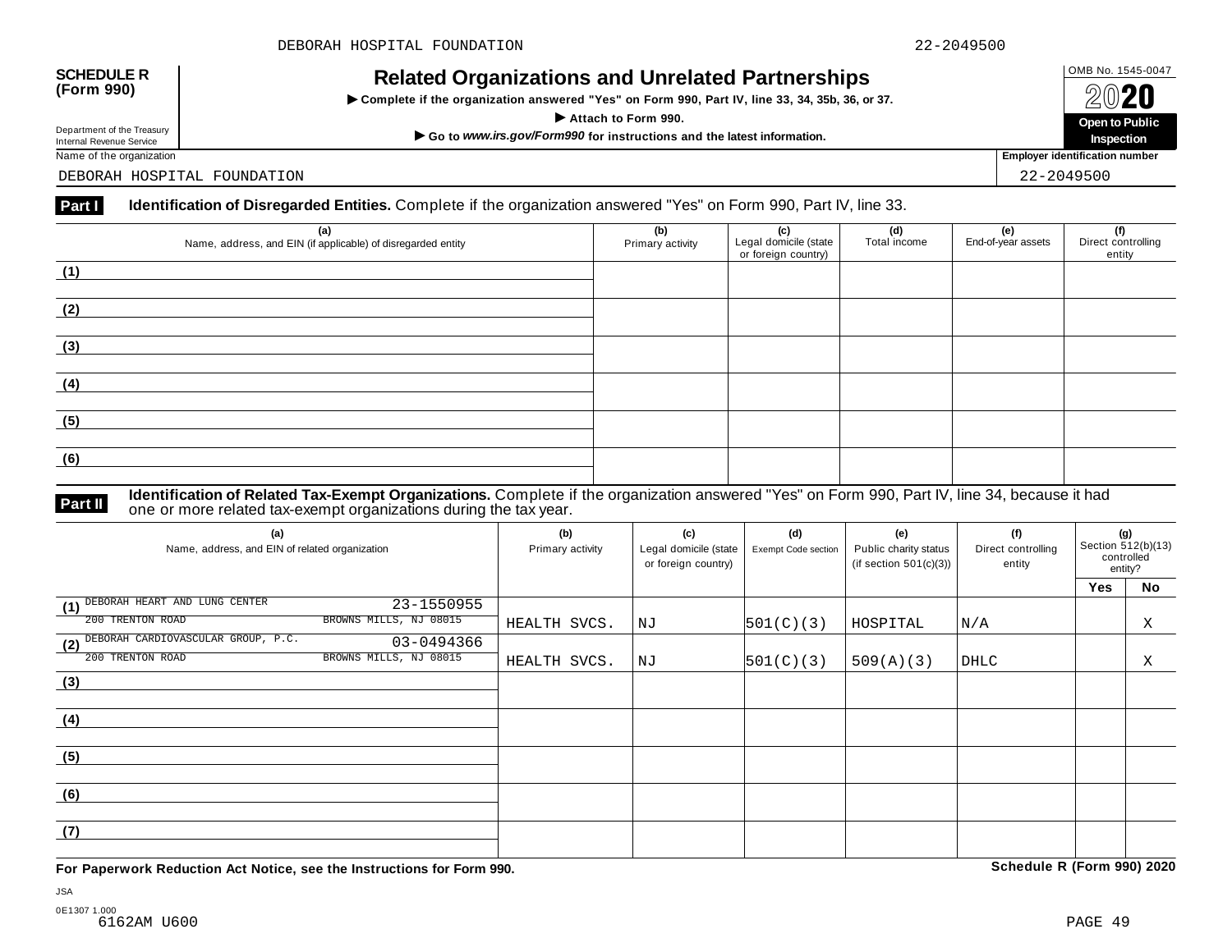DEBORAH HOSPITAL FOUNDATION 22-2049500

**SCHEDULE R (Form 990)**

Department of the Treasury
Internal Revenue Service

# Related Organizations and Unrelated Partnerships

▶ Complete if the organization answered "Yes" on Form 990, Part IV, line 33, 34, 35b, 36, or 37.

▶ Attach to Form 990.

▶ Go to *www.irs.gov/Form990* for instructions and the latest information.

OMB No. 1545-0047

**2020**

**Open to Public Inspection**

Name of the organization: DEBORAH HOSPITAL FOUNDATION

Employer identification number: 22-2049500

**Part I** **Identification of Disregarded Entities.** Complete if the organization answered "Yes" on Form 990, Part IV, line 33.

| (a) Name, address, and EIN (if applicable) of disregarded entity | (b) Primary activity | (c) Legal domicile (state or foreign country) | (d) Total income | (e) End-of-year assets | (f) Direct controlling entity |
|---|---|---|---|---|---|
| (1) | | | | | |
| (2) | | | | | |
| (3) | | | | | |
| (4) | | | | | |
| (5) | | | | | |
| (6) | | | | | |

**Part II** **Identification of Related Tax-Exempt Organizations.** Complete if the organization answered "Yes" on Form 990, Part IV, line 34, because it had one or more related tax-exempt organizations during the tax year.

| (a) Name, address, and EIN of related organization | (b) Primary activity | (c) Legal domicile (state or foreign country) | (d) Exempt Code section | (e) Public charity status (if section 501(c)(3)) | (f) Direct controlling entity | (g) Section 512(b)(13) controlled entity? Yes | No |
|---|---|---|---|---|---|---|---|
| (1) DEBORAH HEART AND LUNG CENTER 23-1550955 200 TRENTON ROAD BROWNS MILLS, NJ 08015 | HEALTH SVCS. | NJ | 501(C)(3) | HOSPITAL | N/A | | X |
| (2) DEBORAH CARDIOVASCULAR GROUP, P.C. 03-0494366 200 TRENTON ROAD BROWNS MILLS, NJ 08015 | HEALTH SVCS. | NJ | 501(C)(3) | 509(A)(3) | DHLC | | X |
| (3) | | | | | | | |
| (4) | | | | | | | |
| (5) | | | | | | | |
| (6) | | | | | | | |
| (7) | | | | | | | |

**For Paperwork Reduction Act Notice, see the Instructions for Form 990.** **Schedule R (Form 990) 2020**

JSA
0E1307 1.000
6162AM U600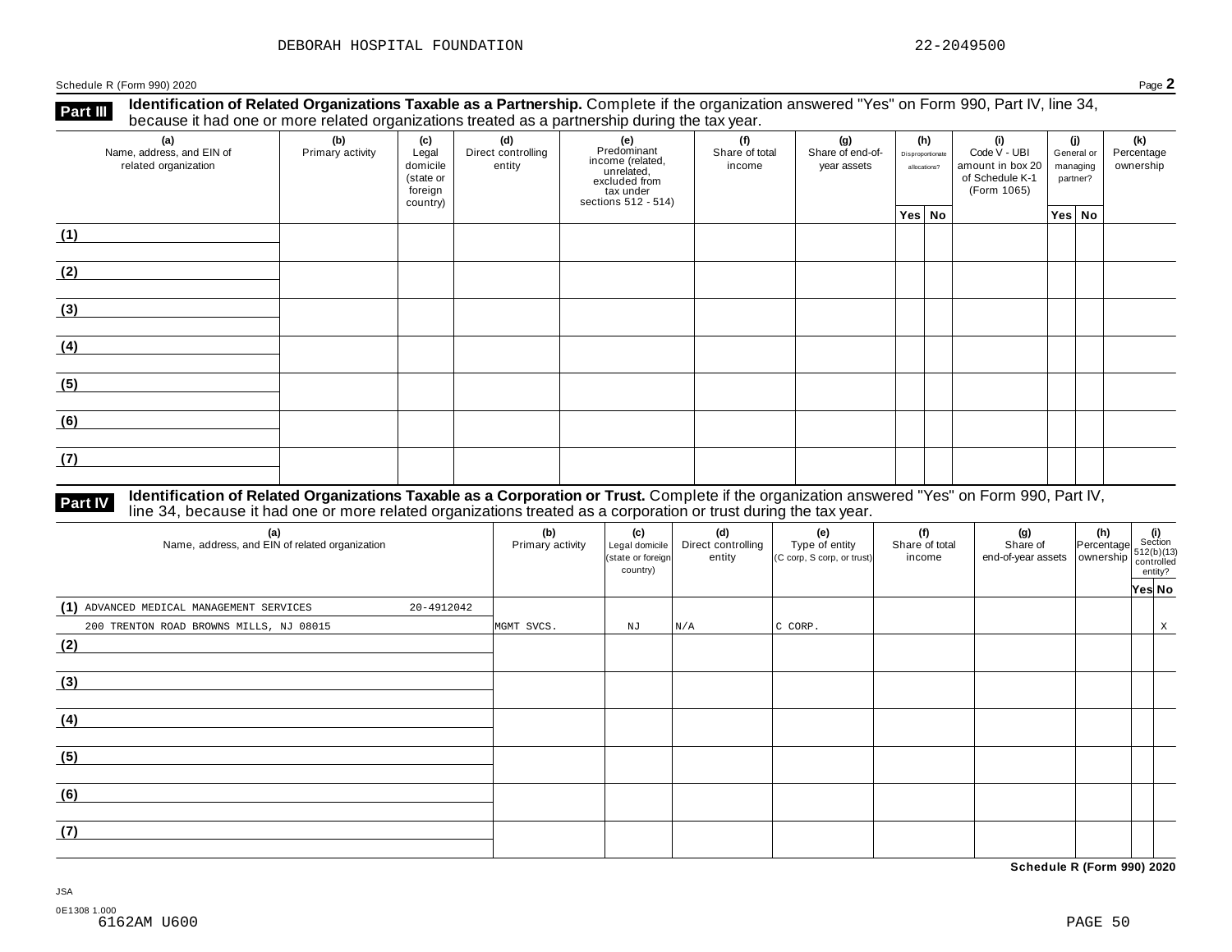DEBORAH HOSPITAL FOUNDATION 22-2049500

Schedule R (Form 990) 2020 Page **2**

## Part III Identification of Related Organizations Taxable as a Partnership.

Complete if the organization answered "Yes" on Form 990, Part IV, line 34, because it had one or more related organizations treated as a partnership during the tax year.

| (a) Name, address, and EIN of related organization | (b) Primary activity | (c) Legal domicile (state or foreign country) | (d) Direct controlling entity | (e) Predominant income (related, unrelated, excluded from tax under sections 512 - 514) | (f) Share of total income | (g) Share of end-of-year assets | (h) Disproportionate allocations? Yes | No | (i) Code V - UBI amount in box 20 of Schedule K-1 (Form 1065) | (j) General or managing partner? Yes | No | (k) Percentage ownership |
|---|---|---|---|---|---|---|---|---|---|---|---|---|
| (1) | | | | | | | | | | | | |
| (2) | | | | | | | | | | | | |
| (3) | | | | | | | | | | | | |
| (4) | | | | | | | | | | | | |
| (5) | | | | | | | | | | | | |
| (6) | | | | | | | | | | | | |
| (7) | | | | | | | | | | | | |

## Part IV Identification of Related Organizations Taxable as a Corporation or Trust.

Complete if the organization answered "Yes" on Form 990, Part IV, line 34, because it had one or more related organizations treated as a corporation or trust during the tax year.

| (a) Name, address, and EIN of related organization | (b) Primary activity | (c) Legal domicile (state or foreign country) | (d) Direct controlling entity | (e) Type of entity (C corp, S corp, or trust) | (f) Share of total income | (g) Share of end-of-year assets | (h) Percentage ownership | (i) Section 512(b)(13) controlled entity? Yes | No |
|---|---|---|---|---|---|---|---|---|---|
| (1) ADVANCED MEDICAL MANAGEMENT SERVICES 20-4912042<br>200 TRENTON ROAD BROWNS MILLS, NJ 08015 | MGMT SVCS. | NJ | N/A | C CORP. | | | | | X |
| (2) | | | | | | | | | |
| (3) | | | | | | | | | |
| (4) | | | | | | | | | |
| (5) | | | | | | | | | |
| (6) | | | | | | | | | |
| (7) | | | | | | | | | |

**Schedule R (Form 990) 2020**

JSA
0E1308 1.000
6162AM U600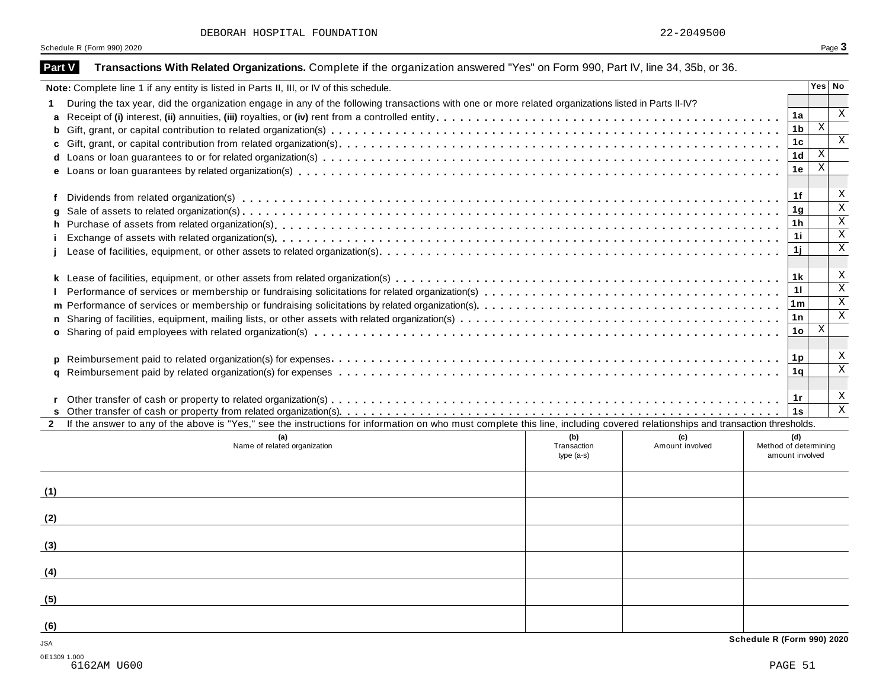DEBORAH HOSPITAL FOUNDATION 22-2049500

Schedule R (Form 990) 2020

## Part V Transactions With Related Organizations. Complete if the organization answered "Yes" on Form 990, Part IV, line 34, 35b, or 36.

| Note: Complete line 1 if any entity is listed in Parts II, III, or IV of this schedule. | | Yes | No |
|---|---|---|---|
| **1** During the tax year, did the organization engage in any of the following transactions with one or more related organizations listed in Parts II-IV? | | | |
| **a** Receipt of **(i)** interest, **(ii)** annuities, **(iii)** royalties, or **(iv)** rent from a controlled entity | 1a | | X |
| **b** Gift, grant, or capital contribution to related organization(s) | 1b | X | |
| **c** Gift, grant, or capital contribution from related organization(s) | 1c | | X |
| **d** Loans or loan guarantees to or for related organization(s) | 1d | X | |
| **e** Loans or loan guarantees by related organization(s) | 1e | X | |
| **f** Dividends from related organization(s) | 1f | | X |
| **g** Sale of assets to related organization(s) | 1g | | X |
| **h** Purchase of assets from related organization(s) | 1h | | X |
| **i** Exchange of assets with related organization(s) | 1i | | X |
| **j** Lease of facilities, equipment, or other assets to related organization(s) | 1j | | X |
| **k** Lease of facilities, equipment, or other assets from related organization(s) | 1k | | X |
| **l** Performance of services or membership or fundraising solicitations for related organization(s) | 1l | | X |
| **m** Performance of services or membership or fundraising solicitations by related organization(s) | 1m | | X |
| **n** Sharing of facilities, equipment, mailing lists, or other assets with related organization(s) | 1n | | X |
| **o** Sharing of paid employees with related organization(s) | 1o | X | |
| **p** Reimbursement paid to related organization(s) for expenses | 1p | | X |
| **q** Reimbursement paid by related organization(s) for expenses | 1q | | X |
| **r** Other transfer of cash or property to related organization(s) | 1r | | X |
| **s** Other transfer of cash or property from related organization(s) | 1s | | X |

**2** If the answer to any of the above is "Yes," see the instructions for information on who must complete this line, including covered relationships and transaction thresholds.

| | (a) Name of related organization | (b) Transaction type (a-s) | (c) Amount involved | (d) Method of determining amount involved |
|---|---|---|---|---|
| (1) | | | | |
| (2) | | | | |
| (3) | | | | |
| (4) | | | | |
| (5) | | | | |
| (6) | | | | |

Schedule R (Form 990) 2020

JSA
0E1309 1.000
6162AM U600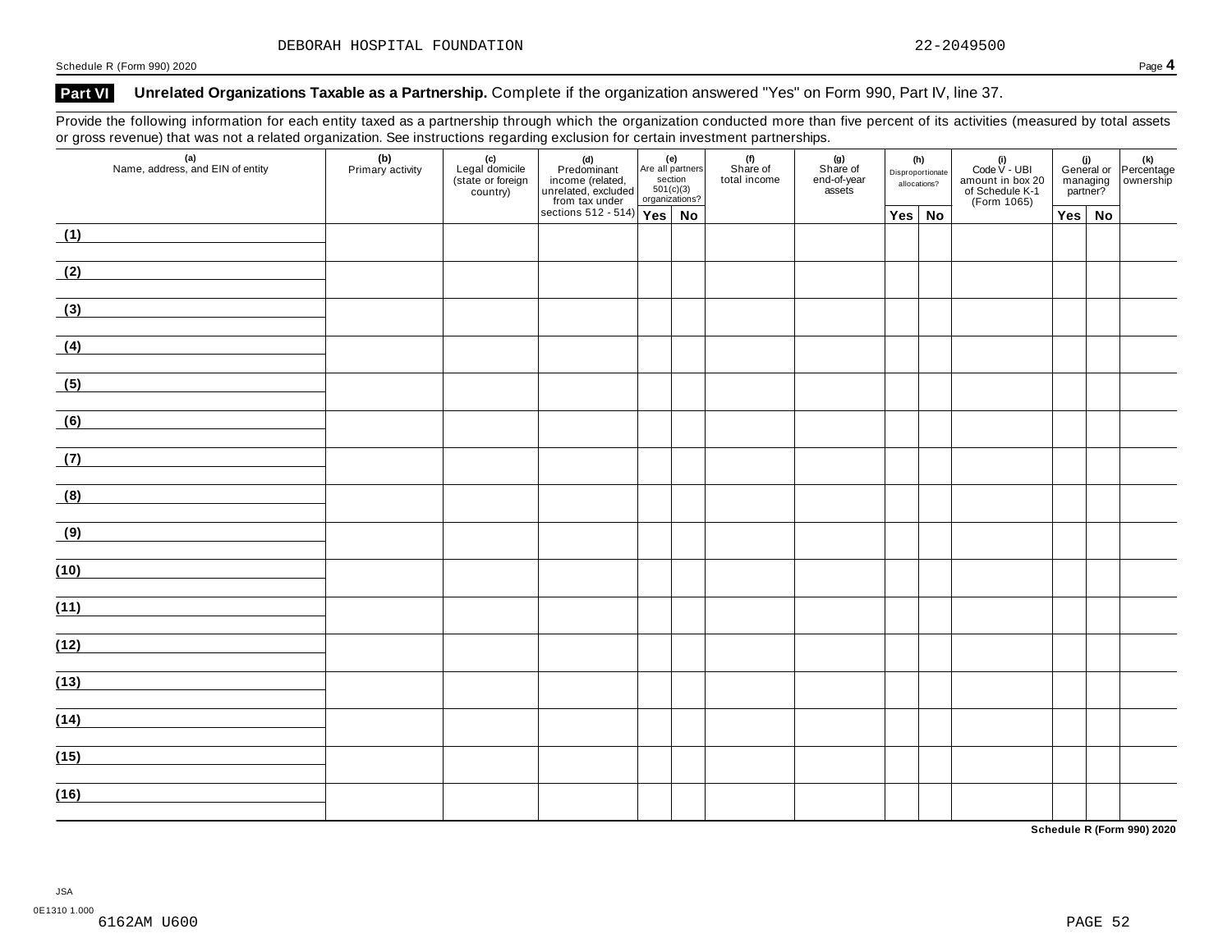DEBORAH HOSPITAL FOUNDATION 22-2049500

Schedule R (Form 990) 2020

## Part VI Unrelated Organizations Taxable as a Partnership.

**Unrelated Organizations Taxable as a Partnership.** Complete if the organization answered "Yes" on Form 990, Part IV, line 37.

Provide the following information for each entity taxed as a partnership through which the organization conducted more than five percent of its activities (measured by total assets or gross revenue) that was not a related organization. See instructions regarding exclusion for certain investment partnerships.

| (a) Name, address, and EIN of entity | (b) Primary activity | (c) Legal domicile (state or foreign country) | (d) Predominant income (related, unrelated, excluded from tax under sections 512 - 514) | (e) Are all partners section 501(c)(3) organizations? | | (f) Share of total income | (g) Share of end-of-year assets | (h) Disproportionate allocations? | | (i) Code V - UBI amount in box 20 of Schedule K-1 (Form 1065) | (j) General or managing partner? | | (k) Percentage ownership |
|---|---|---|---|---|---|---|---|---|---|---|---|---|---|
| | | | | Yes | No | | | Yes | No | | Yes | No | |
| (1) | | | | | | | | | | | | | |
| (2) | | | | | | | | | | | | | |
| (3) | | | | | | | | | | | | | |
| (4) | | | | | | | | | | | | | |
| (5) | | | | | | | | | | | | | |
| (6) | | | | | | | | | | | | | |
| (7) | | | | | | | | | | | | | |
| (8) | | | | | | | | | | | | | |
| (9) | | | | | | | | | | | | | |
| (10) | | | | | | | | | | | | | |
| (11) | | | | | | | | | | | | | |
| (12) | | | | | | | | | | | | | |
| (13) | | | | | | | | | | | | | |
| (14) | | | | | | | | | | | | | |
| (15) | | | | | | | | | | | | | |
| (16) | | | | | | | | | | | | | |

**Schedule R (Form 990) 2020**

JSA
0E1310 1.000
6162AM U600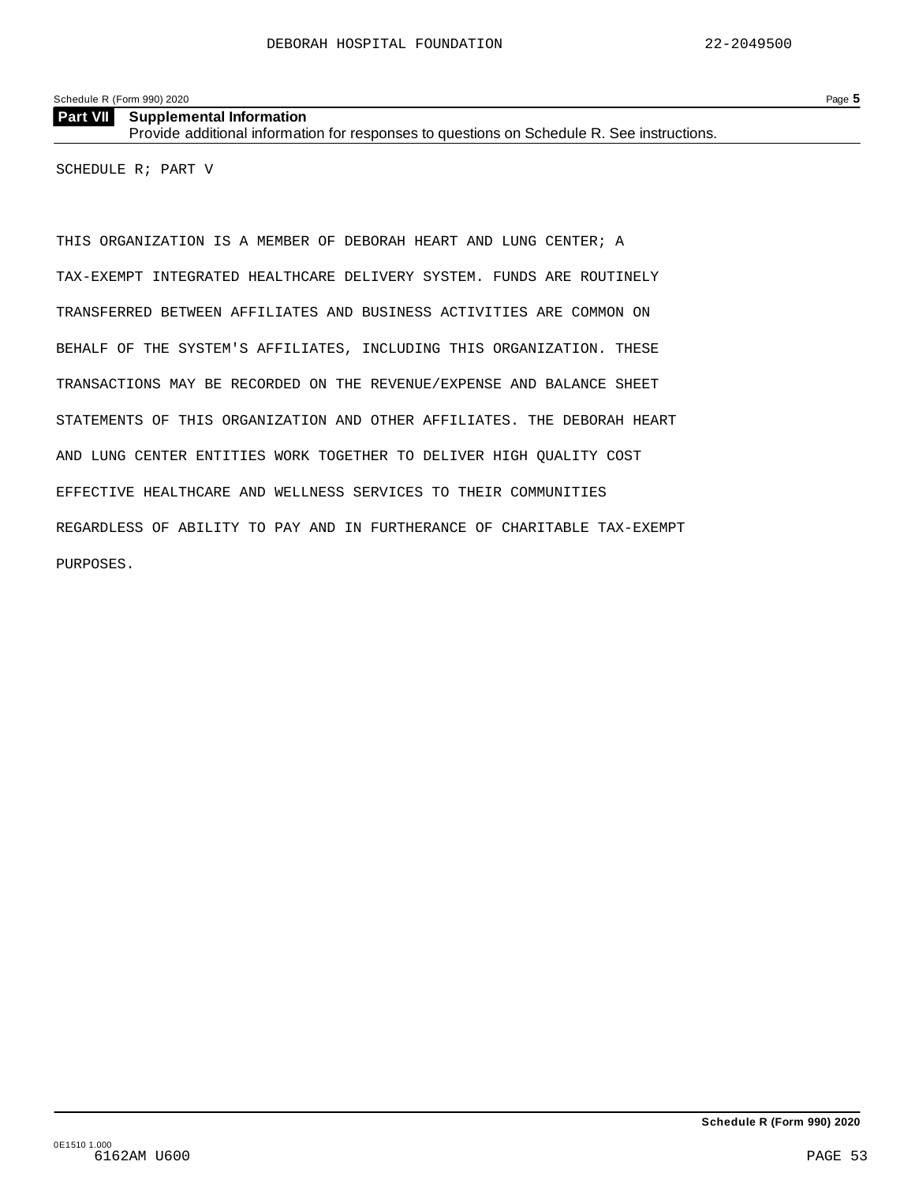## Part VII Supplemental Information

Provide additional information for responses to questions on Schedule R. See instructions.

SCHEDULE R; PART V

THIS ORGANIZATION IS A MEMBER OF DEBORAH HEART AND LUNG CENTER; A TAX-EXEMPT INTEGRATED HEALTHCARE DELIVERY SYSTEM. FUNDS ARE ROUTINELY TRANSFERRED BETWEEN AFFILIATES AND BUSINESS ACTIVITIES ARE COMMON ON BEHALF OF THE SYSTEM'S AFFILIATES, INCLUDING THIS ORGANIZATION. THESE TRANSACTIONS MAY BE RECORDED ON THE REVENUE/EXPENSE AND BALANCE SHEET STATEMENTS OF THIS ORGANIZATION AND OTHER AFFILIATES. THE DEBORAH HEART AND LUNG CENTER ENTITIES WORK TOGETHER TO DELIVER HIGH QUALITY COST EFFECTIVE HEALTHCARE AND WELLNESS SERVICES TO THEIR COMMUNITIES REGARDLESS OF ABILITY TO PAY AND IN FURTHERANCE OF CHARITABLE TAX-EXEMPT PURPOSES.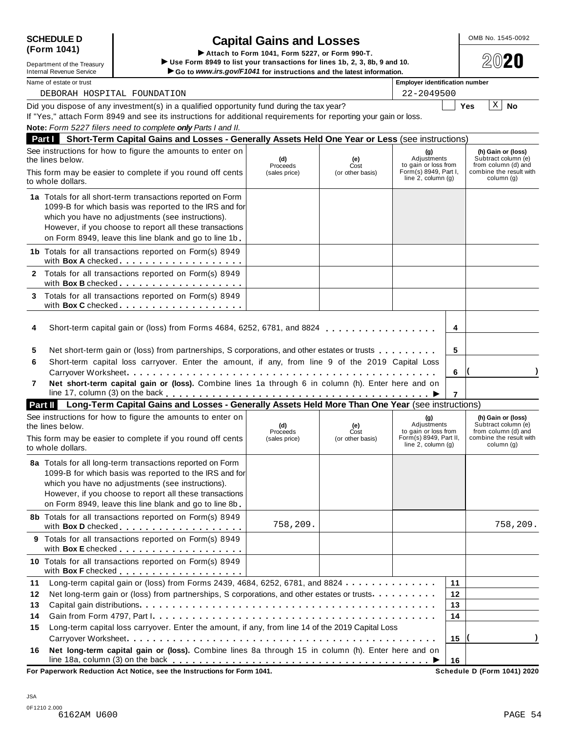**SCHEDULE D (Form 1041)**

Department of the Treasury
Internal Revenue Service

# Capital Gains and Losses

▶ Attach to Form 1041, Form 5227, or Form 990-T.
▶ Use Form 8949 to list your transactions for lines 1b, 2, 3, 8b, 9 and 10.
▶ Go to *www.irs.gov/F1041* for instructions and the latest information.

OMB No. 1545-0092

2020

Name of estate or trust: DEBORAH HOSPITAL FOUNDATION

Employer identification number: 22-2049500

Did you dispose of any investment(s) in a qualified opportunity fund during the tax year? [ ] Yes [X] No

If "Yes," attach Form 8949 and see its instructions for additional requirements for reporting your gain or loss.

**Note:** *Form 5227 filers need to complete **only** Parts I and II.*

## Part I Short-Term Capital Gains and Losses - Generally Assets Held One Year or Less (see instructions)

| See instructions for how to figure the amounts to enter on the lines below. This form may be easier to complete if you round off cents to whole dollars. | (d) Proceeds (sales price) | (e) Cost (or other basis) | (g) Adjustments to gain or loss from Form(s) 8949, Part I, line 2, column (g) | (h) Gain or (loss) Subtract column (e) from column (d) and combine the result with column (g) |
|---|---|---|---|---|
| **1a** Totals for all short-term transactions reported on Form 1099-B for which basis was reported to the IRS and for which you have no adjustments (see instructions). However, if you choose to report all these transactions on Form 8949, leave this line blank and go to line 1b | | | | |
| **1b** Totals for all transactions reported on Form(s) 8949 with **Box A** checked | | | | |
| **2** Totals for all transactions reported on Form(s) 8949 with **Box B** checked | | | | |
| **3** Totals for all transactions reported on Form(s) 8949 with **Box C** checked | | | | |

| | | | |
|---|---|---|---|
| **4** | Short-term capital gain or (loss) from Forms 4684, 6252, 6781, and 8824 | 4 | |
| **5** | Net short-term gain or (loss) from partnerships, S corporations, and other estates or trusts | 5 | |
| **6** | Short-term capital loss carryover. Enter the amount, if any, from line 9 of the 2019 Capital Loss Carryover Worksheet | 6 | ( ) |
| **7** | **Net short-term capital gain or (loss).** Combine lines 1a through 6 in column (h). Enter here and on line 17, column (3) on the back ▶ | 7 | |

## Part II Long-Term Capital Gains and Losses - Generally Assets Held More Than One Year (see instructions)

| See instructions for how to figure the amounts to enter on the lines below. This form may be easier to complete if you round off cents to whole dollars. | (d) Proceeds (sales price) | (e) Cost (or other basis) | (g) Adjustments to gain or loss from Form(s) 8949, Part II, line 2, column (g) | (h) Gain or (loss) Subtract column (e) from column (d) and combine the result with column (g) |
|---|---|---|---|---|
| **8a** Totals for all long-term transactions reported on Form 1099-B for which basis was reported to the IRS and for which you have no adjustments (see instructions). However, if you choose to report all these transactions on Form 8949, leave this line blank and go to line 8b | | | | |
| **8b** Totals for all transactions reported on Form(s) 8949 with **Box D** checked | 758,209. | | | 758,209. |
| **9** Totals for all transactions reported on Form(s) 8949 with **Box E** checked | | | | |
| **10** Totals for all transactions reported on Form(s) 8949 with **Box F** checked | | | | |

| | | | |
|---|---|---|---|
| **11** | Long-term capital gain or (loss) from Forms 2439, 4684, 6252, 6781, and 8824 | 11 | |
| **12** | Net long-term gain or (loss) from partnerships, S corporations, and other estates or trusts | 12 | |
| **13** | Capital gain distributions | 13 | |
| **14** | Gain from Form 4797, Part I | 14 | |
| **15** | Long-term capital loss carryover. Enter the amount, if any, from line 14 of the 2019 Capital Loss Carryover Worksheet | 15 | ( ) |
| **16** | **Net long-term capital gain or (loss).** Combine lines 8a through 15 in column (h). Enter here and on line 18a, column (3) on the back ▶ | 16 | |

**For Paperwork Reduction Act Notice, see the Instructions for Form 1041.** **Schedule D (Form 1041) 2020**

JSA
0F1210 2.000
6162AM U600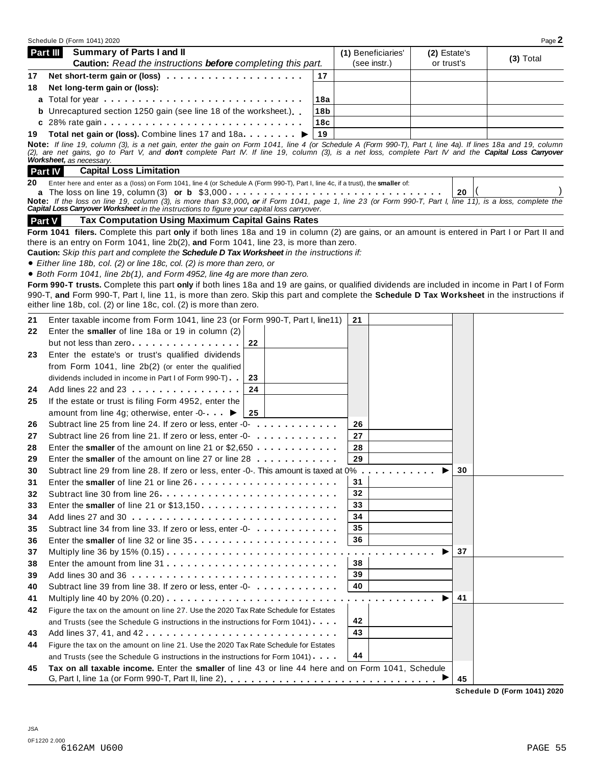## Part III Summary of Parts I and II

**Caution:** *Read the instructions **before** completing this part.*

| | | | (1) Beneficiaries' (see instr.) | (2) Estate's or trust's | (3) Total |
|---|---|---|---|---|---|
| **17** | **Net short-term gain or (loss)** | 17 | | | |
| **18** | **Net long-term gain or (loss):** | | | | |
| **a** | Total for year | 18a | | | |
| **b** | Unrecaptured section 1250 gain (see line 18 of the worksheet.) | 18b | | | |
| **c** | 28% rate gain | 18c | | | |
| **19** | **Total net gain or (loss).** Combine lines 17 and 18a ▶ | 19 | | | |

**Note:** *If line 19, column (3), is a net gain, enter the gain on Form 1041, line 4 (or Schedule A (Form 990-T), Part I, line 4a). If lines 18a and 19, column (2), are net gains, go to Part V, and **don't** complete Part IV. If line 19, column (3), is a net loss, complete Part IV and the **Capital Loss Carryover Worksheet,** as necessary.*

## Part IV Capital Loss Limitation

**20** Enter here and enter as a (loss) on Form 1041, line 4 (or Schedule A (Form 990-T), Part I, line 4c, if a trust), the **smaller** of:

**a** The loss on line 19, column (3) **or b** $3,000 . . . . . **20** ( )

**Note:** *If the loss on line 19, column (3), is more than $3,000, **or** if Form 1041, page 1, line 23 (or Form 990-T, Part I, line 11), is a loss, complete the **Capital Loss Carryover Worksheet** in the instructions to figure your capital loss carryover.*

## Part V Tax Computation Using Maximum Capital Gains Rates

**Form 1041 filers.** Complete this part **only** if both lines 18a and 19 in column (2) are gains, or an amount is entered in Part I or Part II and there is an entry on Form 1041, line 2b(2), **and** Form 1041, line 23, is more than zero.

**Caution:** *Skip this part and complete the **Schedule D Tax Worksheet** in the instructions if:*

- *Either line 18b, col. (2) or line 18c, col. (2) is more than zero, or*
- *Both Form 1041, line 2b(1), and Form 4952, line 4g are more than zero.*

**Form 990-T trusts.** Complete this part **only** if both lines 18a and 19 are gains, or qualified dividends are included in income in Part I of Form 990-T, **and** Form 990-T, Part I, line 11, is more than zero. Skip this part and complete the **Schedule D Tax Worksheet** in the instructions if either line 18b, col. (2) or line 18c, col. (2) is more than zero.

| | | | | | |
|---|---|---|---|---|---|
| **21** | Enter taxable income from Form 1041, line 23 (or Form 990-T, Part I, line11) | | 21 | | |
| **22** | Enter the **smaller** of line 18a or 19 in column (2) but not less than zero | 22 | | | |
| **23** | Enter the estate's or trust's qualified dividends from Form 1041, line 2b(2) (or enter the qualified dividends included in income in Part I of Form 990-T) | 23 | | | |
| **24** | Add lines 22 and 23 | 24 | | | |
| **25** | If the estate or trust is filing Form 4952, enter the amount from line 4g; otherwise, enter -0- ▶ | 25 | | | |
| **26** | Subtract line 25 from line 24. If zero or less, enter -0- | | 26 | | |
| **27** | Subtract line 26 from line 21. If zero or less, enter -0- | | 27 | | |
| **28** | Enter the **smaller** of the amount on line 21 or $2,650 | | 28 | | |
| **29** | Enter the **smaller** of the amount on line 27 or line 28 | | 29 | | |
| **30** | Subtract line 29 from line 28. If zero or less, enter -0-. This amount is taxed at 0% ▶ | | | | 30 |
| **31** | Enter the **smaller** of line 21 or line 26 | | 31 | | |
| **32** | Subtract line 30 from line 26 | | 32 | | |
| **33** | Enter the **smaller** of line 21 or $13,150 | | 33 | | |
| **34** | Add lines 27 and 30 | | 34 | | |
| **35** | Subtract line 34 from line 33. If zero or less, enter -0- | | 35 | | |
| **36** | Enter the **smaller** of line 32 or line 35 | | 36 | | |
| **37** | Multiply line 36 by 15% (0.15) ▶ | | | | 37 |
| **38** | Enter the amount from line 31 | | 38 | | |
| **39** | Add lines 30 and 36 | | 39 | | |
| **40** | Subtract line 39 from line 38. If zero or less, enter -0- | | 40 | | |
| **41** | Multiply line 40 by 20% (0.20) ▶ | | | | 41 |
| **42** | Figure the tax on the amount on line 27. Use the 2020 Tax Rate Schedule for Estates and Trusts (see the Schedule G instructions in the instructions for Form 1041) | | 42 | | |
| **43** | Add lines 37, 41, and 42 | | 43 | | |
| **44** | Figure the tax on the amount on line 21. Use the 2020 Tax Rate Schedule for Estates and Trusts (see the Schedule G instructions in the instructions for Form 1041) | | 44 | | |
| **45** | **Tax on all taxable income.** Enter the **smaller** of line 43 or line 44 here and on Form 1041, Schedule G, Part I, line 1a (or Form 990-T, Part II, line 2) ▶ | | | | 45 |

**Schedule D (Form 1041) 2020**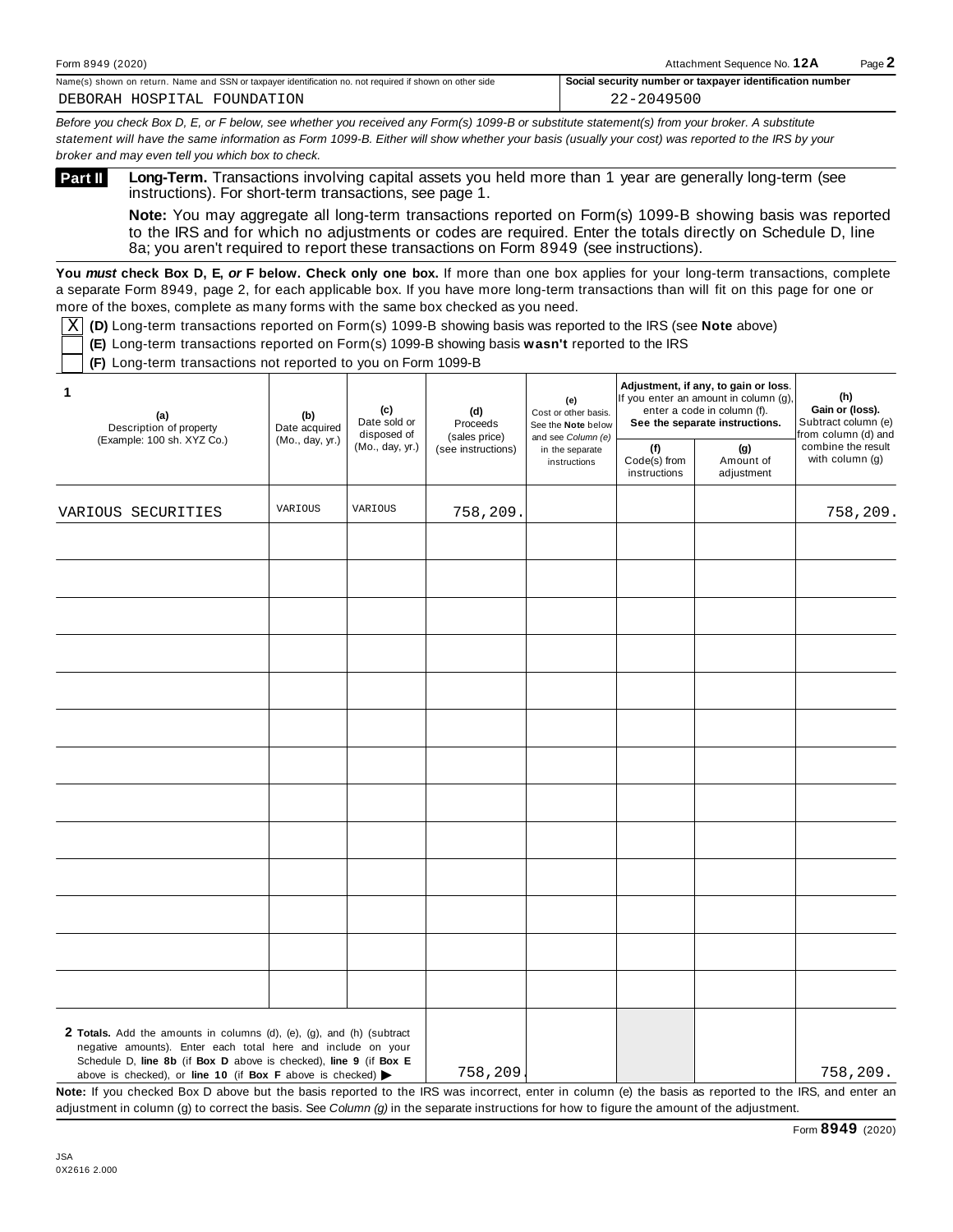Form 8949 (2020) Attachment Sequence No. **12A**

Name(s) shown on return. Name and SSN or taxpayer identification no. not required if shown on other side: DEBORAH HOSPITAL FOUNDATION

Social security number or taxpayer identification number: 22-2049500

*Before you check Box D, E, or F below, see whether you received any Form(s) 1099-B or substitute statement(s) from your broker. A substitute statement will have the same information as Form 1099-B. Either will show whether your basis (usually your cost) was reported to the IRS by your broker and may even tell you which box to check.*

## Part II

**Long-Term.** Transactions involving capital assets you held more than 1 year are generally long-term (see instructions). For short-term transactions, see page 1.

**Note:** You may aggregate all long-term transactions reported on Form(s) 1099-B showing basis was reported to the IRS and for which no adjustments or codes are required. Enter the totals directly on Schedule D, line 8a; you aren't required to report these transactions on Form 8949 (see instructions).

**You *must* check Box D, E, *or* F below. Check only one box.** If more than one box applies for your long-term transactions, complete a separate Form 8949, page 2, for each applicable box. If you have more long-term transactions than will fit on this page for one or more of the boxes, complete as many forms with the same box checked as you need.

- [X] **(D)** Long-term transactions reported on Form(s) 1099-B showing basis was reported to the IRS (see **Note** above)
- [ ] **(E)** Long-term transactions reported on Form(s) 1099-B showing basis **wasn't** reported to the IRS
- [ ] **(F)** Long-term transactions not reported to you on Form 1099-B

| 1 (a) Description of property (Example: 100 sh. XYZ Co.) | (b) Date acquired (Mo., day, yr.) | (c) Date sold or disposed of (Mo., day, yr.) | (d) Proceeds (sales price) (see instructions) | (e) Cost or other basis. See the **Note** below and see *Column (e)* in the separate instructions | Adjustment, if any, to gain or loss. If you enter an amount in column (g), enter a code in column (f). See the separate instructions. (f) Code(s) from instructions | (g) Amount of adjustment | (h) Gain or (loss). Subtract column (e) from column (d) and combine the result with column (g) |
|---|---|---|---|---|---|---|---|
| VARIOUS SECURITIES | VARIOUS | VARIOUS | 758,209. | | | | 758,209. |
| | | | | | | | |
| | | | | | | | |
| | | | | | | | |
| | | | | | | | |
| | | | | | | | |
| | | | | | | | |
| | | | | | | | |
| | | | | | | | |
| | | | | | | | |
| | | | | | | | |
| | | | | | | | |
| | | | | | | | |
| | | | | | | | |
| **2 Totals.** Add the amounts in columns (d), (e), (g), and (h) (subtract negative amounts). Enter each total here and include on your Schedule D, **line 8b** (if **Box D** above is checked), **line 9** (if **Box E** above is checked), or **line 10** (if **Box F** above is checked) ▶ | | | 758,209. | | | | 758,209. |

**Note:** If you checked Box D above but the basis reported to the IRS was incorrect, enter in column (e) the basis as reported to the IRS, and enter an adjustment in column (g) to correct the basis. See *Column (g)* in the separate instructions for how to figure the amount of the adjustment.

Form **8949** (2020)

JSA
0X2616 2.000